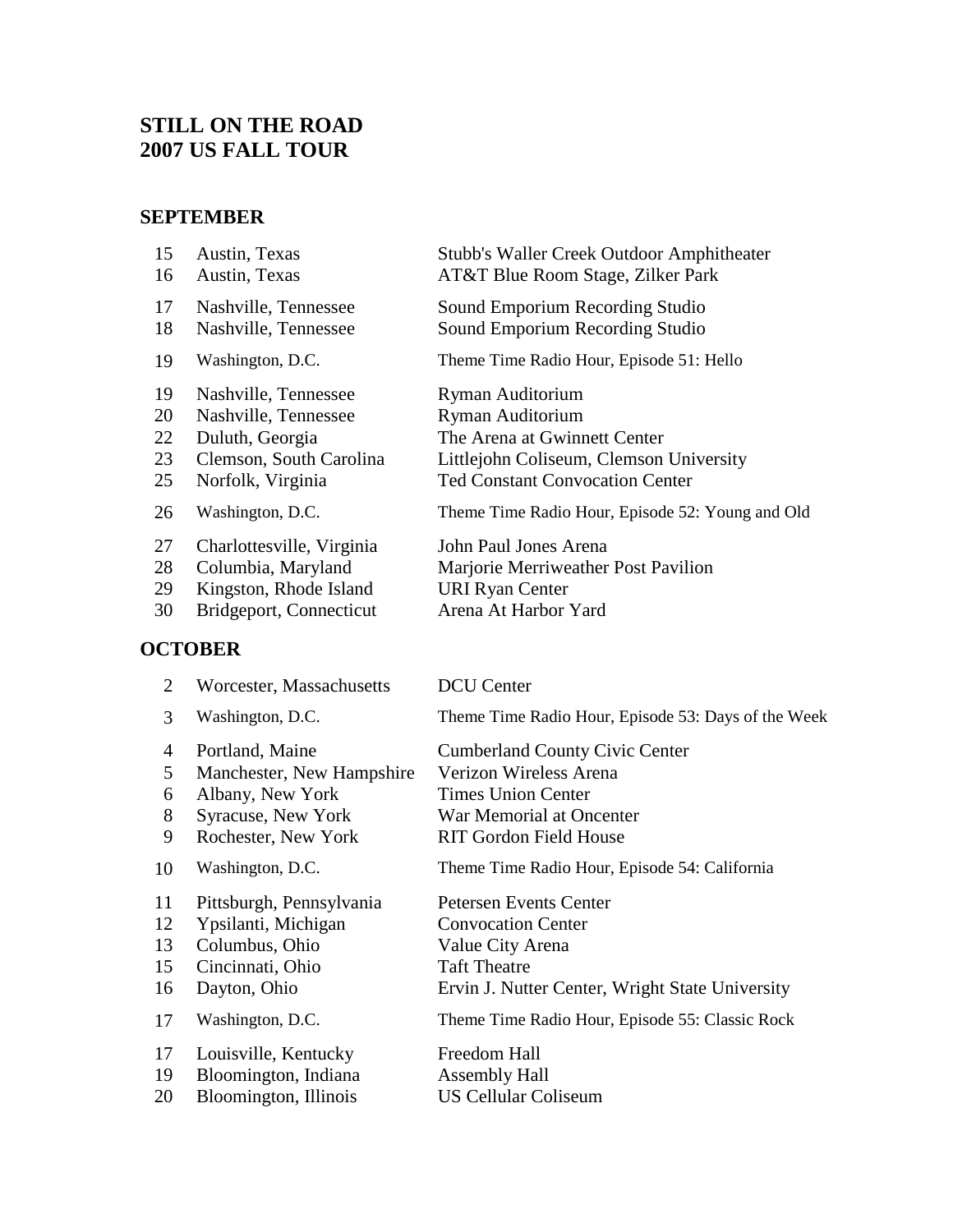# STILL ON THE ROAD
# 2007 US FALL TOUR

## SEPTEMBER

| | | |
|---|---|---|
| 15 | Austin, Texas | Stubb's Waller Creek Outdoor Amphitheater |
| 16 | Austin, Texas | AT&T Blue Room Stage, Zilker Park |
| 17 | Nashville, Tennessee | Sound Emporium Recording Studio |
| 18 | Nashville, Tennessee | Sound Emporium Recording Studio |
| 19 | Washington, D.C. | Theme Time Radio Hour, Episode 51: Hello |
| 19 | Nashville, Tennessee | Ryman Auditorium |
| 20 | Nashville, Tennessee | Ryman Auditorium |
| 22 | Duluth, Georgia | The Arena at Gwinnett Center |
| 23 | Clemson, South Carolina | Littlejohn Coliseum, Clemson University |
| 25 | Norfolk, Virginia | Ted Constant Convocation Center |
| 26 | Washington, D.C. | Theme Time Radio Hour, Episode 52: Young and Old |
| 27 | Charlottesville, Virginia | John Paul Jones Arena |
| 28 | Columbia, Maryland | Marjorie Merriweather Post Pavilion |
| 29 | Kingston, Rhode Island | URI Ryan Center |
| 30 | Bridgeport, Connecticut | Arena At Harbor Yard |

## OCTOBER

| | | |
|---|---|---|
| 2 | Worcester, Massachusetts | DCU Center |
| 3 | Washington, D.C. | Theme Time Radio Hour, Episode 53: Days of the Week |
| 4 | Portland, Maine | Cumberland County Civic Center |
| 5 | Manchester, New Hampshire | Verizon Wireless Arena |
| 6 | Albany, New York | Times Union Center |
| 8 | Syracuse, New York | War Memorial at Oncenter |
| 9 | Rochester, New York | RIT Gordon Field House |
| 10 | Washington, D.C. | Theme Time Radio Hour, Episode 54: California |
| 11 | Pittsburgh, Pennsylvania | Petersen Events Center |
| 12 | Ypsilanti, Michigan | Convocation Center |
| 13 | Columbus, Ohio | Value City Arena |
| 15 | Cincinnati, Ohio | Taft Theatre |
| 16 | Dayton, Ohio | Ervin J. Nutter Center, Wright State University |
| 17 | Washington, D.C. | Theme Time Radio Hour, Episode 55: Classic Rock |
| 17 | Louisville, Kentucky | Freedom Hall |
| 19 | Bloomington, Indiana | Assembly Hall |
| 20 | Bloomington, Illinois | US Cellular Coliseum |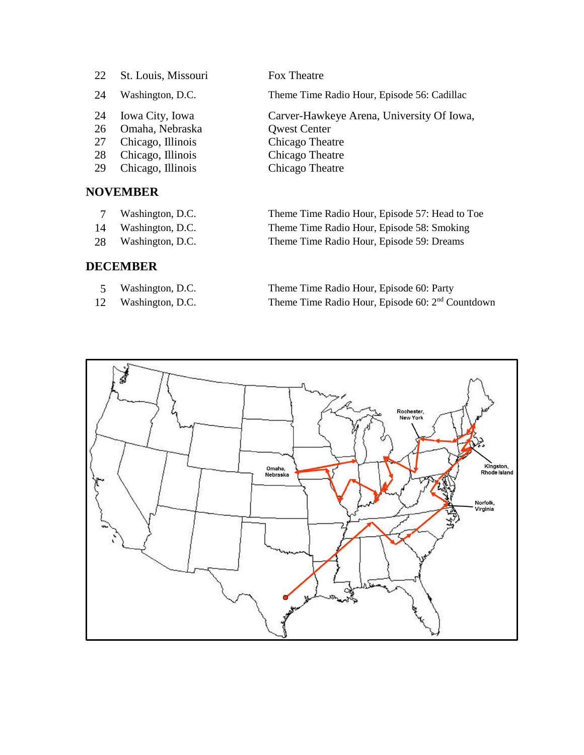| | | |
|---|---|---|
| 22 | St. Louis, Missouri | Fox Theatre |
| 24 | Washington, D.C. | Theme Time Radio Hour, Episode 56: Cadillac |
| 24 | Iowa City, Iowa | Carver-Hawkeye Arena, University Of Iowa, |
| 26 | Omaha, Nebraska | Qwest Center |
| 27 | Chicago, Illinois | Chicago Theatre |
| 28 | Chicago, Illinois | Chicago Theatre |
| 29 | Chicago, Illinois | Chicago Theatre |

## NOVEMBER

| | | |
|---|---|---|
| 7 | Washington, D.C. | Theme Time Radio Hour, Episode 57: Head to Toe |
| 14 | Washington, D.C. | Theme Time Radio Hour, Episode 58: Smoking |
| 28 | Washington, D.C. | Theme Time Radio Hour, Episode 59: Dreams |

## DECEMBER

| | | |
|---|---|---|
| 5 | Washington, D.C. | Theme Time Radio Hour, Episode 60: Party |
| 12 | Washington, D.C. | Theme Time Radio Hour, Episode 60: 2nd Countdown |

Rochester, New York

Omaha, Nebraska

Kingston, Rhode Island

Norfolk, Virginia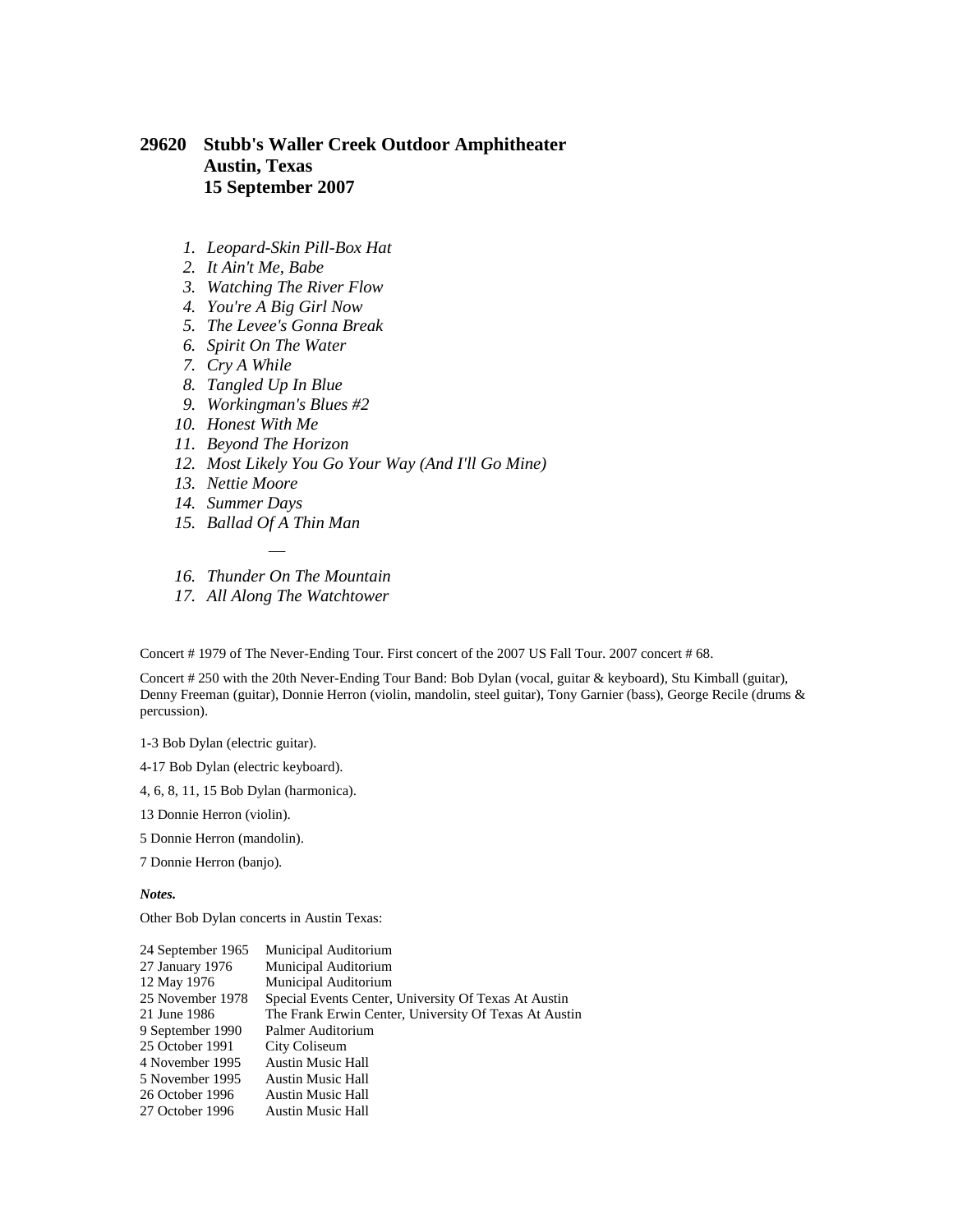## 29620 Stubb's Waller Creek Outdoor Amphitheater
## Austin, Texas
## 15 September 2007

1. *Leopard-Skin Pill-Box Hat*
2. *It Ain't Me, Babe*
3. *Watching The River Flow*
4. *You're A Big Girl Now*
5. *The Levee's Gonna Break*
6. *Spirit On The Water*
7. *Cry A While*
8. *Tangled Up In Blue*
9. *Workingman's Blues #2*
10. *Honest With Me*
11. *Beyond The Horizon*
12. *Most Likely You Go Your Way (And I'll Go Mine)*
13. *Nettie Moore*
14. *Summer Days*
15. *Ballad Of A Thin Man*

—

16. *Thunder On The Mountain*
17. *All Along The Watchtower*

Concert # 1979 of The Never-Ending Tour. First concert of the 2007 US Fall Tour. 2007 concert # 68.

Concert # 250 with the 20th Never-Ending Tour Band: Bob Dylan (vocal, guitar & keyboard), Stu Kimball (guitar), Denny Freeman (guitar), Donnie Herron (violin, mandolin, steel guitar), Tony Garnier (bass), George Recile (drums & percussion).

1-3 Bob Dylan (electric guitar).

4-17 Bob Dylan (electric keyboard).

4, 6, 8, 11, 15 Bob Dylan (harmonica).

13 Donnie Herron (violin).

5 Donnie Herron (mandolin).

7 Donnie Herron (banjo).

***Notes.***

Other Bob Dylan concerts in Austin Texas:

| | |
|---|---|
| 24 September 1965 | Municipal Auditorium |
| 27 January 1976 | Municipal Auditorium |
| 12 May 1976 | Municipal Auditorium |
| 25 November 1978 | Special Events Center, University Of Texas At Austin |
| 21 June 1986 | The Frank Erwin Center, University Of Texas At Austin |
| 9 September 1990 | Palmer Auditorium |
| 25 October 1991 | City Coliseum |
| 4 November 1995 | Austin Music Hall |
| 5 November 1995 | Austin Music Hall |
| 26 October 1996 | Austin Music Hall |
| 27 October 1996 | Austin Music Hall |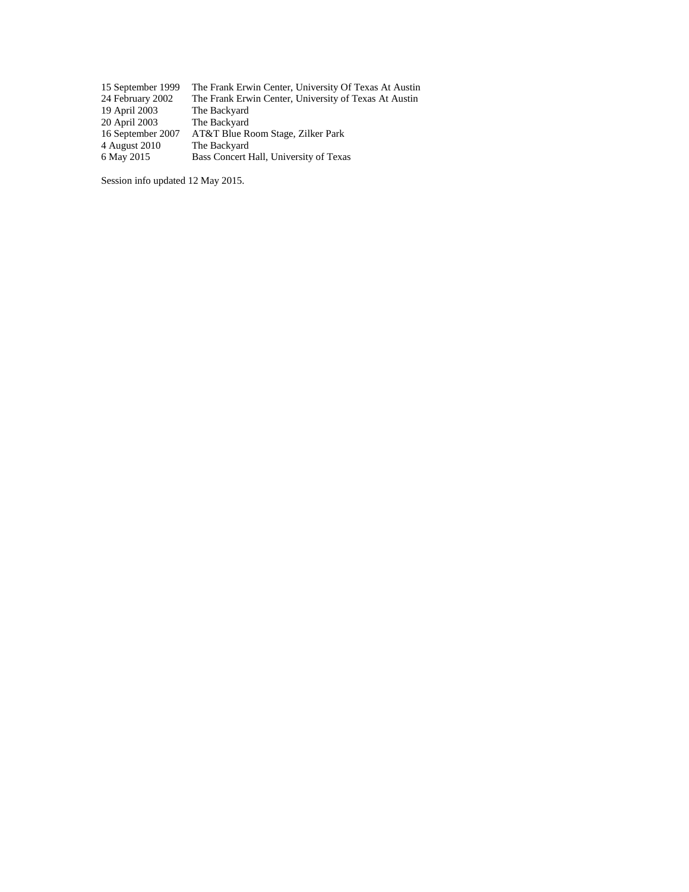| | |
|---|---|
| 15 September 1999 | The Frank Erwin Center, University Of Texas At Austin |
| 24 February 2002 | The Frank Erwin Center, University of Texas At Austin |
| 19 April 2003 | The Backyard |
| 20 April 2003 | The Backyard |
| 16 September 2007 | AT&T Blue Room Stage, Zilker Park |
| 4 August 2010 | The Backyard |
| 6 May 2015 | Bass Concert Hall, University of Texas |

Session info updated 12 May 2015.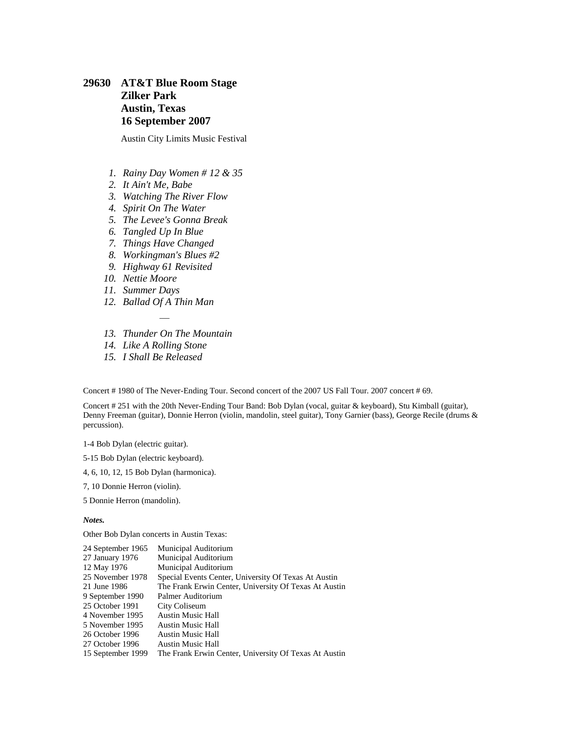### 29630 AT&T Blue Room Stage
### Zilker Park
### Austin, Texas
### 16 September 2007

Austin City Limits Music Festival

1. *Rainy Day Women # 12 & 35*
2. *It Ain't Me, Babe*
3. *Watching The River Flow*
4. *Spirit On The Water*
5. *The Levee's Gonna Break*
6. *Tangled Up In Blue*
7. *Things Have Changed*
8. *Workingman's Blues #2*
9. *Highway 61 Revisited*
10. *Nettie Moore*
11. *Summer Days*
12. *Ballad Of A Thin Man*

—

13. *Thunder On The Mountain*
14. *Like A Rolling Stone*
15. *I Shall Be Released*

Concert # 1980 of The Never-Ending Tour. Second concert of the 2007 US Fall Tour. 2007 concert # 69.

Concert # 251 with the 20th Never-Ending Tour Band: Bob Dylan (vocal, guitar & keyboard), Stu Kimball (guitar), Denny Freeman (guitar), Donnie Herron (violin, mandolin, steel guitar), Tony Garnier (bass), George Recile (drums & percussion).

1-4 Bob Dylan (electric guitar).

5-15 Bob Dylan (electric keyboard).

4, 6, 10, 12, 15 Bob Dylan (harmonica).

7, 10 Donnie Herron (violin).

5 Donnie Herron (mandolin).

***Notes.***

Other Bob Dylan concerts in Austin Texas:

| | |
|---|---|
| 24 September 1965 | Municipal Auditorium |
| 27 January 1976 | Municipal Auditorium |
| 12 May 1976 | Municipal Auditorium |
| 25 November 1978 | Special Events Center, University Of Texas At Austin |
| 21 June 1986 | The Frank Erwin Center, University Of Texas At Austin |
| 9 September 1990 | Palmer Auditorium |
| 25 October 1991 | City Coliseum |
| 4 November 1995 | Austin Music Hall |
| 5 November 1995 | Austin Music Hall |
| 26 October 1996 | Austin Music Hall |
| 27 October 1996 | Austin Music Hall |
| 15 September 1999 | The Frank Erwin Center, University Of Texas At Austin |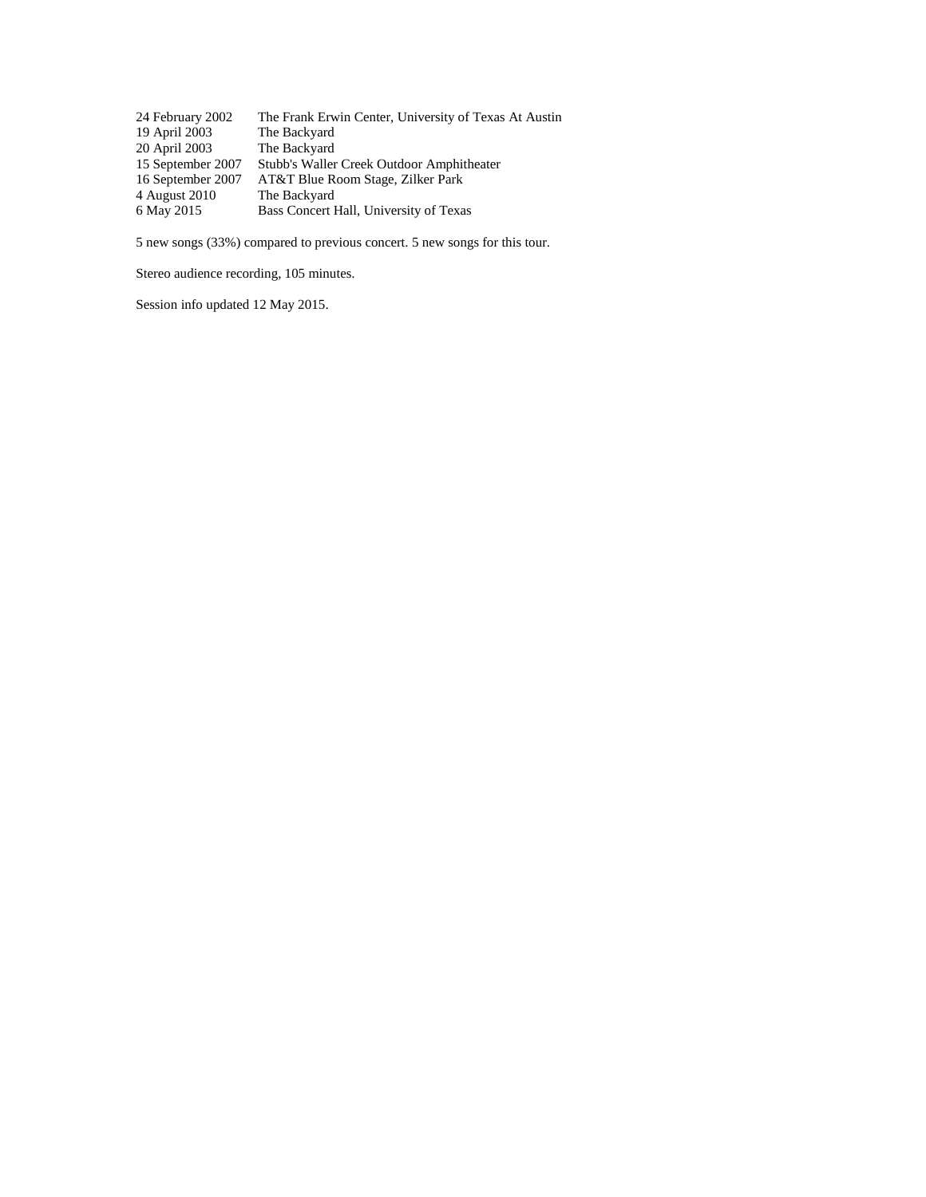| | |
|---|---|
| 24 February 2002 | The Frank Erwin Center, University of Texas At Austin |
| 19 April 2003 | The Backyard |
| 20 April 2003 | The Backyard |
| 15 September 2007 | Stubb's Waller Creek Outdoor Amphitheater |
| 16 September 2007 | AT&T Blue Room Stage, Zilker Park |
| 4 August 2010 | The Backyard |
| 6 May 2015 | Bass Concert Hall, University of Texas |

5 new songs (33%) compared to previous concert. 5 new songs for this tour.

Stereo audience recording, 105 minutes.

Session info updated 12 May 2015.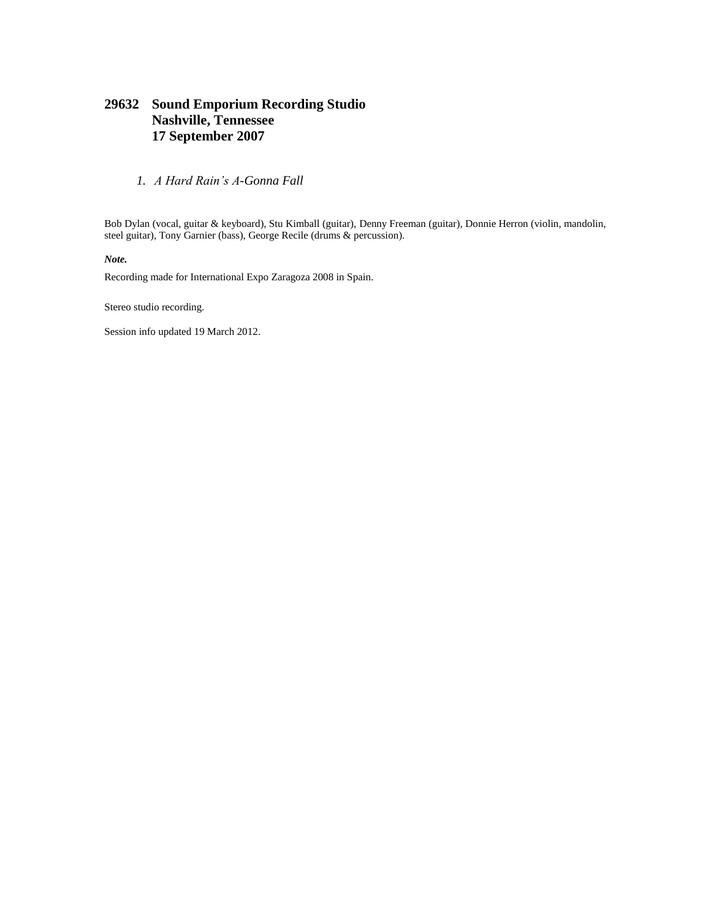## 29632 Sound Emporium Recording Studio
## Nashville, Tennessee
## 17 September 2007

1. *A Hard Rain's A-Gonna Fall*

Bob Dylan (vocal, guitar & keyboard), Stu Kimball (guitar), Denny Freeman (guitar), Donnie Herron (violin, mandolin, steel guitar), Tony Garnier (bass), George Recile (drums & percussion).

***Note.***

Recording made for International Expo Zaragoza 2008 in Spain.

Stereo studio recording.

Session info updated 19 March 2012.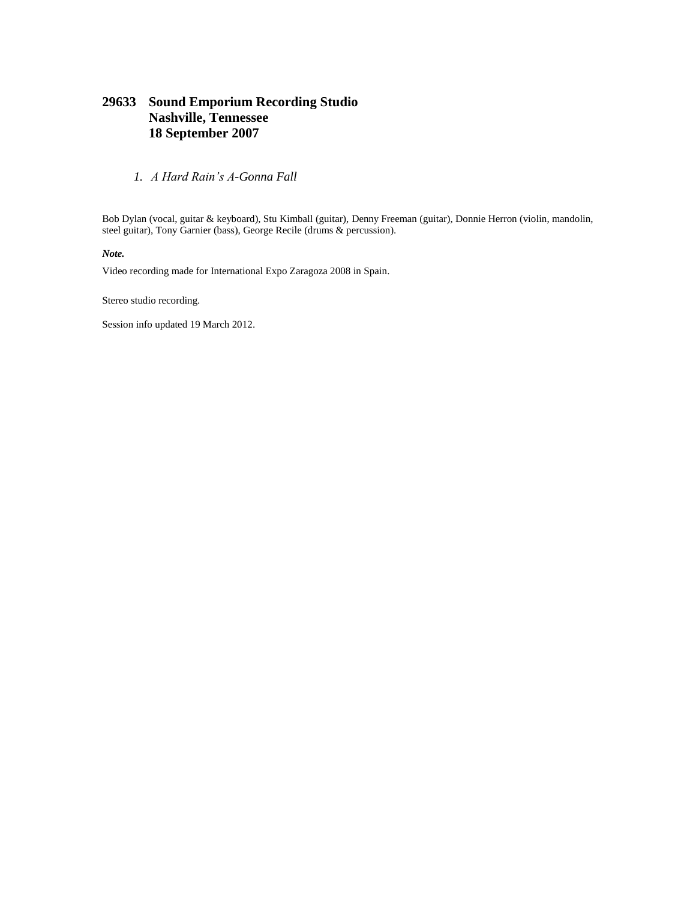## 29633 Sound Emporium Recording Studio
## Nashville, Tennessee
## 18 September 2007

1. *A Hard Rain's A-Gonna Fall*

Bob Dylan (vocal, guitar & keyboard), Stu Kimball (guitar), Denny Freeman (guitar), Donnie Herron (violin, mandolin, steel guitar), Tony Garnier (bass), George Recile (drums & percussion).

***Note.***

Video recording made for International Expo Zaragoza 2008 in Spain.

Stereo studio recording.

Session info updated 19 March 2012.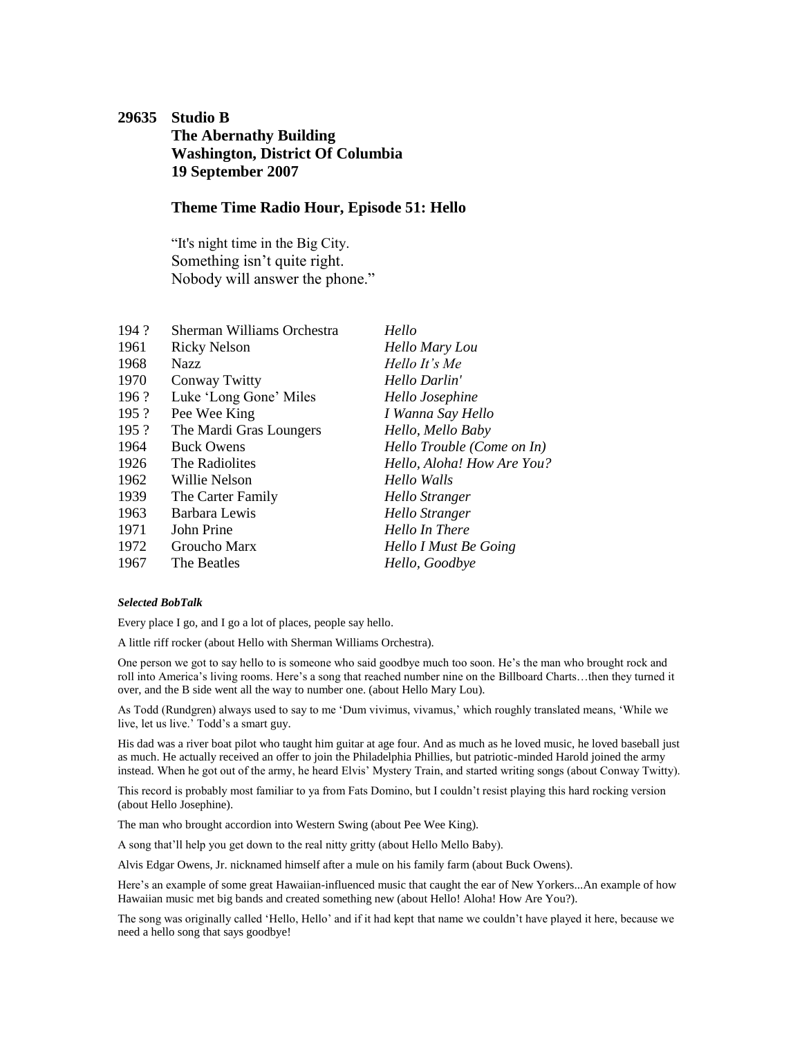**29635 Studio B**
**The Abernathy Building**
**Washington, District Of Columbia**
**19 September 2007**

## Theme Time Radio Hour, Episode 51: Hello

"It's night time in the Big City.
Something isn't quite right.
Nobody will answer the phone."

| | | |
|---|---|---|
| 194 ? | Sherman Williams Orchestra | *Hello* |
| 1961 | Ricky Nelson | *Hello Mary Lou* |
| 1968 | Nazz | *Hello It's Me* |
| 1970 | Conway Twitty | *Hello Darlin'* |
| 196 ? | Luke 'Long Gone' Miles | *Hello Josephine* |
| 195 ? | Pee Wee King | *I Wanna Say Hello* |
| 195 ? | The Mardi Gras Loungers | *Hello, Mello Baby* |
| 1964 | Buck Owens | *Hello Trouble (Come on In)* |
| 1926 | The Radiolites | *Hello, Aloha! How Are You?* |
| 1962 | Willie Nelson | *Hello Walls* |
| 1939 | The Carter Family | *Hello Stranger* |
| 1963 | Barbara Lewis | *Hello Stranger* |
| 1971 | John Prine | *Hello In There* |
| 1972 | Groucho Marx | *Hello I Must Be Going* |
| 1967 | The Beatles | *Hello, Goodbye* |

***Selected BobTalk***

Every place I go, and I go a lot of places, people say hello.

A little riff rocker (about Hello with Sherman Williams Orchestra).

One person we got to say hello to is someone who said goodbye much too soon. He's the man who brought rock and roll into America's living rooms. Here's a song that reached number nine on the Billboard Charts…then they turned it over, and the B side went all the way to number one. (about Hello Mary Lou).

As Todd (Rundgren) always used to say to me 'Dum vivimus, vivamus,' which roughly translated means, 'While we live, let us live.' Todd's a smart guy.

His dad was a river boat pilot who taught him guitar at age four. And as much as he loved music, he loved baseball just as much. He actually received an offer to join the Philadelphia Phillies, but patriotic-minded Harold joined the army instead. When he got out of the army, he heard Elvis' Mystery Train, and started writing songs (about Conway Twitty).

This record is probably most familiar to ya from Fats Domino, but I couldn't resist playing this hard rocking version (about Hello Josephine).

The man who brought accordion into Western Swing (about Pee Wee King).

A song that'll help you get down to the real nitty gritty (about Hello Mello Baby).

Alvis Edgar Owens, Jr. nicknamed himself after a mule on his family farm (about Buck Owens).

Here's an example of some great Hawaiian-influenced music that caught the ear of New Yorkers...An example of how Hawaiian music met big bands and created something new (about Hello! Aloha! How Are You?).

The song was originally called 'Hello, Hello' and if it had kept that name we couldn't have played it here, because we need a hello song that says goodbye!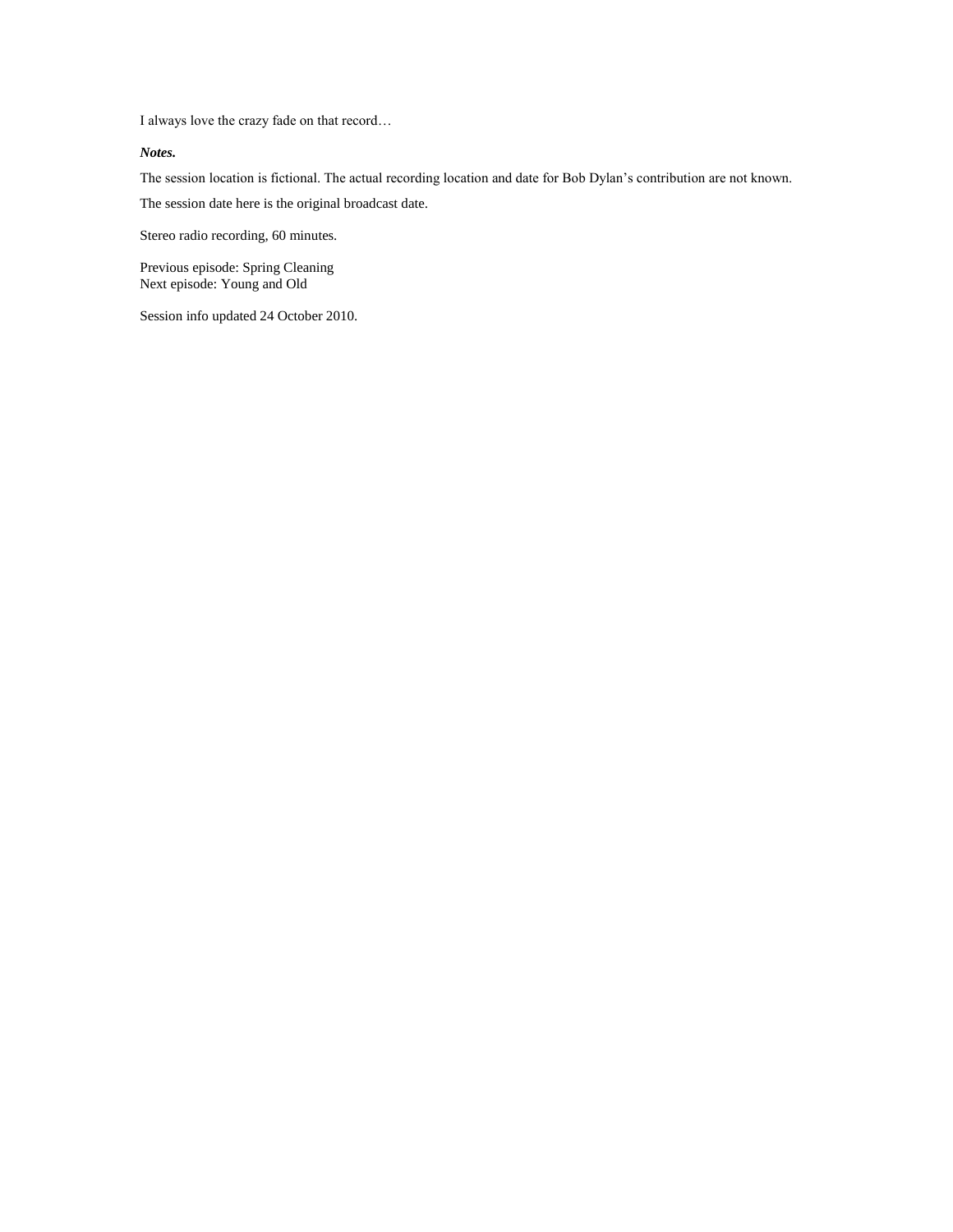I always love the crazy fade on that record…

***Notes.***

The session location is fictional. The actual recording location and date for Bob Dylan's contribution are not known.

The session date here is the original broadcast date.

Stereo radio recording, 60 minutes.

Previous episode: Spring Cleaning
Next episode: Young and Old

Session info updated 24 October 2010.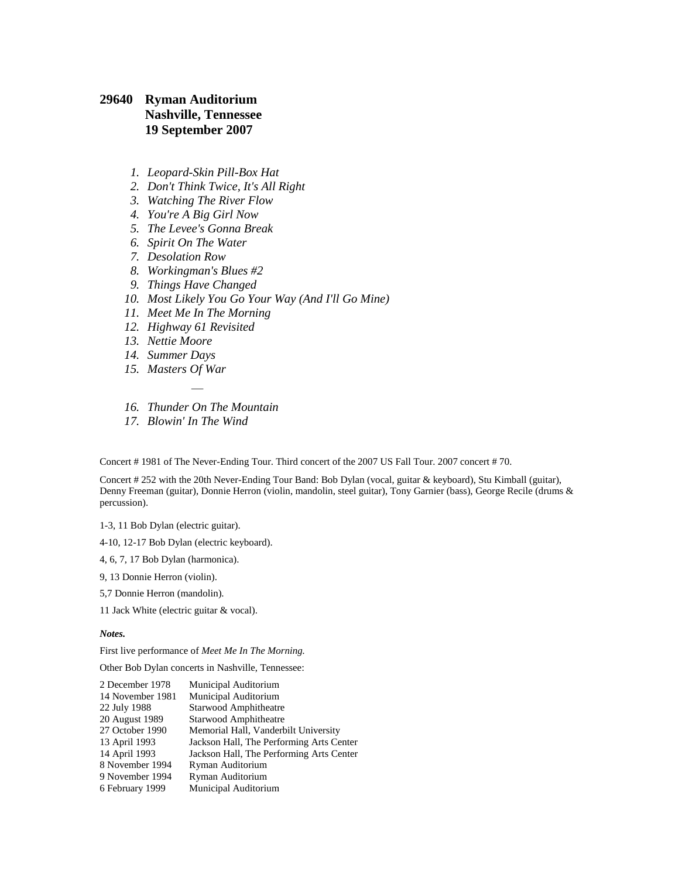## 29640 Ryman Auditorium
## Nashville, Tennessee
## 19 September 2007

1. *Leopard-Skin Pill-Box Hat*
2. *Don't Think Twice, It's All Right*
3. *Watching The River Flow*
4. *You're A Big Girl Now*
5. *The Levee's Gonna Break*
6. *Spirit On The Water*
7. *Desolation Row*
8. *Workingman's Blues #2*
9. *Things Have Changed*
10. *Most Likely You Go Your Way (And I'll Go Mine)*
11. *Meet Me In The Morning*
12. *Highway 61 Revisited*
13. *Nettie Moore*
14. *Summer Days*
15. *Masters Of War*

—

16. *Thunder On The Mountain*
17. *Blowin' In The Wind*

Concert # 1981 of The Never-Ending Tour. Third concert of the 2007 US Fall Tour. 2007 concert # 70.

Concert # 252 with the 20th Never-Ending Tour Band: Bob Dylan (vocal, guitar & keyboard), Stu Kimball (guitar), Denny Freeman (guitar), Donnie Herron (violin, mandolin, steel guitar), Tony Garnier (bass), George Recile (drums & percussion).

1-3, 11 Bob Dylan (electric guitar).

4-10, 12-17 Bob Dylan (electric keyboard).

4, 6, 7, 17 Bob Dylan (harmonica).

9, 13 Donnie Herron (violin).

5,7 Donnie Herron (mandolin).

11 Jack White (electric guitar & vocal).

***Notes.***

First live performance of *Meet Me In The Morning.*

Other Bob Dylan concerts in Nashville, Tennessee:

| | |
|---|---|
| 2 December 1978 | Municipal Auditorium |
| 14 November 1981 | Municipal Auditorium |
| 22 July 1988 | Starwood Amphitheatre |
| 20 August 1989 | Starwood Amphitheatre |
| 27 October 1990 | Memorial Hall, Vanderbilt University |
| 13 April 1993 | Jackson Hall, The Performing Arts Center |
| 14 April 1993 | Jackson Hall, The Performing Arts Center |
| 8 November 1994 | Ryman Auditorium |
| 9 November 1994 | Ryman Auditorium |
| 6 February 1999 | Municipal Auditorium |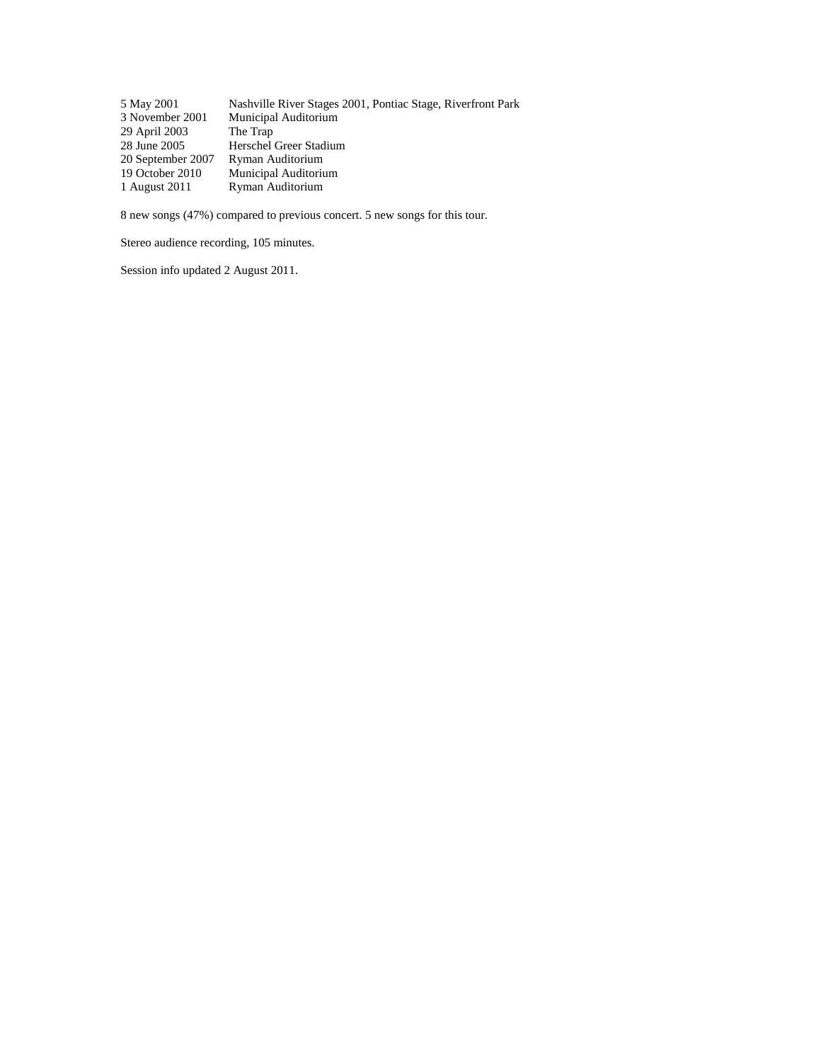| | |
|---|---|
| 5 May 2001 | Nashville River Stages 2001, Pontiac Stage, Riverfront Park |
| 3 November 2001 | Municipal Auditorium |
| 29 April 2003 | The Trap |
| 28 June 2005 | Herschel Greer Stadium |
| 20 September 2007 | Ryman Auditorium |
| 19 October 2010 | Municipal Auditorium |
| 1 August 2011 | Ryman Auditorium |

8 new songs (47%) compared to previous concert. 5 new songs for this tour.

Stereo audience recording, 105 minutes.

Session info updated 2 August 2011.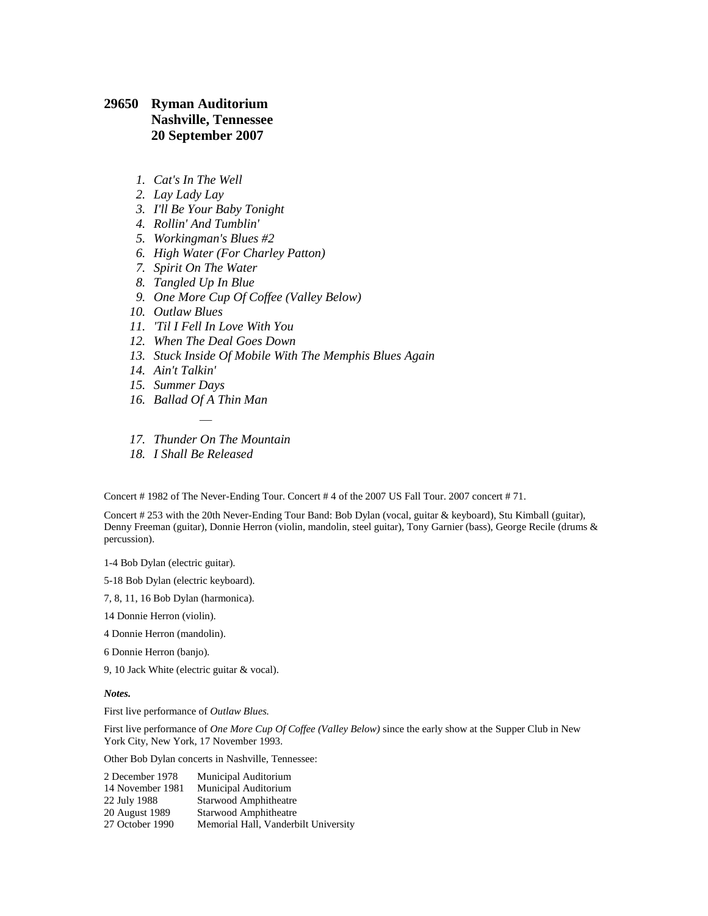## 29650 Ryman Auditorium
## Nashville, Tennessee
## 20 September 2007

1. *Cat's In The Well*
2. *Lay Lady Lay*
3. *I'll Be Your Baby Tonight*
4. *Rollin' And Tumblin'*
5. *Workingman's Blues #2*
6. *High Water (For Charley Patton)*
7. *Spirit On The Water*
8. *Tangled Up In Blue*
9. *One More Cup Of Coffee (Valley Below)*
10. *Outlaw Blues*
11. *'Til I Fell In Love With You*
12. *When The Deal Goes Down*
13. *Stuck Inside Of Mobile With The Memphis Blues Again*
14. *Ain't Talkin'*
15. *Summer Days*
16. *Ballad Of A Thin Man*

—

17. *Thunder On The Mountain*
18. *I Shall Be Released*

Concert # 1982 of The Never-Ending Tour. Concert # 4 of the 2007 US Fall Tour. 2007 concert # 71.

Concert # 253 with the 20th Never-Ending Tour Band: Bob Dylan (vocal, guitar & keyboard), Stu Kimball (guitar), Denny Freeman (guitar), Donnie Herron (violin, mandolin, steel guitar), Tony Garnier (bass), George Recile (drums & percussion).

1-4 Bob Dylan (electric guitar).

5-18 Bob Dylan (electric keyboard).

7, 8, 11, 16 Bob Dylan (harmonica).

14 Donnie Herron (violin).

4 Donnie Herron (mandolin).

6 Donnie Herron (banjo).

9, 10 Jack White (electric guitar & vocal).

***Notes.***

First live performance of *Outlaw Blues.*

First live performance of *One More Cup Of Coffee (Valley Below)* since the early show at the Supper Club in New York City, New York, 17 November 1993.

Other Bob Dylan concerts in Nashville, Tennessee:

| | |
|---|---|
| 2 December 1978 | Municipal Auditorium |
| 14 November 1981 | Municipal Auditorium |
| 22 July 1988 | Starwood Amphitheatre |
| 20 August 1989 | Starwood Amphitheatre |
| 27 October 1990 | Memorial Hall, Vanderbilt University |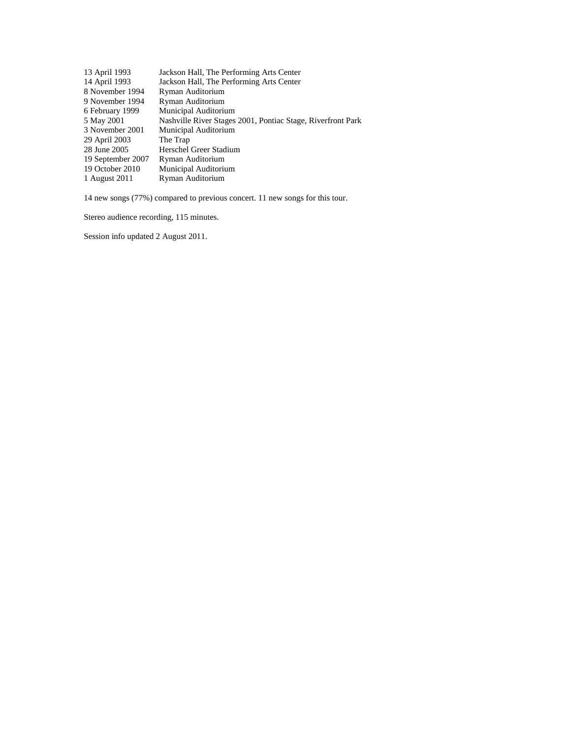| | |
|---|---|
| 13 April 1993 | Jackson Hall, The Performing Arts Center |
| 14 April 1993 | Jackson Hall, The Performing Arts Center |
| 8 November 1994 | Ryman Auditorium |
| 9 November 1994 | Ryman Auditorium |
| 6 February 1999 | Municipal Auditorium |
| 5 May 2001 | Nashville River Stages 2001, Pontiac Stage, Riverfront Park |
| 3 November 2001 | Municipal Auditorium |
| 29 April 2003 | The Trap |
| 28 June 2005 | Herschel Greer Stadium |
| 19 September 2007 | Ryman Auditorium |
| 19 October 2010 | Municipal Auditorium |
| 1 August 2011 | Ryman Auditorium |

14 new songs (77%) compared to previous concert. 11 new songs for this tour.

Stereo audience recording, 115 minutes.

Session info updated 2 August 2011.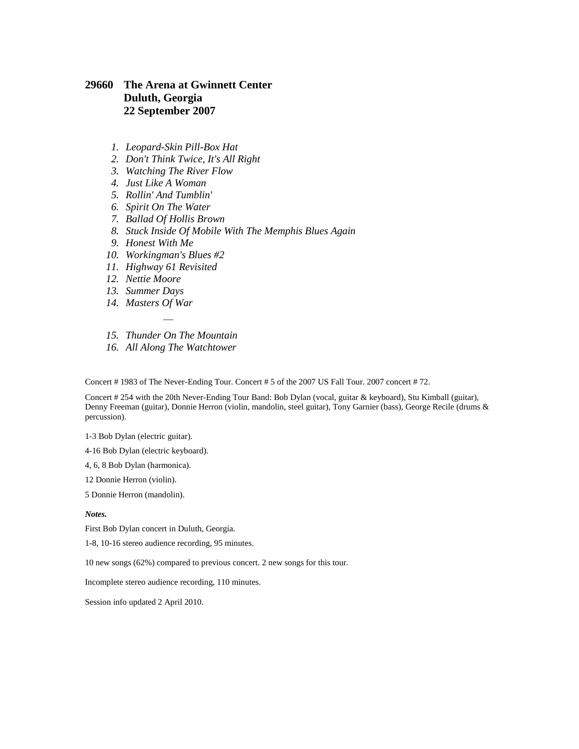### 29660 The Arena at Gwinnett Center
### Duluth, Georgia
### 22 September 2007

1. *Leopard-Skin Pill-Box Hat*
2. *Don't Think Twice, It's All Right*
3. *Watching The River Flow*
4. *Just Like A Woman*
5. *Rollin' And Tumblin'*
6. *Spirit On The Water*
7. *Ballad Of Hollis Brown*
8. *Stuck Inside Of Mobile With The Memphis Blues Again*
9. *Honest With Me*
10. *Workingman's Blues #2*
11. *Highway 61 Revisited*
12. *Nettie Moore*
13. *Summer Days*
14. *Masters Of War*

—

15. *Thunder On The Mountain*
16. *All Along The Watchtower*

Concert # 1983 of The Never-Ending Tour. Concert # 5 of the 2007 US Fall Tour. 2007 concert # 72.

Concert # 254 with the 20th Never-Ending Tour Band: Bob Dylan (vocal, guitar & keyboard), Stu Kimball (guitar), Denny Freeman (guitar), Donnie Herron (violin, mandolin, steel guitar), Tony Garnier (bass), George Recile (drums & percussion).

1-3 Bob Dylan (electric guitar).

4-16 Bob Dylan (electric keyboard).

4, 6, 8 Bob Dylan (harmonica).

12 Donnie Herron (violin).

5 Donnie Herron (mandolin).

***Notes.***

First Bob Dylan concert in Duluth, Georgia.

1-8, 10-16 stereo audience recording, 95 minutes.

10 new songs (62%) compared to previous concert. 2 new songs for this tour.

Incomplete stereo audience recording, 110 minutes.

Session info updated 2 April 2010.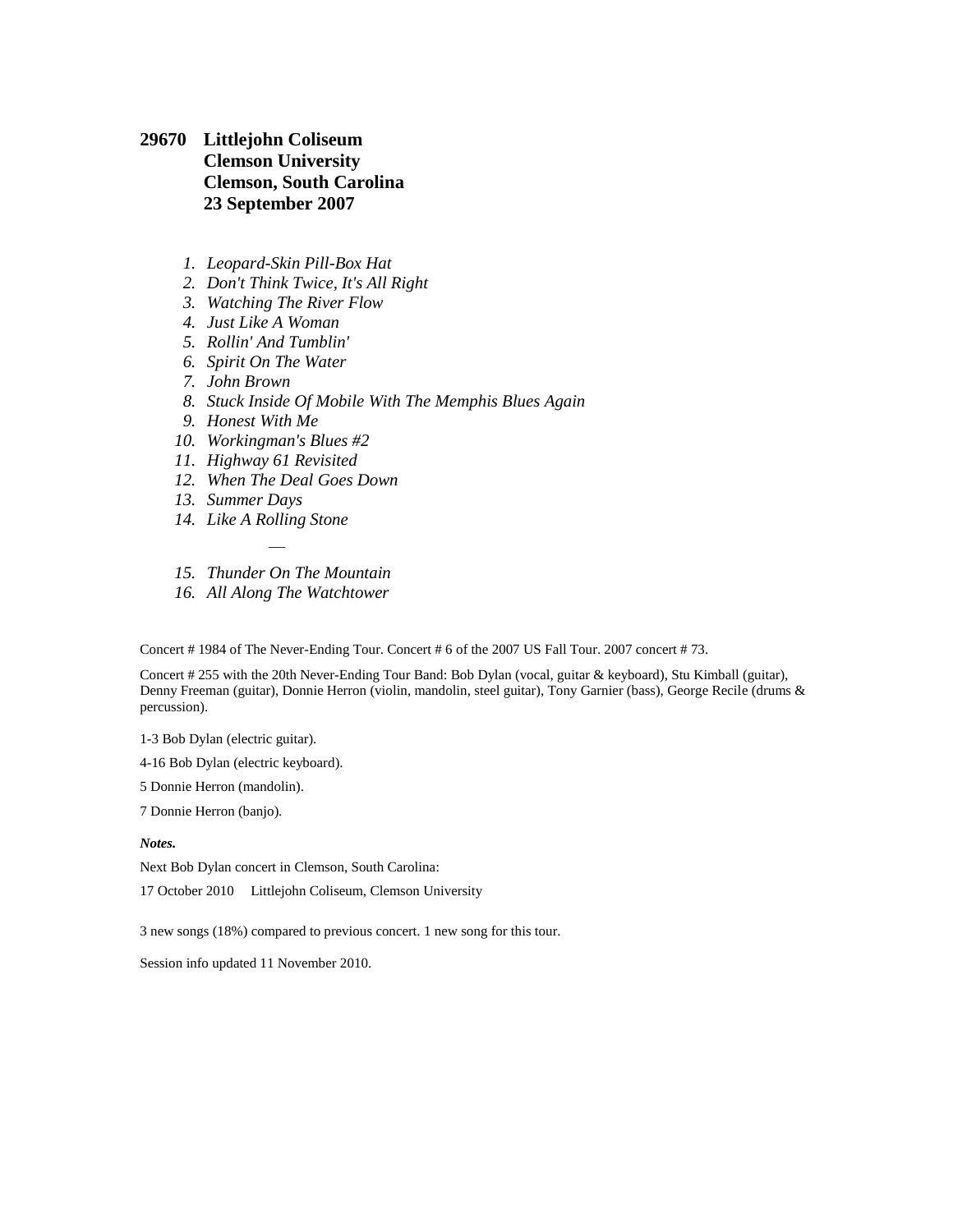## 29670 Littlejohn Coliseum
## Clemson University
## Clemson, South Carolina
## 23 September 2007

1. *Leopard-Skin Pill-Box Hat*
2. *Don't Think Twice, It's All Right*
3. *Watching The River Flow*
4. *Just Like A Woman*
5. *Rollin' And Tumblin'*
6. *Spirit On The Water*
7. *John Brown*
8. *Stuck Inside Of Mobile With The Memphis Blues Again*
9. *Honest With Me*
10. *Workingman's Blues #2*
11. *Highway 61 Revisited*
12. *When The Deal Goes Down*
13. *Summer Days*
14. *Like A Rolling Stone*

—

15. *Thunder On The Mountain*
16. *All Along The Watchtower*

Concert # 1984 of The Never-Ending Tour. Concert # 6 of the 2007 US Fall Tour. 2007 concert # 73.

Concert # 255 with the 20th Never-Ending Tour Band: Bob Dylan (vocal, guitar & keyboard), Stu Kimball (guitar), Denny Freeman (guitar), Donnie Herron (violin, mandolin, steel guitar), Tony Garnier (bass), George Recile (drums & percussion).

1-3 Bob Dylan (electric guitar).

4-16 Bob Dylan (electric keyboard).

5 Donnie Herron (mandolin).

7 Donnie Herron (banjo).

***Notes.***

Next Bob Dylan concert in Clemson, South Carolina:

17 October 2010 Littlejohn Coliseum, Clemson University

3 new songs (18%) compared to previous concert. 1 new song for this tour.

Session info updated 11 November 2010.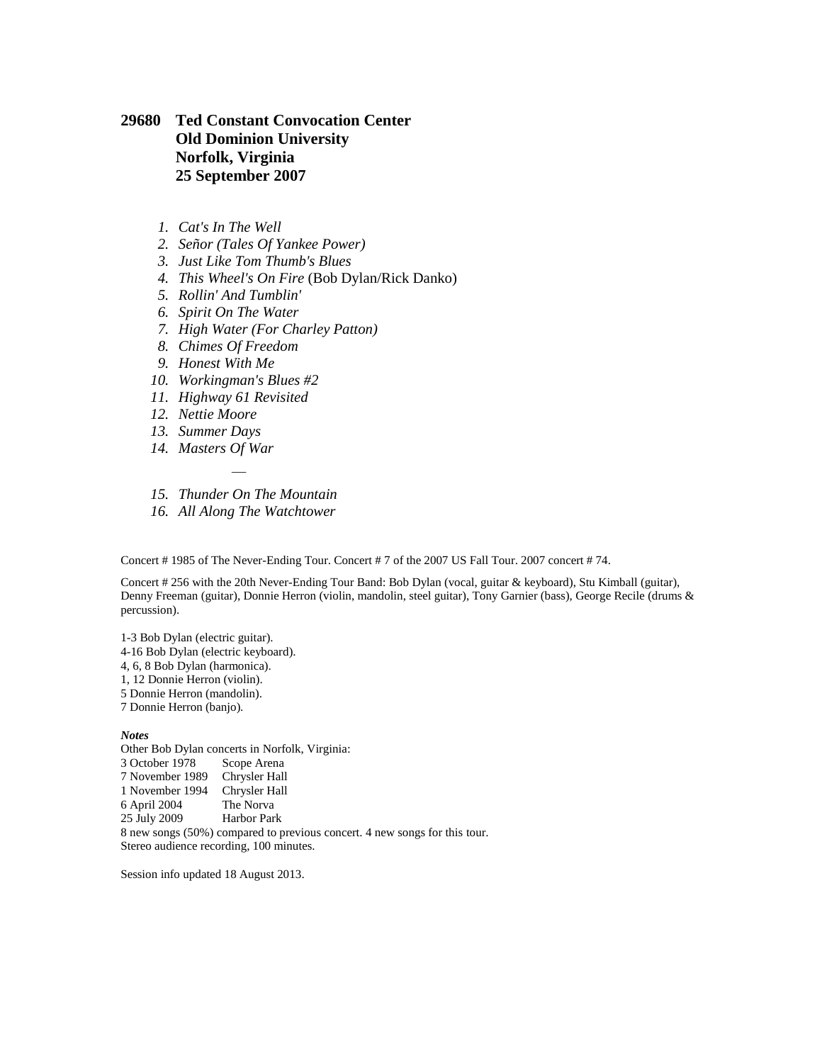**29680 Ted Constant Convocation Center**
**Old Dominion University**
**Norfolk, Virginia**
**25 September 2007**

1. *Cat's In The Well*
2. *Señor (Tales Of Yankee Power)*
3. *Just Like Tom Thumb's Blues*
4. *This Wheel's On Fire* (Bob Dylan/Rick Danko)
5. *Rollin' And Tumblin'*
6. *Spirit On The Water*
7. *High Water (For Charley Patton)*
8. *Chimes Of Freedom*
9. *Honest With Me*
10. *Workingman's Blues #2*
11. *Highway 61 Revisited*
12. *Nettie Moore*
13. *Summer Days*
14. *Masters Of War*

—

15. *Thunder On The Mountain*
16. *All Along The Watchtower*

Concert # 1985 of The Never-Ending Tour. Concert # 7 of the 2007 US Fall Tour. 2007 concert # 74.

Concert # 256 with the 20th Never-Ending Tour Band: Bob Dylan (vocal, guitar & keyboard), Stu Kimball (guitar), Denny Freeman (guitar), Donnie Herron (violin, mandolin, steel guitar), Tony Garnier (bass), George Recile (drums & percussion).

1-3 Bob Dylan (electric guitar).
4-16 Bob Dylan (electric keyboard).
4, 6, 8 Bob Dylan (harmonica).
1, 12 Donnie Herron (violin).
5 Donnie Herron (mandolin).
7 Donnie Herron (banjo).

***Notes***

Other Bob Dylan concerts in Norfolk, Virginia:
3 October 1978 Scope Arena
7 November 1989 Chrysler Hall
1 November 1994 Chrysler Hall
6 April 2004 The Norva
25 July 2009 Harbor Park

8 new songs (50%) compared to previous concert. 4 new songs for this tour.
Stereo audience recording, 100 minutes.

Session info updated 18 August 2013.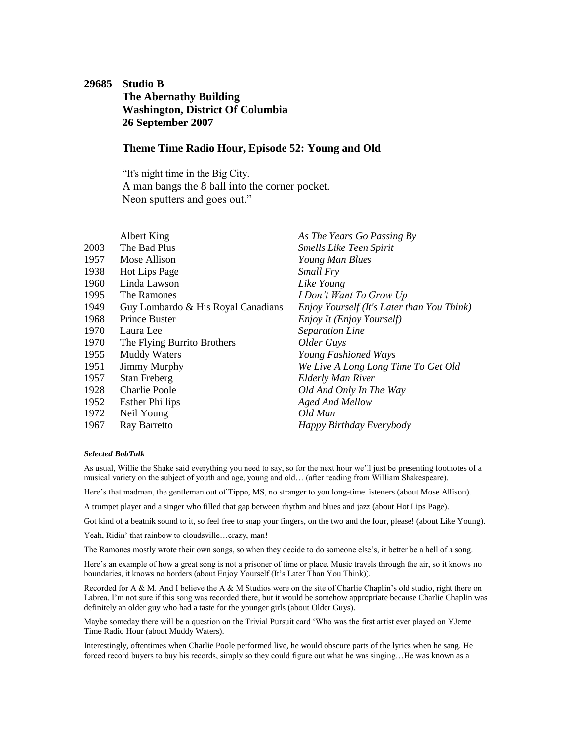**29685 Studio B**
**The Abernathy Building**
**Washington, District Of Columbia**
**26 September 2007**

**Theme Time Radio Hour, Episode 52: Young and Old**

"It's night time in the Big City.
A man bangs the 8 ball into the corner pocket.
Neon sputters and goes out."

| | | |
|---|---|---|
| | Albert King | *As The Years Go Passing By* |
| 2003 | The Bad Plus | *Smells Like Teen Spirit* |
| 1957 | Mose Allison | *Young Man Blues* |
| 1938 | Hot Lips Page | *Small Fry* |
| 1960 | Linda Lawson | *Like Young* |
| 1995 | The Ramones | *I Don't Want To Grow Up* |
| 1949 | Guy Lombardo & His Royal Canadians | *Enjoy Yourself (It's Later than You Think)* |
| 1968 | Prince Buster | *Enjoy It (Enjoy Yourself)* |
| 1970 | Laura Lee | *Separation Line* |
| 1970 | The Flying Burrito Brothers | *Older Guys* |
| 1955 | Muddy Waters | *Young Fashioned Ways* |
| 1951 | Jimmy Murphy | *We Live A Long Long Time To Get Old* |
| 1957 | Stan Freberg | *Elderly Man River* |
| 1928 | Charlie Poole | *Old And Only In The Way* |
| 1952 | Esther Phillips | *Aged And Mellow* |
| 1972 | Neil Young | *Old Man* |
| 1967 | Ray Barretto | *Happy Birthday Everybody* |

***Selected BobTalk***

As usual, Willie the Shake said everything you need to say, so for the next hour we'll just be presenting footnotes of a musical variety on the subject of youth and age, young and old… (after reading from William Shakespeare).

Here's that madman, the gentleman out of Tippo, MS, no stranger to you long-time listeners (about Mose Allison).

A trumpet player and a singer who filled that gap between rhythm and blues and jazz (about Hot Lips Page).

Got kind of a beatnik sound to it, so feel free to snap your fingers, on the two and the four, please! (about Like Young).

Yeah, Ridin' that rainbow to cloudsville…crazy, man!

The Ramones mostly wrote their own songs, so when they decide to do someone else's, it better be a hell of a song.

Here's an example of how a great song is not a prisoner of time or place. Music travels through the air, so it knows no boundaries, it knows no borders (about Enjoy Yourself (It's Later Than You Think)).

Recorded for A & M. And I believe the A & M Studios were on the site of Charlie Chaplin's old studio, right there on Labrea. I'm not sure if this song was recorded there, but it would be somehow appropriate because Charlie Chaplin was definitely an older guy who had a taste for the younger girls (about Older Guys).

Maybe someday there will be a question on the Trivial Pursuit card 'Who was the first artist ever played on YJeme Time Radio Hour (about Muddy Waters).

Interestingly, oftentimes when Charlie Poole performed live, he would obscure parts of the lyrics when he sang. He forced record buyers to buy his records, simply so they could figure out what he was singing…He was known as a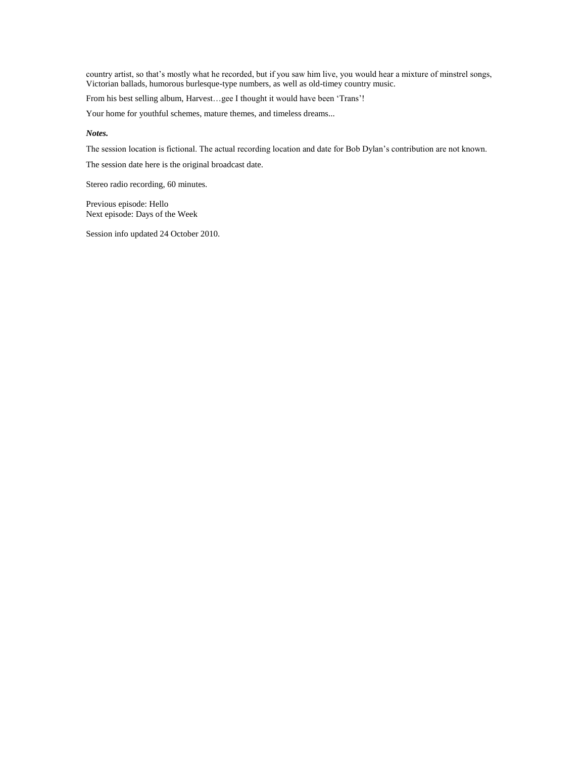country artist, so that's mostly what he recorded, but if you saw him live, you would hear a mixture of minstrel songs, Victorian ballads, humorous burlesque-type numbers, as well as old-timey country music.

From his best selling album, Harvest…gee I thought it would have been 'Trans'!

Your home for youthful schemes, mature themes, and timeless dreams...

***Notes.***

The session location is fictional. The actual recording location and date for Bob Dylan's contribution are not known.

The session date here is the original broadcast date.

Stereo radio recording, 60 minutes.

Previous episode: Hello
Next episode: Days of the Week

Session info updated 24 October 2010.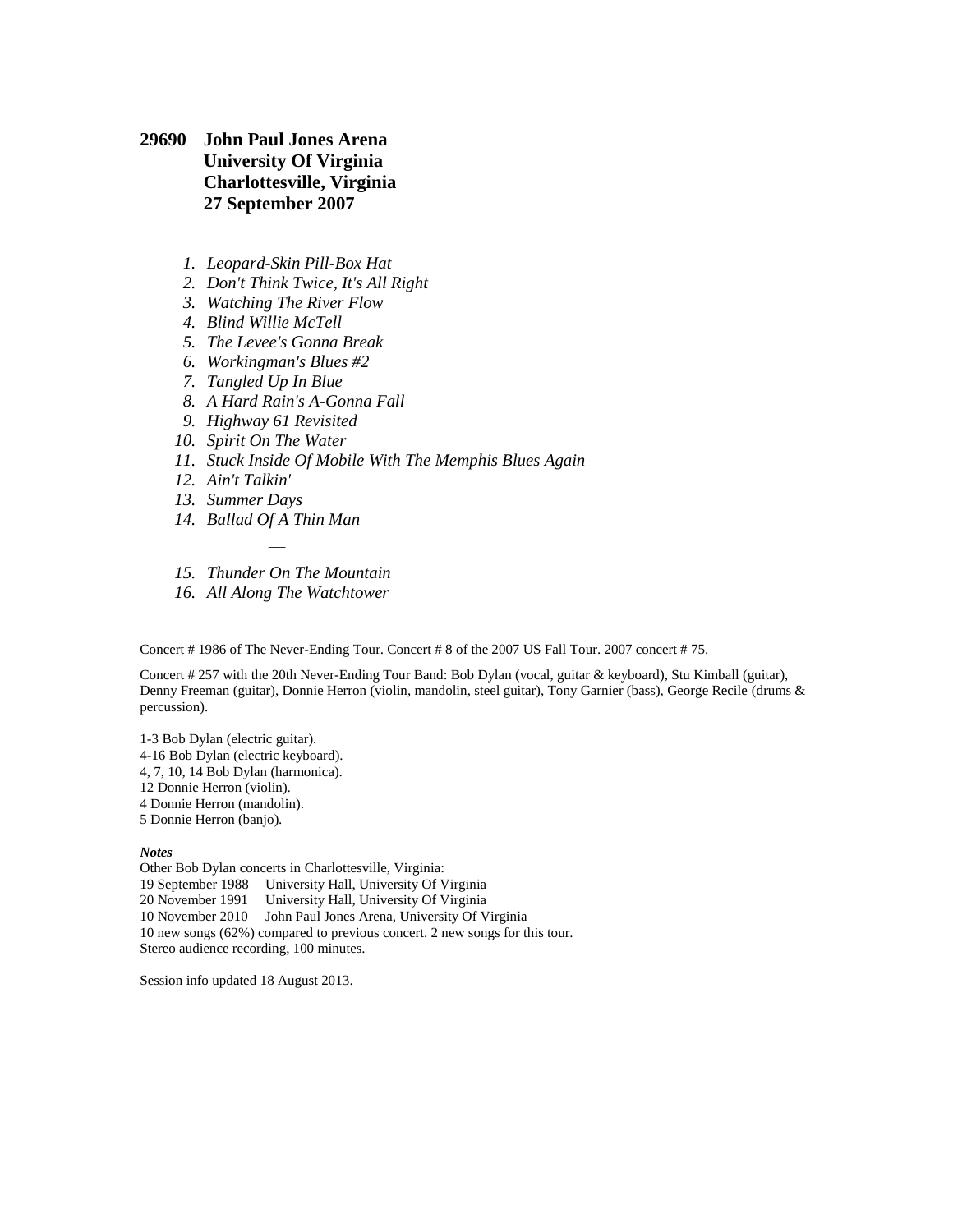**29690 John Paul Jones Arena
University Of Virginia
Charlottesville, Virginia
27 September 2007**

1. *Leopard-Skin Pill-Box Hat*
2. *Don't Think Twice, It's All Right*
3. *Watching The River Flow*
4. *Blind Willie McTell*
5. *The Levee's Gonna Break*
6. *Workingman's Blues #2*
7. *Tangled Up In Blue*
8. *A Hard Rain's A-Gonna Fall*
9. *Highway 61 Revisited*
10. *Spirit On The Water*
11. *Stuck Inside Of Mobile With The Memphis Blues Again*
12. *Ain't Talkin'*
13. *Summer Days*
14. *Ballad Of A Thin Man*

—

15. *Thunder On The Mountain*
16. *All Along The Watchtower*

Concert # 1986 of The Never-Ending Tour. Concert # 8 of the 2007 US Fall Tour. 2007 concert # 75.

Concert # 257 with the 20th Never-Ending Tour Band: Bob Dylan (vocal, guitar & keyboard), Stu Kimball (guitar), Denny Freeman (guitar), Donnie Herron (violin, mandolin, steel guitar), Tony Garnier (bass), George Recile (drums & percussion).

1-3 Bob Dylan (electric guitar).
4-16 Bob Dylan (electric keyboard).
4, 7, 10, 14 Bob Dylan (harmonica).
12 Donnie Herron (violin).
4 Donnie Herron (mandolin).
5 Donnie Herron (banjo).

***Notes***
Other Bob Dylan concerts in Charlottesville, Virginia:
19 September 1988 University Hall, University Of Virginia
20 November 1991 University Hall, University Of Virginia
10 November 2010 John Paul Jones Arena, University Of Virginia
10 new songs (62%) compared to previous concert. 2 new songs for this tour.
Stereo audience recording, 100 minutes.

Session info updated 18 August 2013.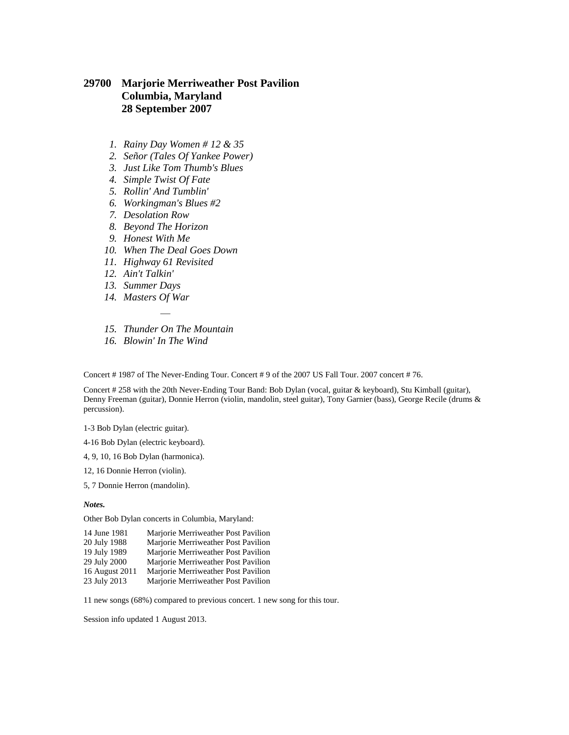## 29700 Marjorie Merriweather Post Pavilion
## Columbia, Maryland
## 28 September 2007

1. *Rainy Day Women # 12 & 35*
2. *Señor (Tales Of Yankee Power)*
3. *Just Like Tom Thumb's Blues*
4. *Simple Twist Of Fate*
5. *Rollin' And Tumblin'*
6. *Workingman's Blues #2*
7. *Desolation Row*
8. *Beyond The Horizon*
9. *Honest With Me*
10. *When The Deal Goes Down*
11. *Highway 61 Revisited*
12. *Ain't Talkin'*
13. *Summer Days*
14. *Masters Of War*

—

15. *Thunder On The Mountain*
16. *Blowin' In The Wind*

Concert # 1987 of The Never-Ending Tour. Concert # 9 of the 2007 US Fall Tour. 2007 concert # 76.

Concert # 258 with the 20th Never-Ending Tour Band: Bob Dylan (vocal, guitar & keyboard), Stu Kimball (guitar), Denny Freeman (guitar), Donnie Herron (violin, mandolin, steel guitar), Tony Garnier (bass), George Recile (drums & percussion).

1-3 Bob Dylan (electric guitar).

4-16 Bob Dylan (electric keyboard).

4, 9, 10, 16 Bob Dylan (harmonica).

12, 16 Donnie Herron (violin).

5, 7 Donnie Herron (mandolin).

***Notes.***

Other Bob Dylan concerts in Columbia, Maryland:

| | |
|---|---|
| 14 June 1981 | Marjorie Merriweather Post Pavilion |
| 20 July 1988 | Marjorie Merriweather Post Pavilion |
| 19 July 1989 | Marjorie Merriweather Post Pavilion |
| 29 July 2000 | Marjorie Merriweather Post Pavilion |
| 16 August 2011 | Marjorie Merriweather Post Pavilion |
| 23 July 2013 | Marjorie Merriweather Post Pavilion |

11 new songs (68%) compared to previous concert. 1 new song for this tour.

Session info updated 1 August 2013.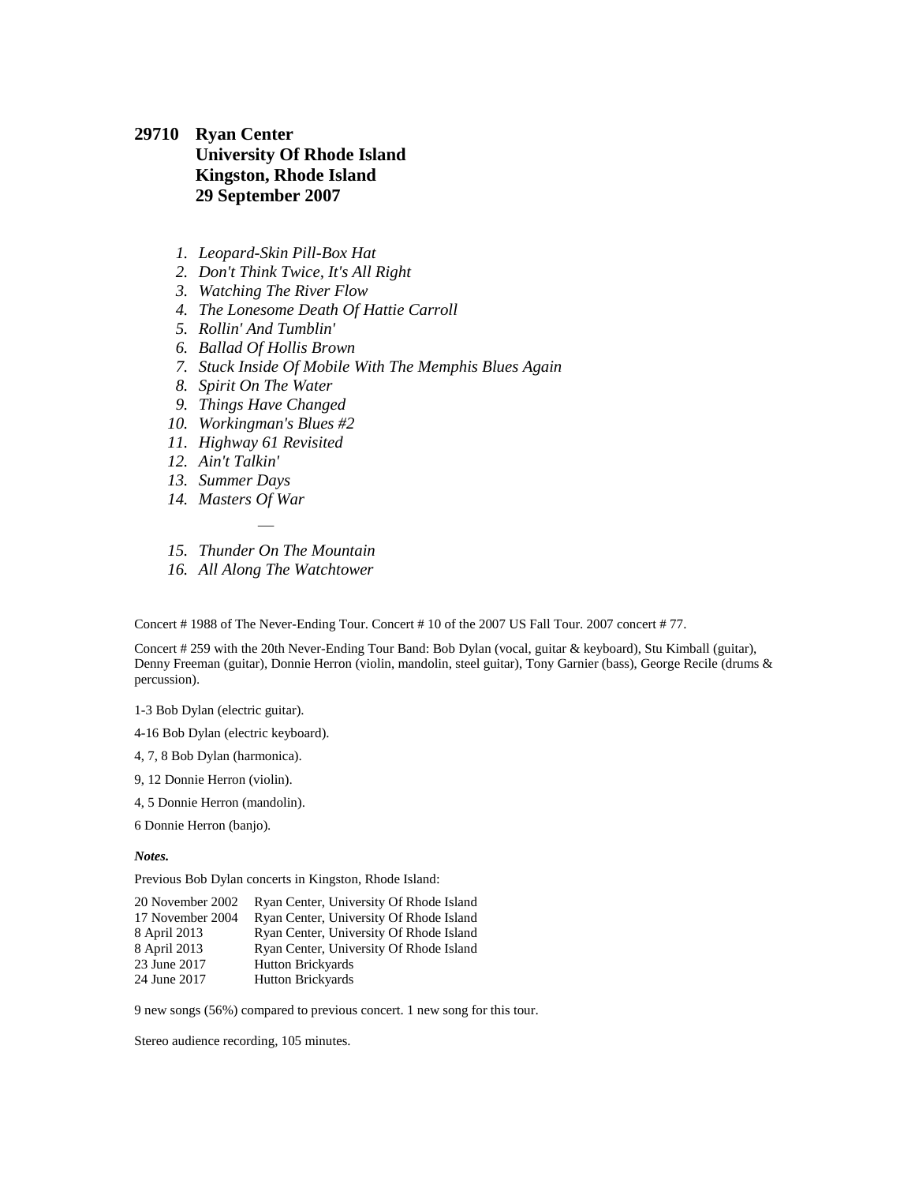# 29710 Ryan Center
## University Of Rhode Island
## Kingston, Rhode Island
## 29 September 2007

1. *Leopard-Skin Pill-Box Hat*
2. *Don't Think Twice, It's All Right*
3. *Watching The River Flow*
4. *The Lonesome Death Of Hattie Carroll*
5. *Rollin' And Tumblin'*
6. *Ballad Of Hollis Brown*
7. *Stuck Inside Of Mobile With The Memphis Blues Again*
8. *Spirit On The Water*
9. *Things Have Changed*
10. *Workingman's Blues #2*
11. *Highway 61 Revisited*
12. *Ain't Talkin'*
13. *Summer Days*
14. *Masters Of War*

—

15. *Thunder On The Mountain*
16. *All Along The Watchtower*

Concert # 1988 of The Never-Ending Tour. Concert # 10 of the 2007 US Fall Tour. 2007 concert # 77.

Concert # 259 with the 20th Never-Ending Tour Band: Bob Dylan (vocal, guitar & keyboard), Stu Kimball (guitar), Denny Freeman (guitar), Donnie Herron (violin, mandolin, steel guitar), Tony Garnier (bass), George Recile (drums & percussion).

1-3 Bob Dylan (electric guitar).

4-16 Bob Dylan (electric keyboard).

4, 7, 8 Bob Dylan (harmonica).

9, 12 Donnie Herron (violin).

4, 5 Donnie Herron (mandolin).

6 Donnie Herron (banjo).

***Notes.***

Previous Bob Dylan concerts in Kingston, Rhode Island:

| | |
|---|---|
| 20 November 2002 | Ryan Center, University Of Rhode Island |
| 17 November 2004 | Ryan Center, University Of Rhode Island |
| 8 April 2013 | Ryan Center, University Of Rhode Island |
| 8 April 2013 | Ryan Center, University Of Rhode Island |
| 23 June 2017 | Hutton Brickyards |
| 24 June 2017 | Hutton Brickyards |

9 new songs (56%) compared to previous concert. 1 new song for this tour.

Stereo audience recording, 105 minutes.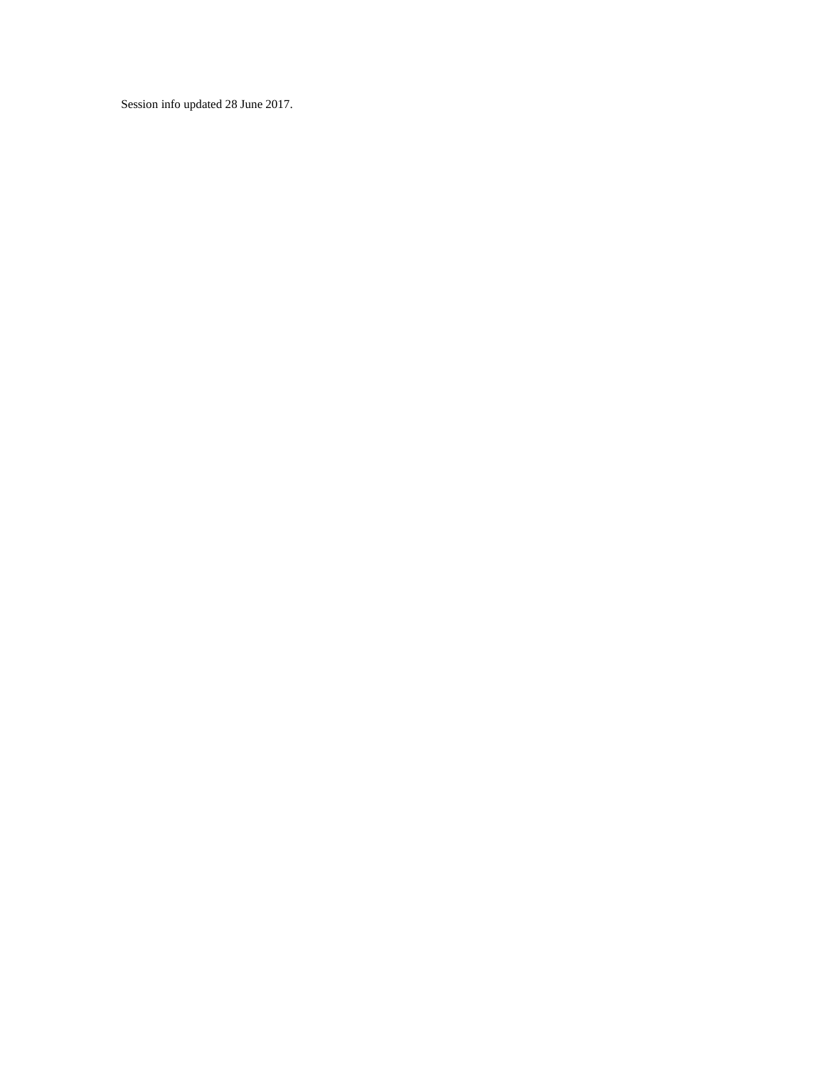Session info updated 28 June 2017.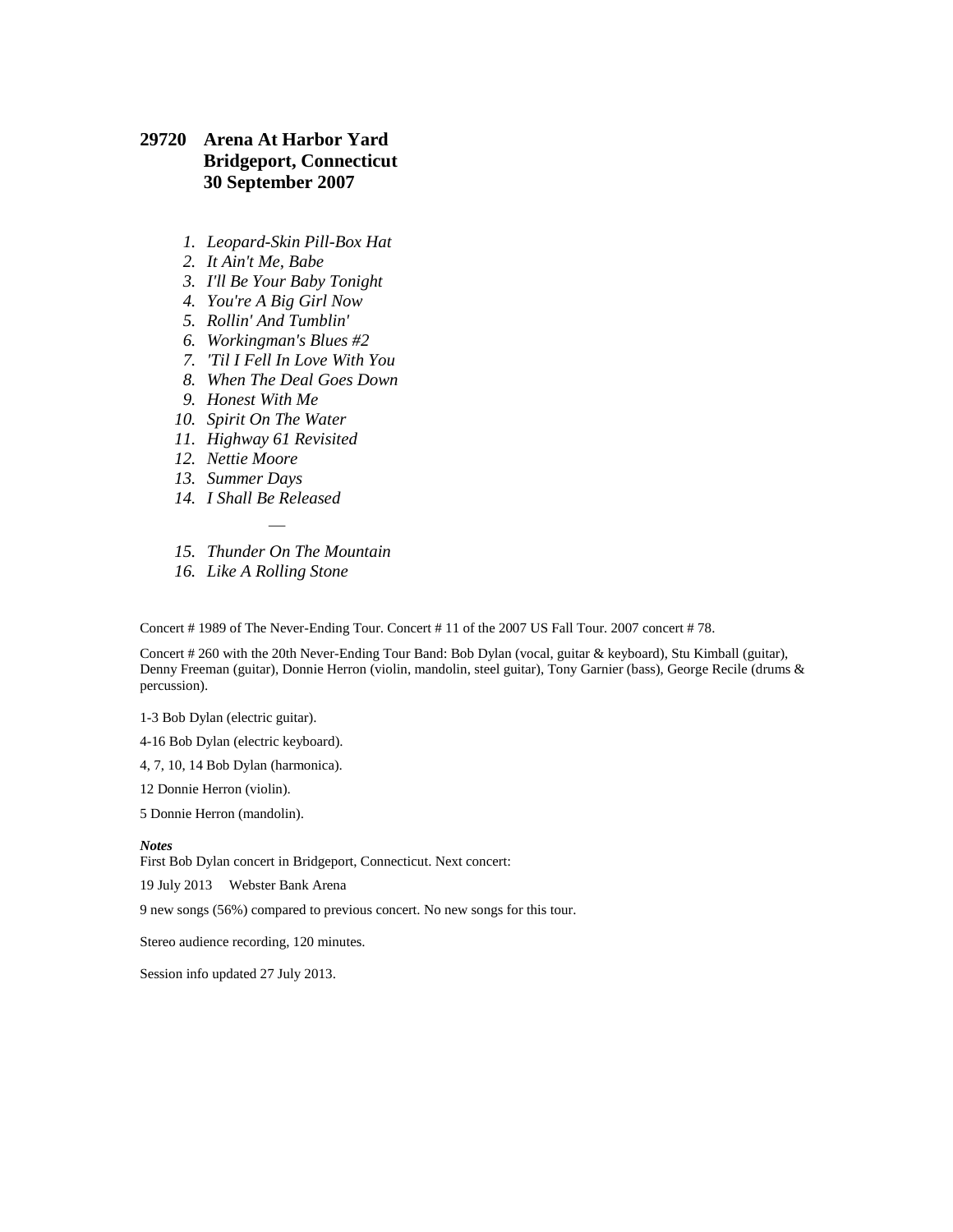### 29720 Arena At Harbor Yard
### Bridgeport, Connecticut
### 30 September 2007

1. *Leopard-Skin Pill-Box Hat*
2. *It Ain't Me, Babe*
3. *I'll Be Your Baby Tonight*
4. *You're A Big Girl Now*
5. *Rollin' And Tumblin'*
6. *Workingman's Blues #2*
7. *'Til I Fell In Love With You*
8. *When The Deal Goes Down*
9. *Honest With Me*
10. *Spirit On The Water*
11. *Highway 61 Revisited*
12. *Nettie Moore*
13. *Summer Days*
14. *I Shall Be Released*

—

15. *Thunder On The Mountain*
16. *Like A Rolling Stone*

Concert # 1989 of The Never-Ending Tour. Concert # 11 of the 2007 US Fall Tour. 2007 concert # 78.

Concert # 260 with the 20th Never-Ending Tour Band: Bob Dylan (vocal, guitar & keyboard), Stu Kimball (guitar), Denny Freeman (guitar), Donnie Herron (violin, mandolin, steel guitar), Tony Garnier (bass), George Recile (drums & percussion).

1-3 Bob Dylan (electric guitar).

4-16 Bob Dylan (electric keyboard).

4, 7, 10, 14 Bob Dylan (harmonica).

12 Donnie Herron (violin).

5 Donnie Herron (mandolin).

***Notes***

First Bob Dylan concert in Bridgeport, Connecticut. Next concert:

19 July 2013 Webster Bank Arena

9 new songs (56%) compared to previous concert. No new songs for this tour.

Stereo audience recording, 120 minutes.

Session info updated 27 July 2013.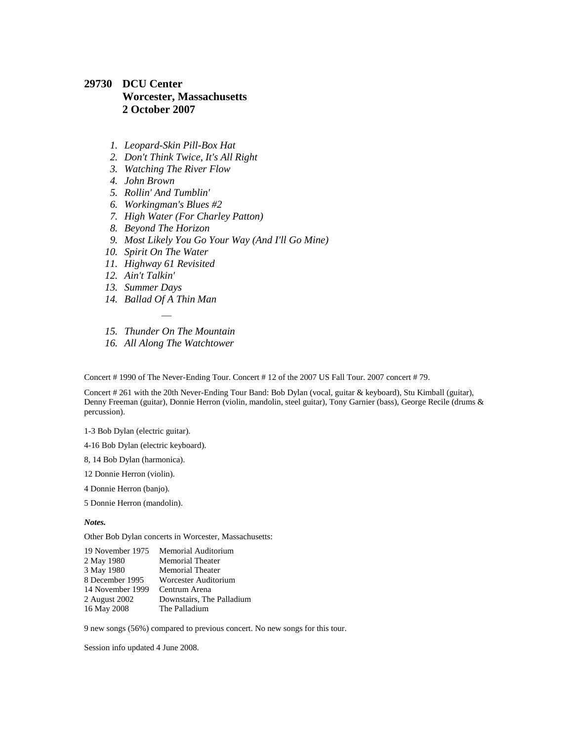### 29730 DCU Center
### Worcester, Massachusetts
### 2 October 2007

1. *Leopard-Skin Pill-Box Hat*
2. *Don't Think Twice, It's All Right*
3. *Watching The River Flow*
4. *John Brown*
5. *Rollin' And Tumblin'*
6. *Workingman's Blues #2*
7. *High Water (For Charley Patton)*
8. *Beyond The Horizon*
9. *Most Likely You Go Your Way (And I'll Go Mine)*
10. *Spirit On The Water*
11. *Highway 61 Revisited*
12. *Ain't Talkin'*
13. *Summer Days*
14. *Ballad Of A Thin Man*

—

15. *Thunder On The Mountain*
16. *All Along The Watchtower*

Concert # 1990 of The Never-Ending Tour. Concert # 12 of the 2007 US Fall Tour. 2007 concert # 79.

Concert # 261 with the 20th Never-Ending Tour Band: Bob Dylan (vocal, guitar & keyboard), Stu Kimball (guitar), Denny Freeman (guitar), Donnie Herron (violin, mandolin, steel guitar), Tony Garnier (bass), George Recile (drums & percussion).

1-3 Bob Dylan (electric guitar).

4-16 Bob Dylan (electric keyboard).

8, 14 Bob Dylan (harmonica).

12 Donnie Herron (violin).

4 Donnie Herron (banjo).

5 Donnie Herron (mandolin).

***Notes.***

Other Bob Dylan concerts in Worcester, Massachusetts:

| | |
|---|---|
| 19 November 1975 | Memorial Auditorium |
| 2 May 1980 | Memorial Theater |
| 3 May 1980 | Memorial Theater |
| 8 December 1995 | Worcester Auditorium |
| 14 November 1999 | Centrum Arena |
| 2 August 2002 | Downstairs, The Palladium |
| 16 May 2008 | The Palladium |

9 new songs (56%) compared to previous concert. No new songs for this tour.

Session info updated 4 June 2008.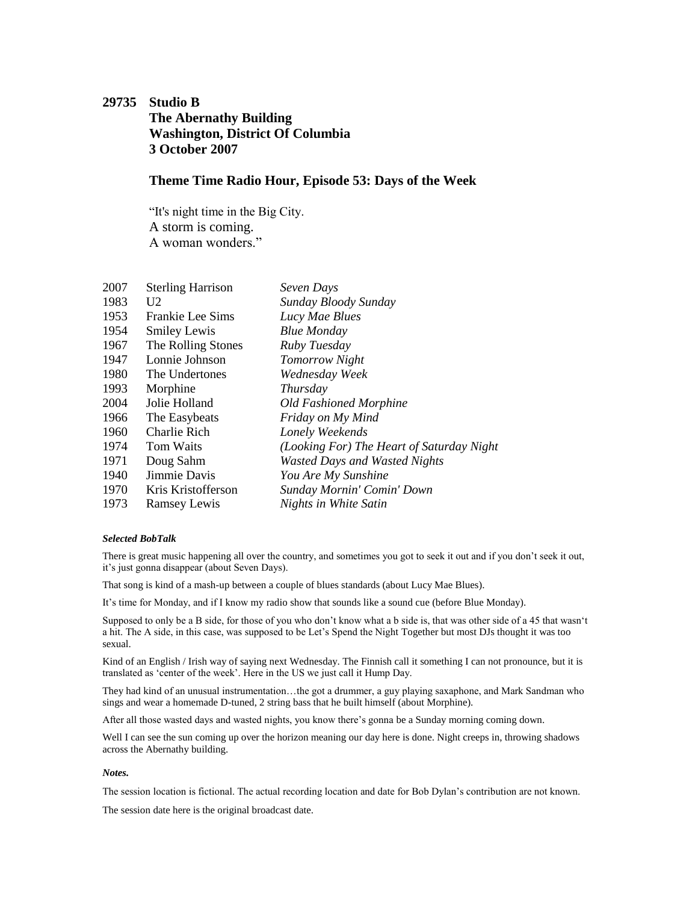**29735 Studio B**
**The Abernathy Building**
**Washington, District Of Columbia**
**3 October 2007**

**Theme Time Radio Hour, Episode 53: Days of the Week**

"It's night time in the Big City.
A storm is coming.
A woman wonders."

| | | |
|---|---|---|
| 2007 | Sterling Harrison | *Seven Days* |
| 1983 | U2 | *Sunday Bloody Sunday* |
| 1953 | Frankie Lee Sims | *Lucy Mae Blues* |
| 1954 | Smiley Lewis | *Blue Monday* |
| 1967 | The Rolling Stones | *Ruby Tuesday* |
| 1947 | Lonnie Johnson | *Tomorrow Night* |
| 1980 | The Undertones | *Wednesday Week* |
| 1993 | Morphine | *Thursday* |
| 2004 | Jolie Holland | *Old Fashioned Morphine* |
| 1966 | The Easybeats | *Friday on My Mind* |
| 1960 | Charlie Rich | *Lonely Weekends* |
| 1974 | Tom Waits | *(Looking For) The Heart of Saturday Night* |
| 1971 | Doug Sahm | *Wasted Days and Wasted Nights* |
| 1940 | Jimmie Davis | *You Are My Sunshine* |
| 1970 | Kris Kristofferson | *Sunday Mornin' Comin' Down* |
| 1973 | Ramsey Lewis | *Nights in White Satin* |

***Selected BobTalk***

There is great music happening all over the country, and sometimes you got to seek it out and if you don't seek it out, it's just gonna disappear (about Seven Days).

That song is kind of a mash-up between a couple of blues standards (about Lucy Mae Blues).

It's time for Monday, and if I know my radio show that sounds like a sound cue (before Blue Monday).

Supposed to only be a B side, for those of you who don't know what a b side is, that was other side of a 45 that wasn't a hit. The A side, in this case, was supposed to be Let's Spend the Night Together but most DJs thought it was too sexual.

Kind of an English / Irish way of saying next Wednesday. The Finnish call it something I can not pronounce, but it is translated as 'center of the week'. Here in the US we just call it Hump Day.

They had kind of an unusual instrumentation…the got a drummer, a guy playing saxaphone, and Mark Sandman who sings and wear a homemade D-tuned, 2 string bass that he built himself (about Morphine).

After all those wasted days and wasted nights, you know there's gonna be a Sunday morning coming down.

Well I can see the sun coming up over the horizon meaning our day here is done. Night creeps in, throwing shadows across the Abernathy building.

***Notes.***

The session location is fictional. The actual recording location and date for Bob Dylan's contribution are not known.

The session date here is the original broadcast date.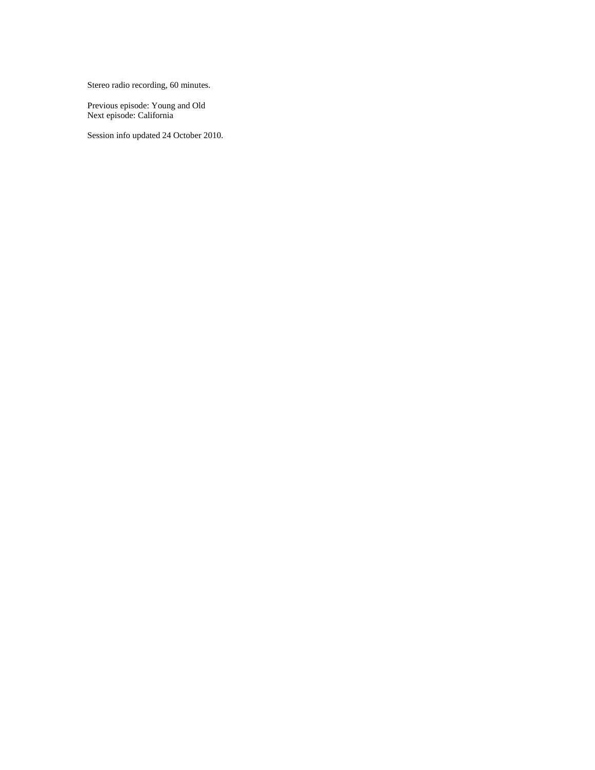Stereo radio recording, 60 minutes.

Previous episode: Young and Old
Next episode: California

Session info updated 24 October 2010.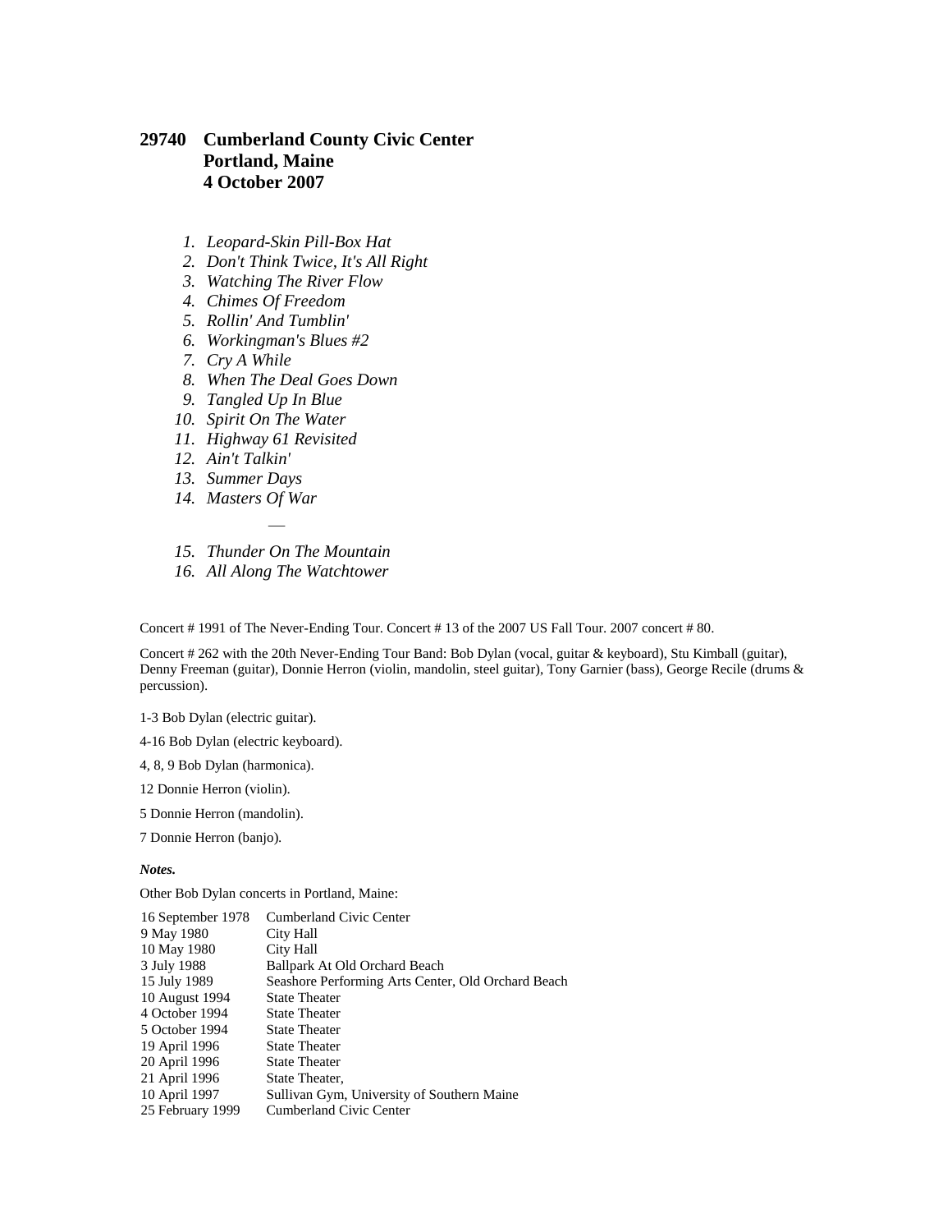## 29740 Cumberland County Civic Center
## Portland, Maine
## 4 October 2007

1. *Leopard-Skin Pill-Box Hat*
2. *Don't Think Twice, It's All Right*
3. *Watching The River Flow*
4. *Chimes Of Freedom*
5. *Rollin' And Tumblin'*
6. *Workingman's Blues #2*
7. *Cry A While*
8. *When The Deal Goes Down*
9. *Tangled Up In Blue*
10. *Spirit On The Water*
11. *Highway 61 Revisited*
12. *Ain't Talkin'*
13. *Summer Days*
14. *Masters Of War*

—

15. *Thunder On The Mountain*
16. *All Along The Watchtower*

Concert # 1991 of The Never-Ending Tour. Concert # 13 of the 2007 US Fall Tour. 2007 concert # 80.

Concert # 262 with the 20th Never-Ending Tour Band: Bob Dylan (vocal, guitar & keyboard), Stu Kimball (guitar), Denny Freeman (guitar), Donnie Herron (violin, mandolin, steel guitar), Tony Garnier (bass), George Recile (drums & percussion).

1-3 Bob Dylan (electric guitar).

4-16 Bob Dylan (electric keyboard).

4, 8, 9 Bob Dylan (harmonica).

12 Donnie Herron (violin).

5 Donnie Herron (mandolin).

7 Donnie Herron (banjo).

***Notes.***

Other Bob Dylan concerts in Portland, Maine:

| | |
|---|---|
| 16 September 1978 | Cumberland Civic Center |
| 9 May 1980 | City Hall |
| 10 May 1980 | City Hall |
| 3 July 1988 | Ballpark At Old Orchard Beach |
| 15 July 1989 | Seashore Performing Arts Center, Old Orchard Beach |
| 10 August 1994 | State Theater |
| 4 October 1994 | State Theater |
| 5 October 1994 | State Theater |
| 19 April 1996 | State Theater |
| 20 April 1996 | State Theater |
| 21 April 1996 | State Theater, |
| 10 April 1997 | Sullivan Gym, University of Southern Maine |
| 25 February 1999 | Cumberland Civic Center |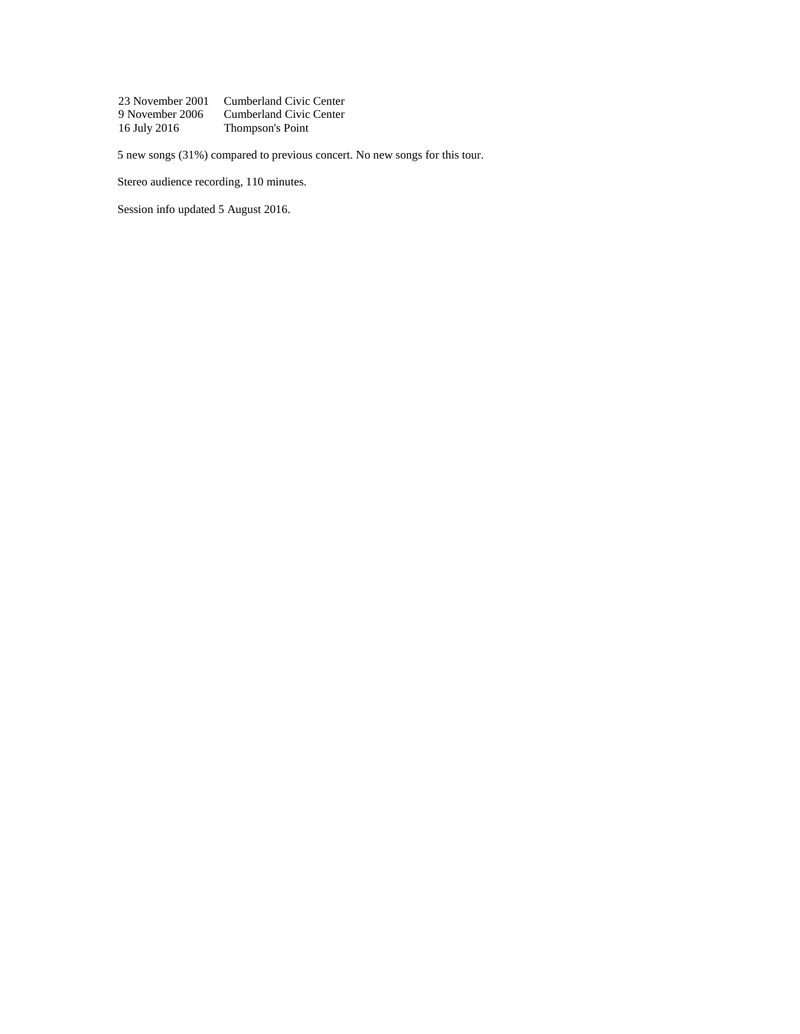| | |
|---|---|
| 23 November 2001 | Cumberland Civic Center |
| 9 November 2006 | Cumberland Civic Center |
| 16 July 2016 | Thompson's Point |

5 new songs (31%) compared to previous concert. No new songs for this tour.

Stereo audience recording, 110 minutes.

Session info updated 5 August 2016.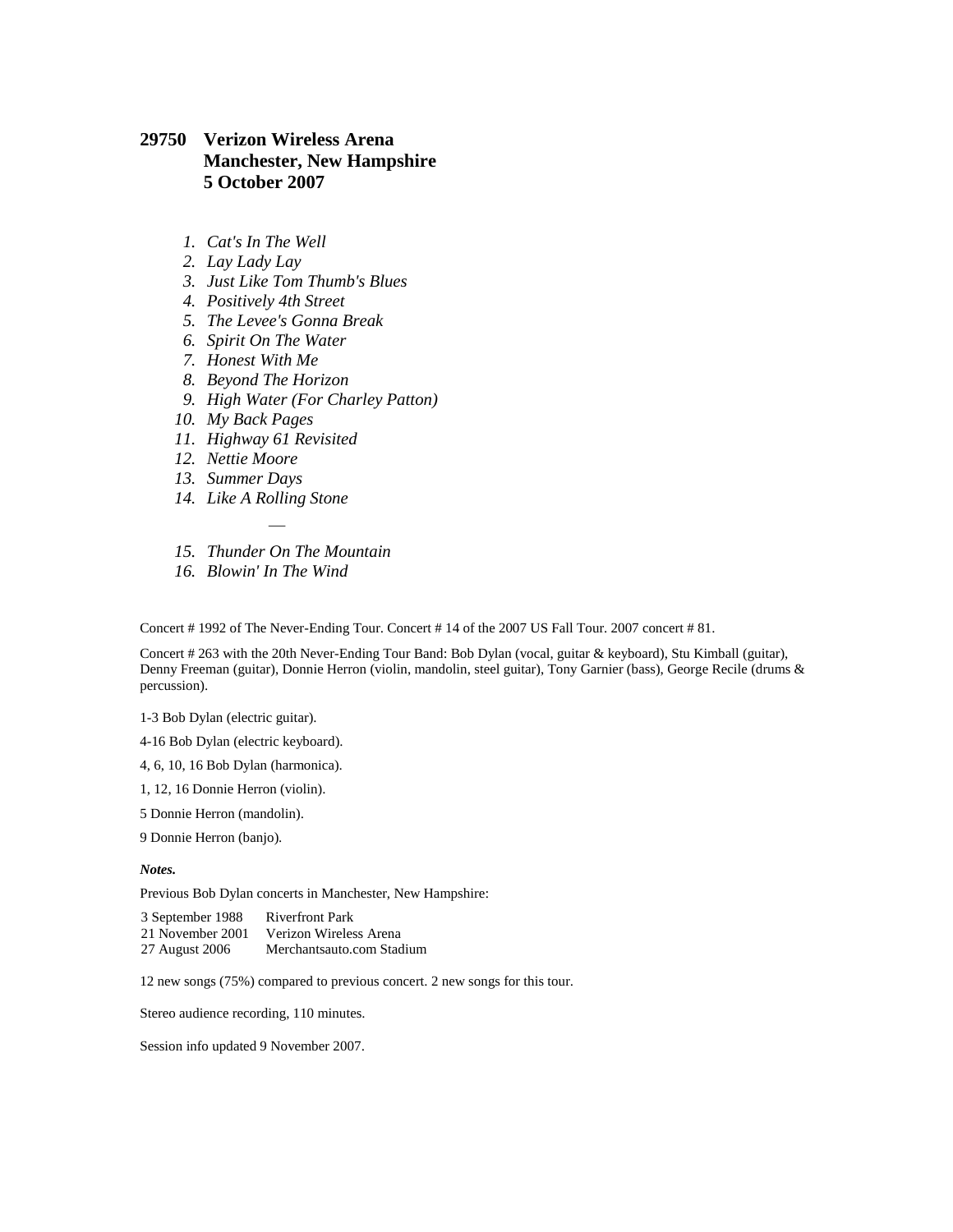### 29750 Verizon Wireless Arena
### Manchester, New Hampshire
### 5 October 2007

1. *Cat's In The Well*
2. *Lay Lady Lay*
3. *Just Like Tom Thumb's Blues*
4. *Positively 4th Street*
5. *The Levee's Gonna Break*
6. *Spirit On The Water*
7. *Honest With Me*
8. *Beyond The Horizon*
9. *High Water (For Charley Patton)*
10. *My Back Pages*
11. *Highway 61 Revisited*
12. *Nettie Moore*
13. *Summer Days*
14. *Like A Rolling Stone*

—

15. *Thunder On The Mountain*
16. *Blowin' In The Wind*

Concert # 1992 of The Never-Ending Tour. Concert # 14 of the 2007 US Fall Tour. 2007 concert # 81.

Concert # 263 with the 20th Never-Ending Tour Band: Bob Dylan (vocal, guitar & keyboard), Stu Kimball (guitar), Denny Freeman (guitar), Donnie Herron (violin, mandolin, steel guitar), Tony Garnier (bass), George Recile (drums & percussion).

1-3 Bob Dylan (electric guitar).

4-16 Bob Dylan (electric keyboard).

4, 6, 10, 16 Bob Dylan (harmonica).

1, 12, 16 Donnie Herron (violin).

5 Donnie Herron (mandolin).

9 Donnie Herron (banjo).

***Notes.***

Previous Bob Dylan concerts in Manchester, New Hampshire:

| | |
|---|---|
| 3 September 1988 | Riverfront Park |
| 21 November 2001 | Verizon Wireless Arena |
| 27 August 2006 | Merchantsauto.com Stadium |

12 new songs (75%) compared to previous concert. 2 new songs for this tour.

Stereo audience recording, 110 minutes.

Session info updated 9 November 2007.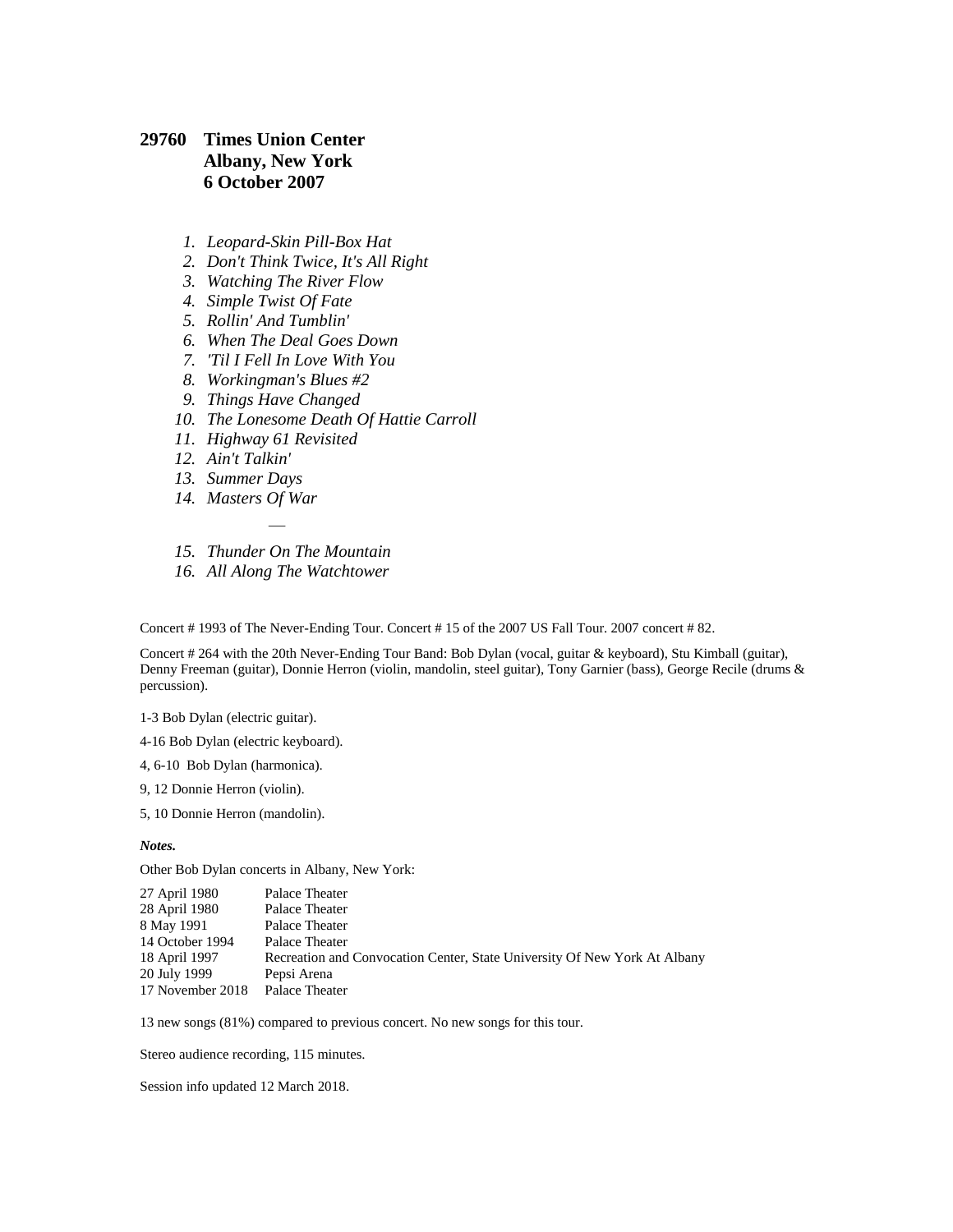**29760 Times Union Center**
**Albany, New York**
**6 October 2007**

1. *Leopard-Skin Pill-Box Hat*
2. *Don't Think Twice, It's All Right*
3. *Watching The River Flow*
4. *Simple Twist Of Fate*
5. *Rollin' And Tumblin'*
6. *When The Deal Goes Down*
7. *'Til I Fell In Love With You*
8. *Workingman's Blues #2*
9. *Things Have Changed*
10. *The Lonesome Death Of Hattie Carroll*
11. *Highway 61 Revisited*
12. *Ain't Talkin'*
13. *Summer Days*
14. *Masters Of War*

—

15. *Thunder On The Mountain*
16. *All Along The Watchtower*

Concert # 1993 of The Never-Ending Tour. Concert # 15 of the 2007 US Fall Tour. 2007 concert # 82.

Concert # 264 with the 20th Never-Ending Tour Band: Bob Dylan (vocal, guitar & keyboard), Stu Kimball (guitar), Denny Freeman (guitar), Donnie Herron (violin, mandolin, steel guitar), Tony Garnier (bass), George Recile (drums & percussion).

1-3 Bob Dylan (electric guitar).

4-16 Bob Dylan (electric keyboard).

4, 6-10 Bob Dylan (harmonica).

9, 12 Donnie Herron (violin).

5, 10 Donnie Herron (mandolin).

***Notes.***

Other Bob Dylan concerts in Albany, New York:

| | |
|---|---|
| 27 April 1980 | Palace Theater |
| 28 April 1980 | Palace Theater |
| 8 May 1991 | Palace Theater |
| 14 October 1994 | Palace Theater |
| 18 April 1997 | Recreation and Convocation Center, State University Of New York At Albany |
| 20 July 1999 | Pepsi Arena |
| 17 November 2018 | Palace Theater |

13 new songs (81%) compared to previous concert. No new songs for this tour.

Stereo audience recording, 115 minutes.

Session info updated 12 March 2018.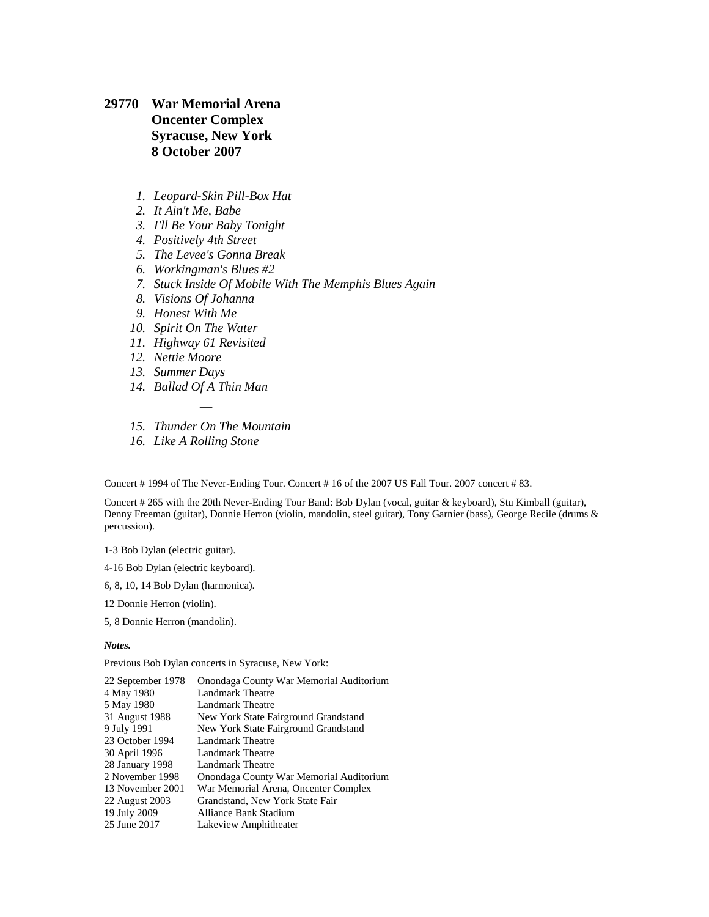## 29770 War Memorial Arena
## Oncenter Complex
## Syracuse, New York
## 8 October 2007

1. *Leopard-Skin Pill-Box Hat*
2. *It Ain't Me, Babe*
3. *I'll Be Your Baby Tonight*
4. *Positively 4th Street*
5. *The Levee's Gonna Break*
6. *Workingman's Blues #2*
7. *Stuck Inside Of Mobile With The Memphis Blues Again*
8. *Visions Of Johanna*
9. *Honest With Me*
10. *Spirit On The Water*
11. *Highway 61 Revisited*
12. *Nettie Moore*
13. *Summer Days*
14. *Ballad Of A Thin Man*

—

15. *Thunder On The Mountain*
16. *Like A Rolling Stone*

Concert # 1994 of The Never-Ending Tour. Concert # 16 of the 2007 US Fall Tour. 2007 concert # 83.

Concert # 265 with the 20th Never-Ending Tour Band: Bob Dylan (vocal, guitar & keyboard), Stu Kimball (guitar), Denny Freeman (guitar), Donnie Herron (violin, mandolin, steel guitar), Tony Garnier (bass), George Recile (drums & percussion).

1-3 Bob Dylan (electric guitar).

4-16 Bob Dylan (electric keyboard).

6, 8, 10, 14 Bob Dylan (harmonica).

12 Donnie Herron (violin).

5, 8 Donnie Herron (mandolin).

***Notes.***

Previous Bob Dylan concerts in Syracuse, New York:

| | |
|---|---|
| 22 September 1978 | Onondaga County War Memorial Auditorium |
| 4 May 1980 | Landmark Theatre |
| 5 May 1980 | Landmark Theatre |
| 31 August 1988 | New York State Fairground Grandstand |
| 9 July 1991 | New York State Fairground Grandstand |
| 23 October 1994 | Landmark Theatre |
| 30 April 1996 | Landmark Theatre |
| 28 January 1998 | Landmark Theatre |
| 2 November 1998 | Onondaga County War Memorial Auditorium |
| 13 November 2001 | War Memorial Arena, Oncenter Complex |
| 22 August 2003 | Grandstand, New York State Fair |
| 19 July 2009 | Alliance Bank Stadium |
| 25 June 2017 | Lakeview Amphitheater |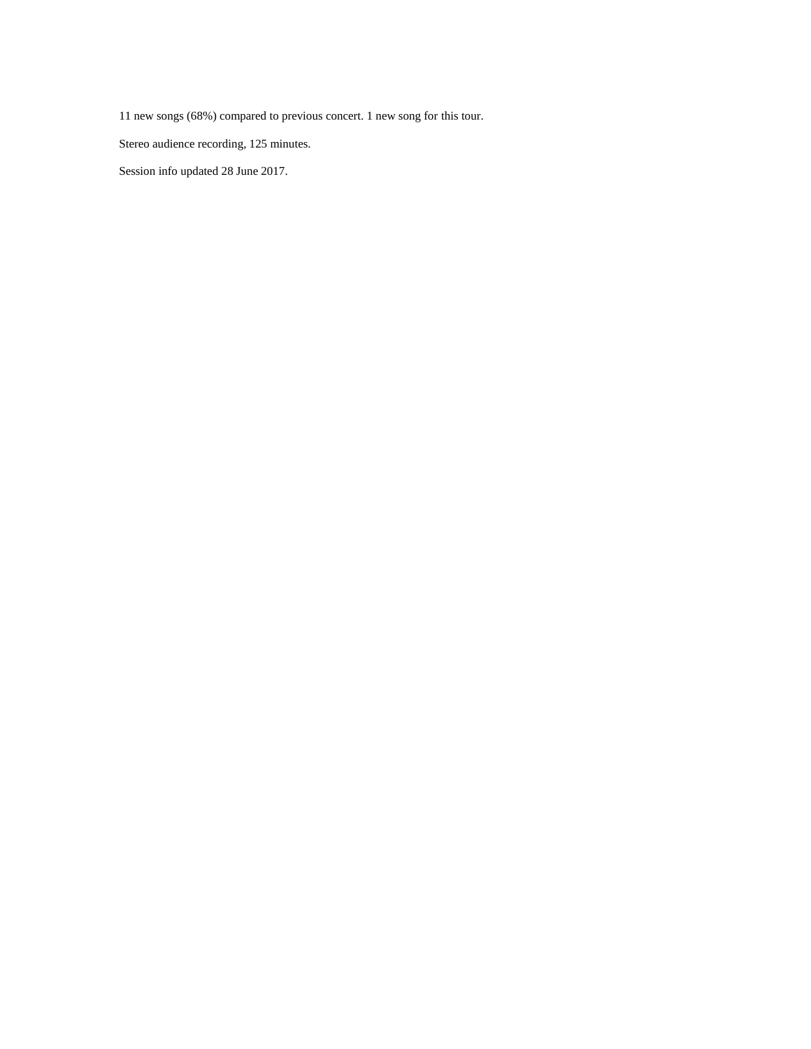11 new songs (68%) compared to previous concert. 1 new song for this tour.

Stereo audience recording, 125 minutes.

Session info updated 28 June 2017.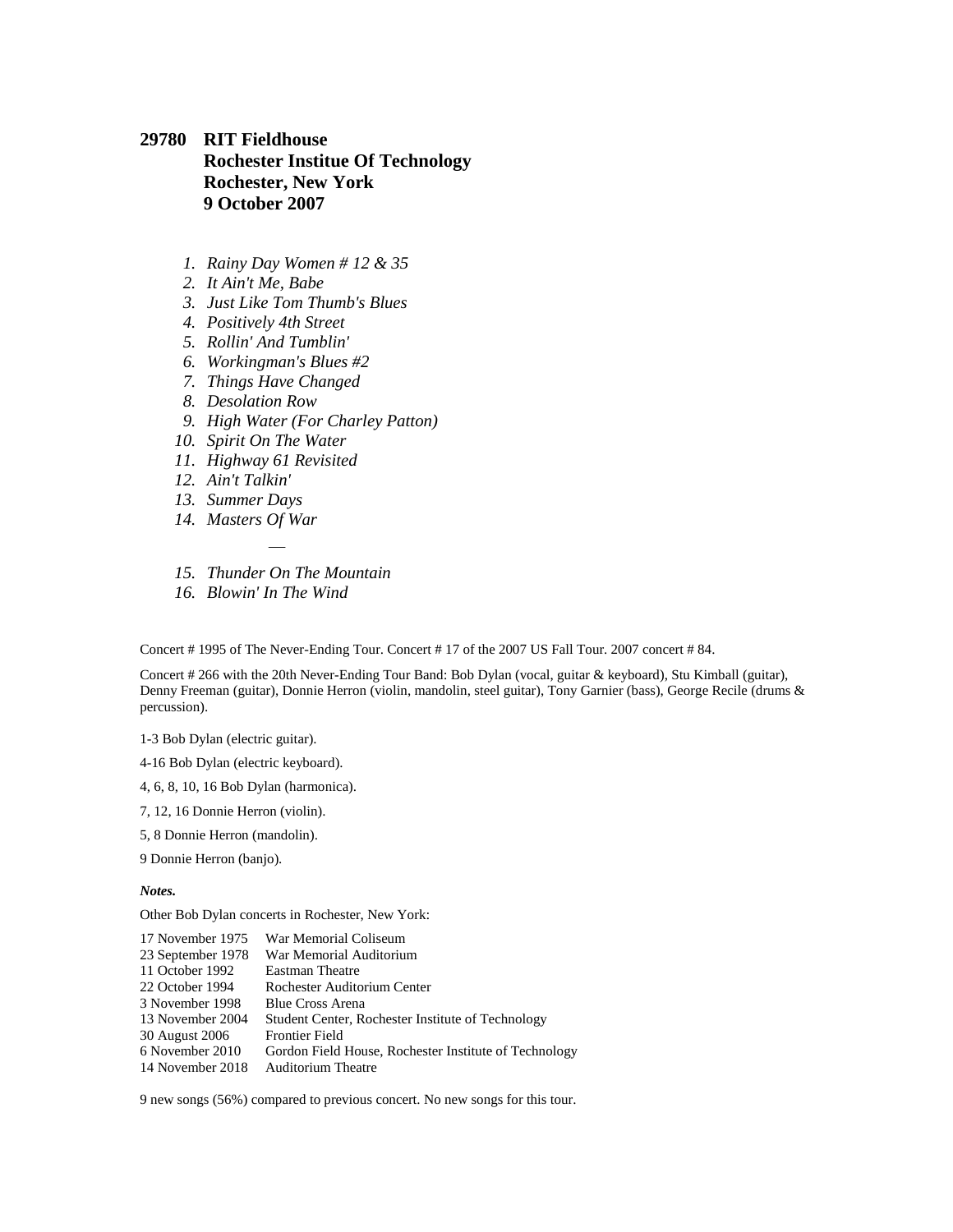# 29780 RIT Fieldhouse
# Rochester Institue Of Technology
# Rochester, New York
# 9 October 2007

1. *Rainy Day Women # 12 & 35*
2. *It Ain't Me, Babe*
3. *Just Like Tom Thumb's Blues*
4. *Positively 4th Street*
5. *Rollin' And Tumblin'*
6. *Workingman's Blues #2*
7. *Things Have Changed*
8. *Desolation Row*
9. *High Water (For Charley Patton)*
10. *Spirit On The Water*
11. *Highway 61 Revisited*
12. *Ain't Talkin'*
13. *Summer Days*
14. *Masters Of War*

—

15. *Thunder On The Mountain*
16. *Blowin' In The Wind*

Concert # 1995 of The Never-Ending Tour. Concert # 17 of the 2007 US Fall Tour. 2007 concert # 84.

Concert # 266 with the 20th Never-Ending Tour Band: Bob Dylan (vocal, guitar & keyboard), Stu Kimball (guitar), Denny Freeman (guitar), Donnie Herron (violin, mandolin, steel guitar), Tony Garnier (bass), George Recile (drums & percussion).

1-3 Bob Dylan (electric guitar).

4-16 Bob Dylan (electric keyboard).

4, 6, 8, 10, 16 Bob Dylan (harmonica).

7, 12, 16 Donnie Herron (violin).

5, 8 Donnie Herron (mandolin).

9 Donnie Herron (banjo).

***Notes.***

Other Bob Dylan concerts in Rochester, New York:

| | |
|---|---|
| 17 November 1975 | War Memorial Coliseum |
| 23 September 1978 | War Memorial Auditorium |
| 11 October 1992 | Eastman Theatre |
| 22 October 1994 | Rochester Auditorium Center |
| 3 November 1998 | Blue Cross Arena |
| 13 November 2004 | Student Center, Rochester Institute of Technology |
| 30 August 2006 | Frontier Field |
| 6 November 2010 | Gordon Field House, Rochester Institute of Technology |
| 14 November 2018 | Auditorium Theatre |

9 new songs (56%) compared to previous concert. No new songs for this tour.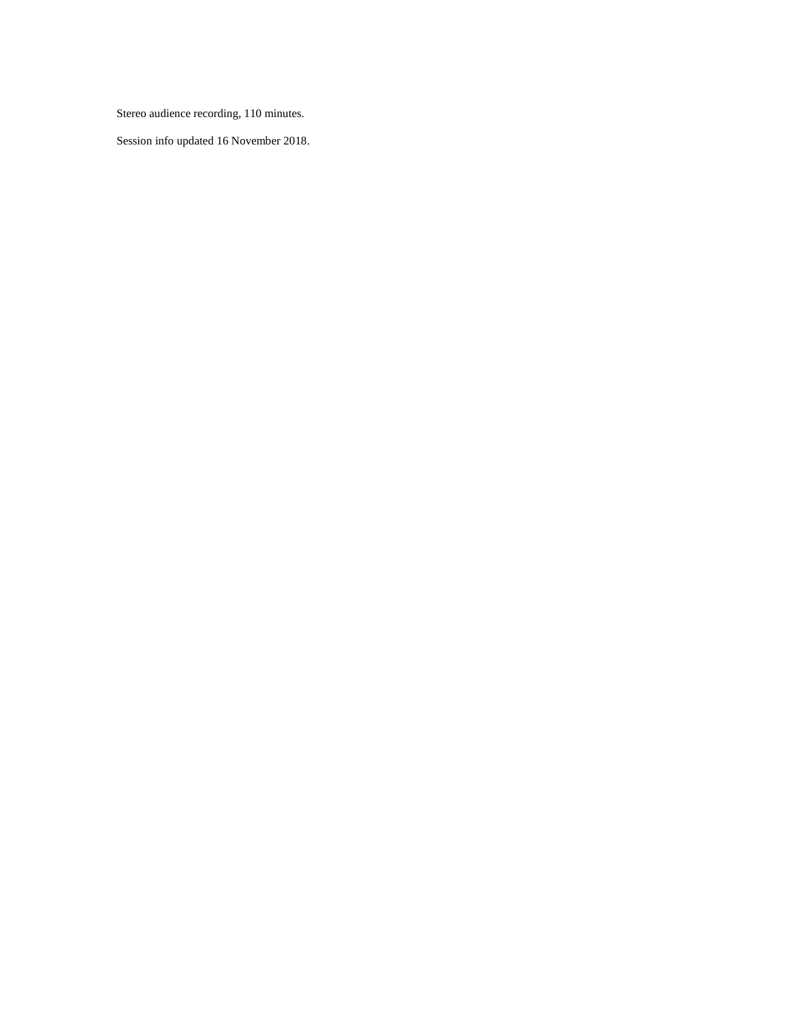Stereo audience recording, 110 minutes.

Session info updated 16 November 2018.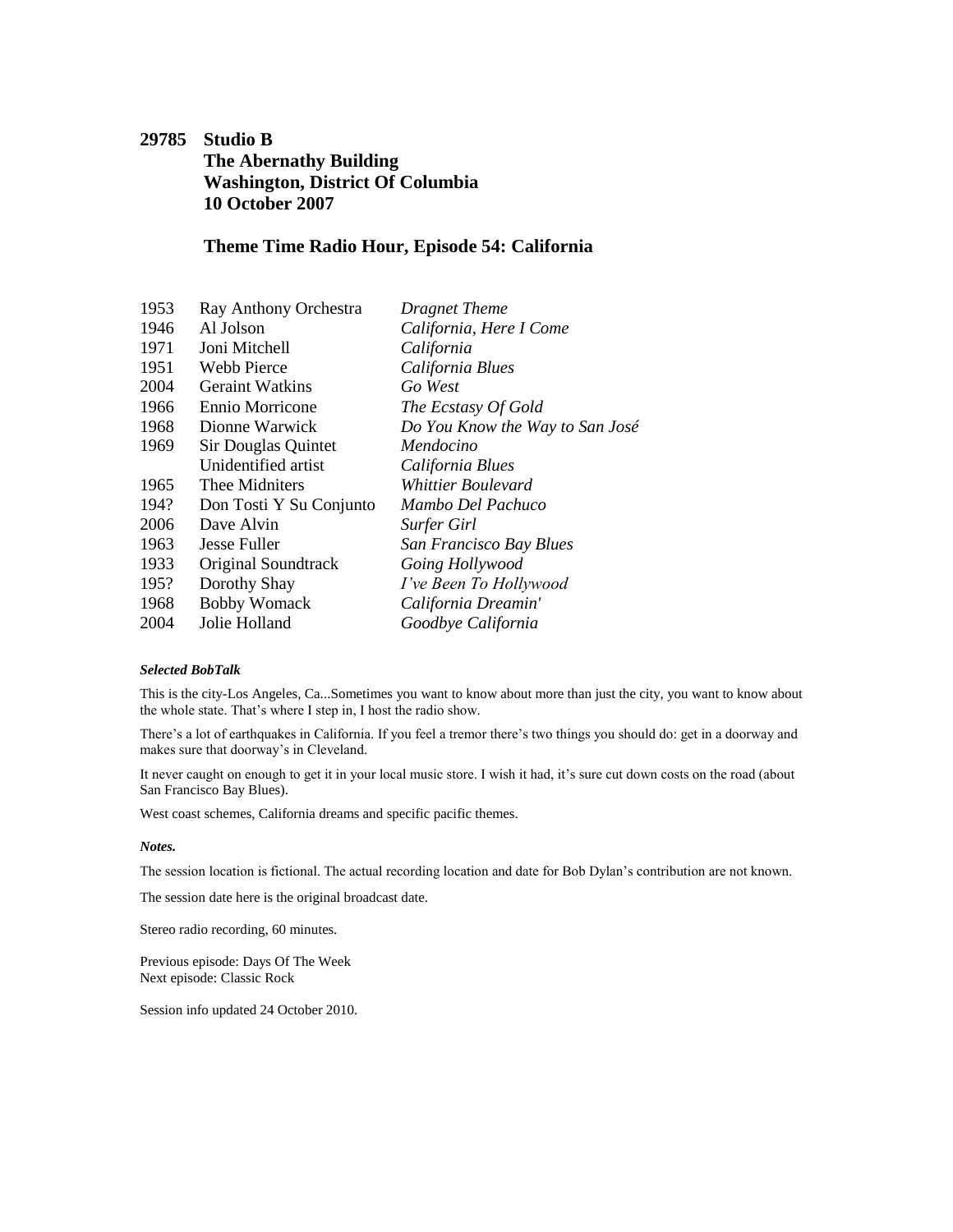**29785 Studio B**
**The Abernathy Building**
**Washington, District Of Columbia**
**10 October 2007**

**Theme Time Radio Hour, Episode 54: California**

| | | |
|---|---|---|
| 1953 | Ray Anthony Orchestra | *Dragnet Theme* |
| 1946 | Al Jolson | *California, Here I Come* |
| 1971 | Joni Mitchell | *California* |
| 1951 | Webb Pierce | *California Blues* |
| 2004 | Geraint Watkins | *Go West* |
| 1966 | Ennio Morricone | *The Ecstasy Of Gold* |
| 1968 | Dionne Warwick | *Do You Know the Way to San José* |
| 1969 | Sir Douglas Quintet | *Mendocino* |
| | Unidentified artist | *California Blues* |
| 1965 | Thee Midniters | *Whittier Boulevard* |
| 194? | Don Tosti Y Su Conjunto | *Mambo Del Pachuco* |
| 2006 | Dave Alvin | *Surfer Girl* |
| 1963 | Jesse Fuller | *San Francisco Bay Blues* |
| 1933 | Original Soundtrack | *Going Hollywood* |
| 195? | Dorothy Shay | *I've Been To Hollywood* |
| 1968 | Bobby Womack | *California Dreamin'* |
| 2004 | Jolie Holland | *Goodbye California* |

***Selected BobTalk***

This is the city-Los Angeles, Ca...Sometimes you want to know about more than just the city, you want to know about the whole state. That's where I step in, I host the radio show.

There's a lot of earthquakes in California. If you feel a tremor there's two things you should do: get in a doorway and makes sure that doorway's in Cleveland.

It never caught on enough to get it in your local music store. I wish it had, it's sure cut down costs on the road (about San Francisco Bay Blues).

West coast schemes, California dreams and specific pacific themes.

***Notes.***

The session location is fictional. The actual recording location and date for Bob Dylan's contribution are not known.

The session date here is the original broadcast date.

Stereo radio recording, 60 minutes.

Previous episode: Days Of The Week
Next episode: Classic Rock

Session info updated 24 October 2010.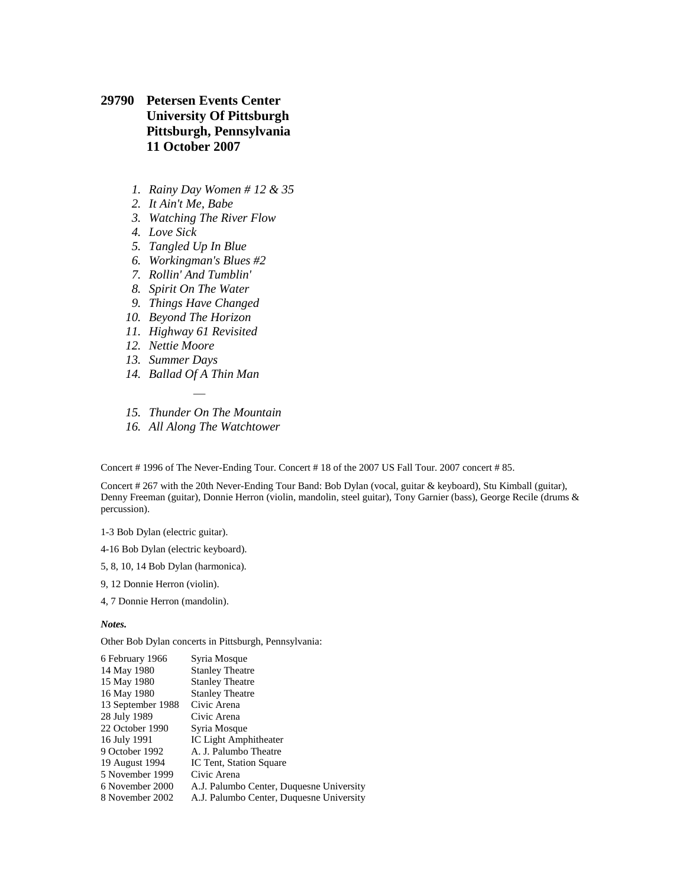**29790 Petersen Events Center**
**University Of Pittsburgh**
**Pittsburgh, Pennsylvania**
**11 October 2007**

1. *Rainy Day Women # 12 & 35*
2. *It Ain't Me, Babe*
3. *Watching The River Flow*
4. *Love Sick*
5. *Tangled Up In Blue*
6. *Workingman's Blues #2*
7. *Rollin' And Tumblin'*
8. *Spirit On The Water*
9. *Things Have Changed*
10. *Beyond The Horizon*
11. *Highway 61 Revisited*
12. *Nettie Moore*
13. *Summer Days*
14. *Ballad Of A Thin Man*

—

15. *Thunder On The Mountain*
16. *All Along The Watchtower*

Concert # 1996 of The Never-Ending Tour. Concert # 18 of the 2007 US Fall Tour. 2007 concert # 85.

Concert # 267 with the 20th Never-Ending Tour Band: Bob Dylan (vocal, guitar & keyboard), Stu Kimball (guitar), Denny Freeman (guitar), Donnie Herron (violin, mandolin, steel guitar), Tony Garnier (bass), George Recile (drums & percussion).

1-3 Bob Dylan (electric guitar).

4-16 Bob Dylan (electric keyboard).

5, 8, 10, 14 Bob Dylan (harmonica).

9, 12 Donnie Herron (violin).

4, 7 Donnie Herron (mandolin).

***Notes.***

Other Bob Dylan concerts in Pittsburgh, Pennsylvania:

| | |
|---|---|
| 6 February 1966 | Syria Mosque |
| 14 May 1980 | Stanley Theatre |
| 15 May 1980 | Stanley Theatre |
| 16 May 1980 | Stanley Theatre |
| 13 September 1988 | Civic Arena |
| 28 July 1989 | Civic Arena |
| 22 October 1990 | Syria Mosque |
| 16 July 1991 | IC Light Amphitheater |
| 9 October 1992 | A. J. Palumbo Theatre |
| 19 August 1994 | IC Tent, Station Square |
| 5 November 1999 | Civic Arena |
| 6 November 2000 | A.J. Palumbo Center, Duquesne University |
| 8 November 2002 | A.J. Palumbo Center, Duquesne University |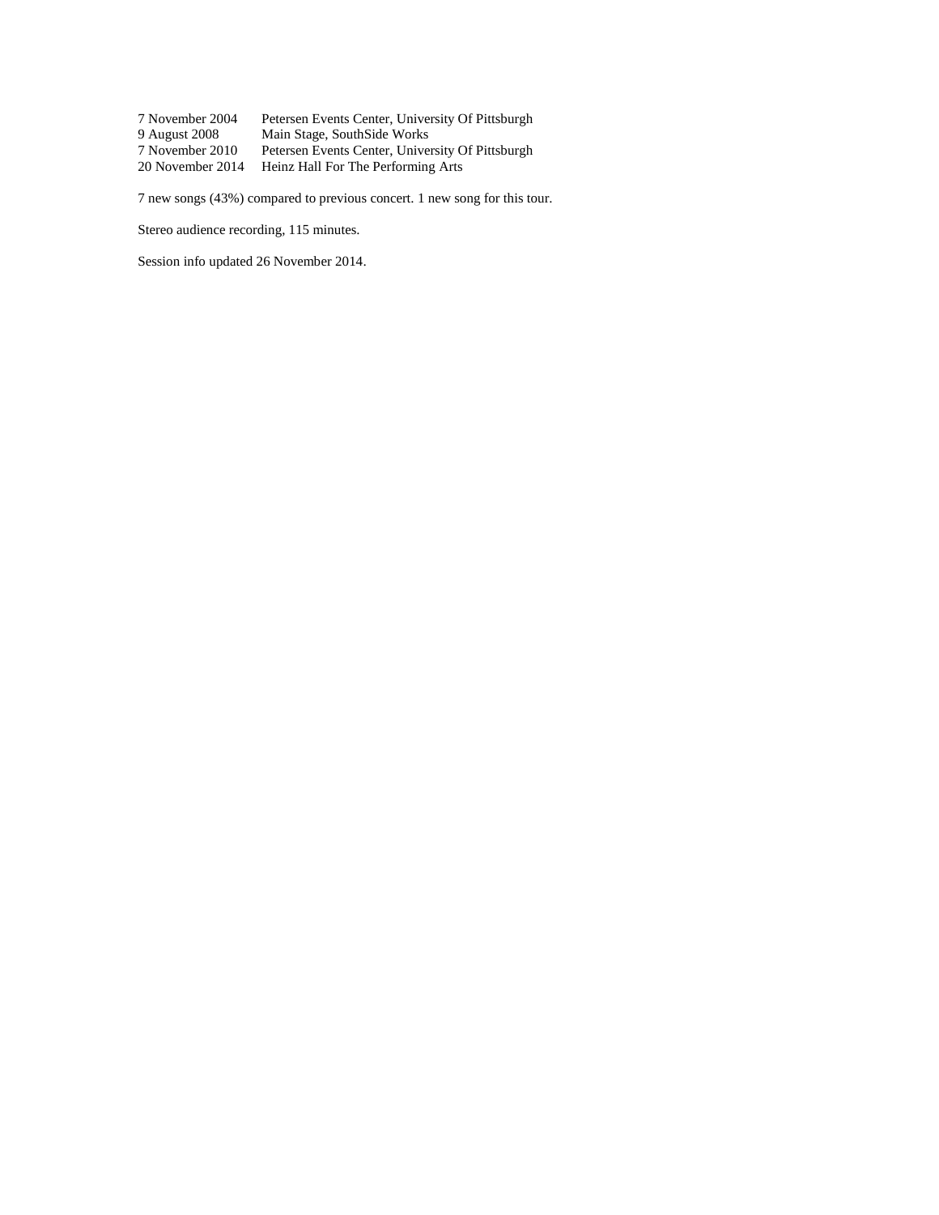| | |
|---|---|
| 7 November 2004 | Petersen Events Center, University Of Pittsburgh |
| 9 August 2008 | Main Stage, SouthSide Works |
| 7 November 2010 | Petersen Events Center, University Of Pittsburgh |
| 20 November 2014 | Heinz Hall For The Performing Arts |

7 new songs (43%) compared to previous concert. 1 new song for this tour.

Stereo audience recording, 115 minutes.

Session info updated 26 November 2014.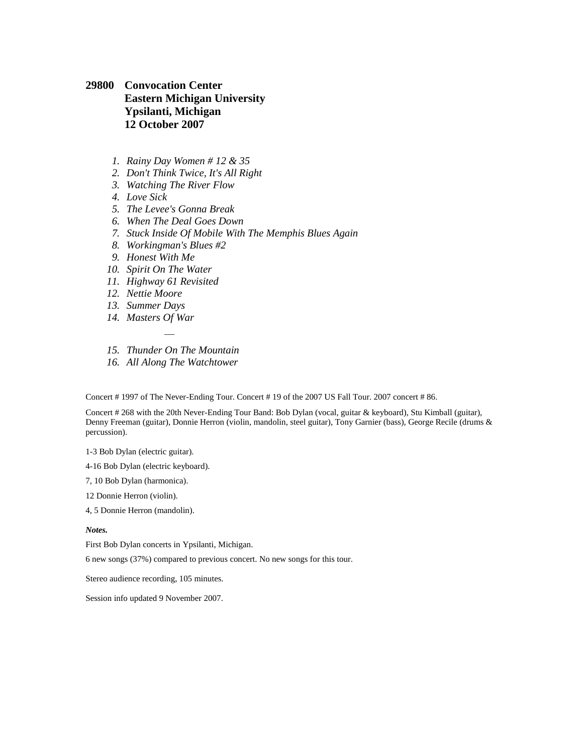**29800 Convocation Center**
**Eastern Michigan University**
**Ypsilanti, Michigan**
**12 October 2007**

1. *Rainy Day Women # 12 & 35*
2. *Don't Think Twice, It's All Right*
3. *Watching The River Flow*
4. *Love Sick*
5. *The Levee's Gonna Break*
6. *When The Deal Goes Down*
7. *Stuck Inside Of Mobile With The Memphis Blues Again*
8. *Workingman's Blues #2*
9. *Honest With Me*
10. *Spirit On The Water*
11. *Highway 61 Revisited*
12. *Nettie Moore*
13. *Summer Days*
14. *Masters Of War*

—

15. *Thunder On The Mountain*
16. *All Along The Watchtower*

Concert # 1997 of The Never-Ending Tour. Concert # 19 of the 2007 US Fall Tour. 2007 concert # 86.

Concert # 268 with the 20th Never-Ending Tour Band: Bob Dylan (vocal, guitar & keyboard), Stu Kimball (guitar), Denny Freeman (guitar), Donnie Herron (violin, mandolin, steel guitar), Tony Garnier (bass), George Recile (drums & percussion).

1-3 Bob Dylan (electric guitar).

4-16 Bob Dylan (electric keyboard).

7, 10 Bob Dylan (harmonica).

12 Donnie Herron (violin).

4, 5 Donnie Herron (mandolin).

***Notes.***

First Bob Dylan concerts in Ypsilanti, Michigan.

6 new songs (37%) compared to previous concert. No new songs for this tour.

Stereo audience recording, 105 minutes.

Session info updated 9 November 2007.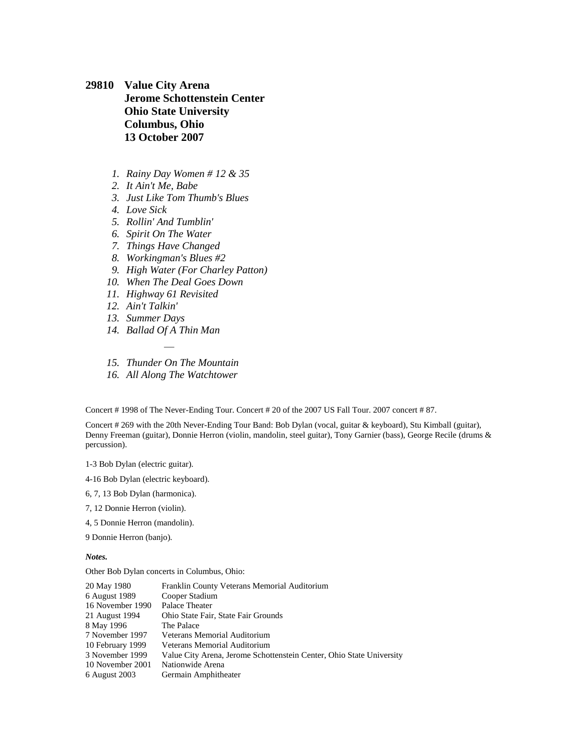**29810 Value City Arena**
**Jerome Schottenstein Center**
**Ohio State University**
**Columbus, Ohio**
**13 October 2007**

1. *Rainy Day Women # 12 & 35*
2. *It Ain't Me, Babe*
3. *Just Like Tom Thumb's Blues*
4. *Love Sick*
5. *Rollin' And Tumblin'*
6. *Spirit On The Water*
7. *Things Have Changed*
8. *Workingman's Blues #2*
9. *High Water (For Charley Patton)*
10. *When The Deal Goes Down*
11. *Highway 61 Revisited*
12. *Ain't Talkin'*
13. *Summer Days*
14. *Ballad Of A Thin Man*

—

15. *Thunder On The Mountain*
16. *All Along The Watchtower*

Concert # 1998 of The Never-Ending Tour. Concert # 20 of the 2007 US Fall Tour. 2007 concert # 87.

Concert # 269 with the 20th Never-Ending Tour Band: Bob Dylan (vocal, guitar & keyboard), Stu Kimball (guitar), Denny Freeman (guitar), Donnie Herron (violin, mandolin, steel guitar), Tony Garnier (bass), George Recile (drums & percussion).

1-3 Bob Dylan (electric guitar).

4-16 Bob Dylan (electric keyboard).

6, 7, 13 Bob Dylan (harmonica).

7, 12 Donnie Herron (violin).

4, 5 Donnie Herron (mandolin).

9 Donnie Herron (banjo).

***Notes.***

Other Bob Dylan concerts in Columbus, Ohio:

| | |
|---|---|
| 20 May 1980 | Franklin County Veterans Memorial Auditorium |
| 6 August 1989 | Cooper Stadium |
| 16 November 1990 | Palace Theater |
| 21 August 1994 | Ohio State Fair, State Fair Grounds |
| 8 May 1996 | The Palace |
| 7 November 1997 | Veterans Memorial Auditorium |
| 10 February 1999 | Veterans Memorial Auditorium |
| 3 November 1999 | Value City Arena, Jerome Schottenstein Center, Ohio State University |
| 10 November 2001 | Nationwide Arena |
| 6 August 2003 | Germain Amphitheater |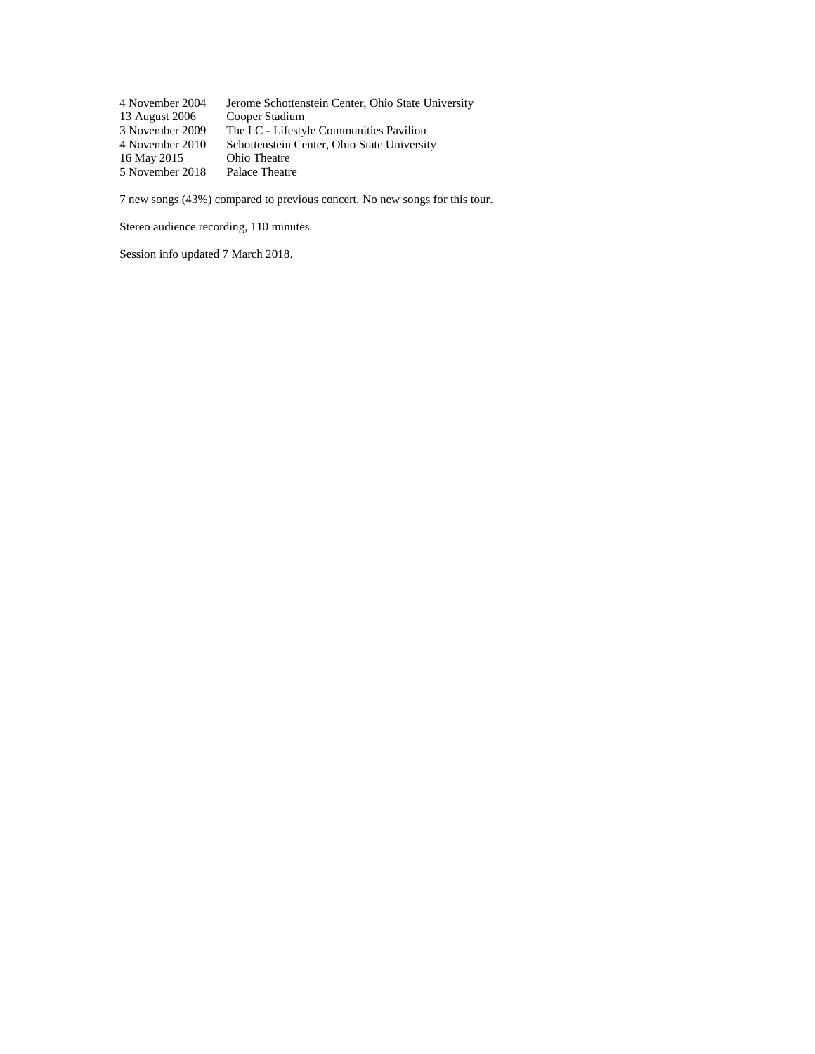| | |
|---|---|
| 4 November 2004 | Jerome Schottenstein Center, Ohio State University |
| 13 August 2006 | Cooper Stadium |
| 3 November 2009 | The LC - Lifestyle Communities Pavilion |
| 4 November 2010 | Schottenstein Center, Ohio State University |
| 16 May 2015 | Ohio Theatre |
| 5 November 2018 | Palace Theatre |

7 new songs (43%) compared to previous concert. No new songs for this tour.

Stereo audience recording, 110 minutes.

Session info updated 7 March 2018.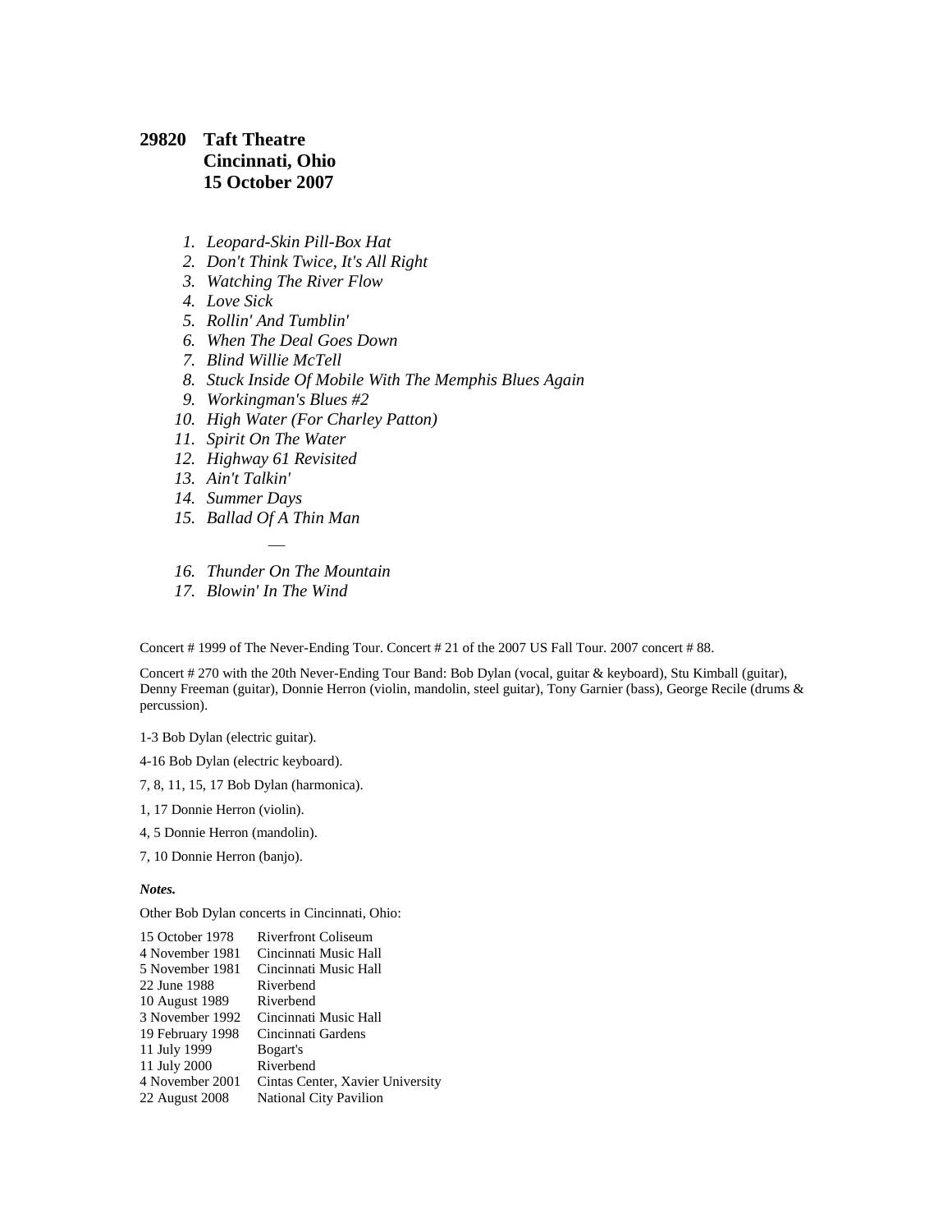## 29820 Taft Theatre
## Cincinnati, Ohio
## 15 October 2007

1. *Leopard-Skin Pill-Box Hat*
2. *Don't Think Twice, It's All Right*
3. *Watching The River Flow*
4. *Love Sick*
5. *Rollin' And Tumblin'*
6. *When The Deal Goes Down*
7. *Blind Willie McTell*
8. *Stuck Inside Of Mobile With The Memphis Blues Again*
9. *Workingman's Blues #2*
10. *High Water (For Charley Patton)*
11. *Spirit On The Water*
12. *Highway 61 Revisited*
13. *Ain't Talkin'*
14. *Summer Days*
15. *Ballad Of A Thin Man*

—

16. *Thunder On The Mountain*
17. *Blowin' In The Wind*

Concert # 1999 of The Never-Ending Tour. Concert # 21 of the 2007 US Fall Tour. 2007 concert # 88.

Concert # 270 with the 20th Never-Ending Tour Band: Bob Dylan (vocal, guitar & keyboard), Stu Kimball (guitar), Denny Freeman (guitar), Donnie Herron (violin, mandolin, steel guitar), Tony Garnier (bass), George Recile (drums & percussion).

1-3 Bob Dylan (electric guitar).

4-16 Bob Dylan (electric keyboard).

7, 8, 11, 15, 17 Bob Dylan (harmonica).

1, 17 Donnie Herron (violin).

4, 5 Donnie Herron (mandolin).

7, 10 Donnie Herron (banjo).

***Notes.***

Other Bob Dylan concerts in Cincinnati, Ohio:

| | |
|---|---|
| 15 October 1978 | Riverfront Coliseum |
| 4 November 1981 | Cincinnati Music Hall |
| 5 November 1981 | Cincinnati Music Hall |
| 22 June 1988 | Riverbend |
| 10 August 1989 | Riverbend |
| 3 November 1992 | Cincinnati Music Hall |
| 19 February 1998 | Cincinnati Gardens |
| 11 July 1999 | Bogart's |
| 11 July 2000 | Riverbend |
| 4 November 2001 | Cintas Center, Xavier University |
| 22 August 2008 | National City Pavilion |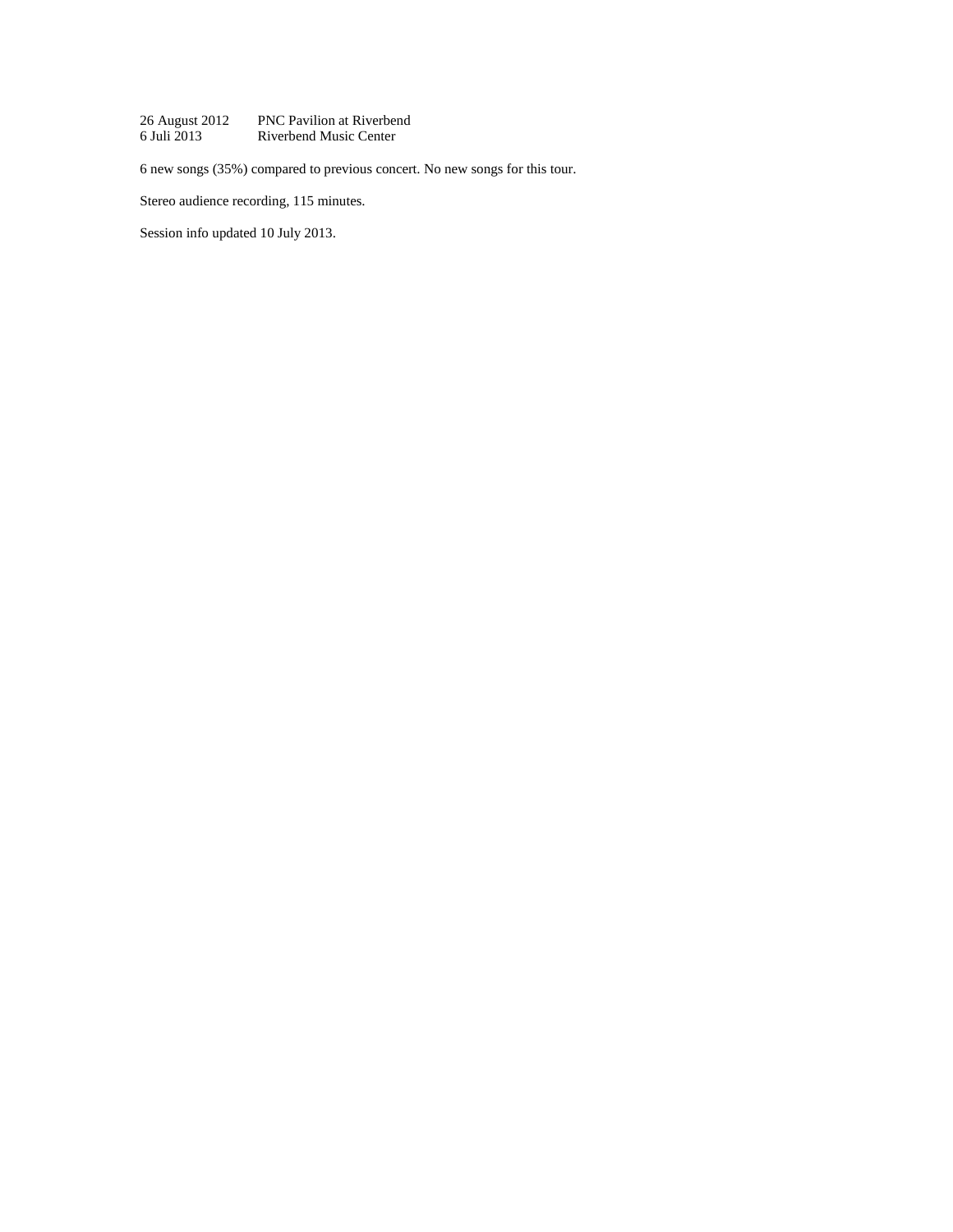26 August 2012 PNC Pavilion at Riverbend
6 Juli 2013 Riverbend Music Center

6 new songs (35%) compared to previous concert. No new songs for this tour.

Stereo audience recording, 115 minutes.

Session info updated 10 July 2013.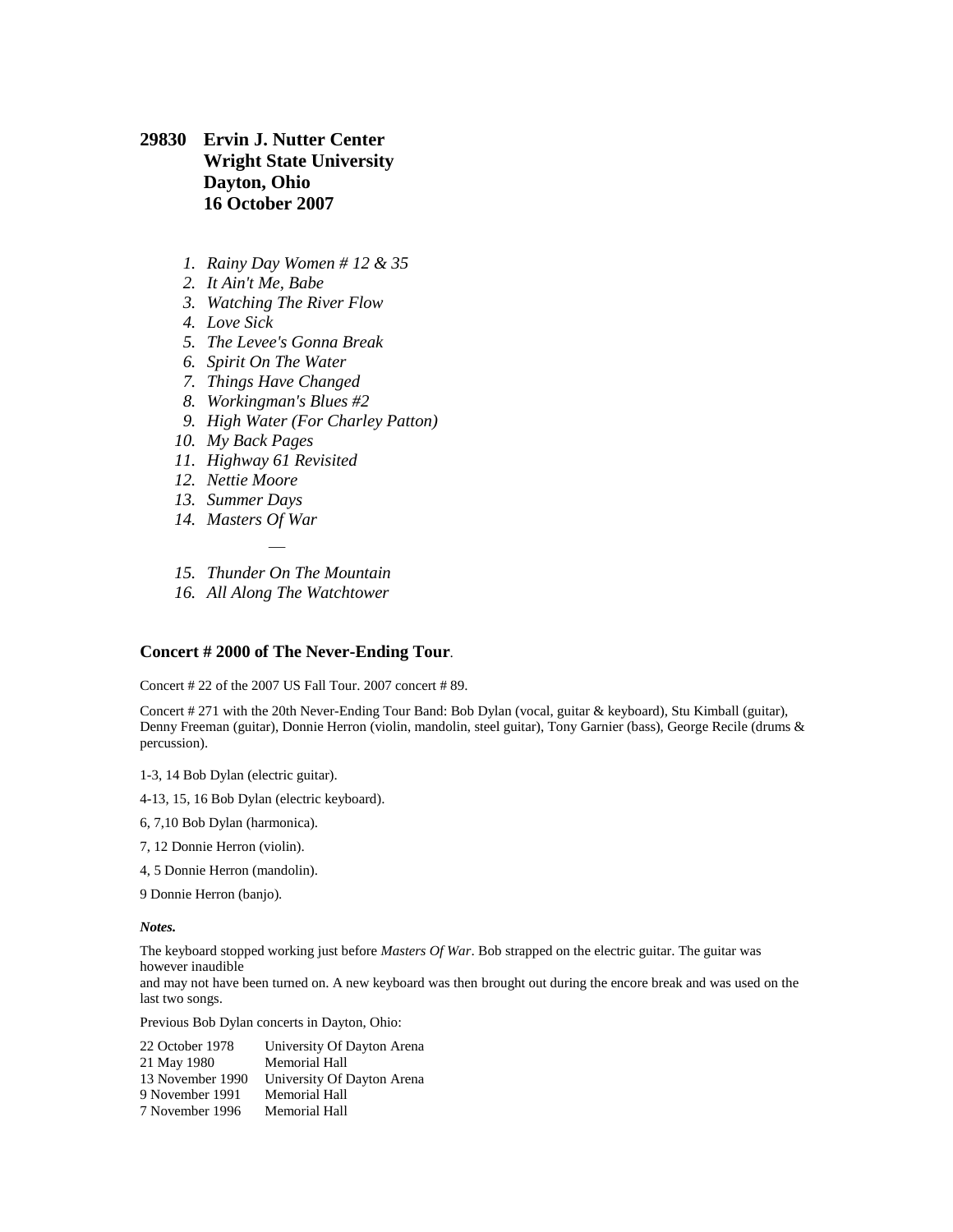**29830 Ervin J. Nutter Center
Wright State University
Dayton, Ohio
16 October 2007**

1. *Rainy Day Women # 12 & 35*
2. *It Ain't Me, Babe*
3. *Watching The River Flow*
4. *Love Sick*
5. *The Levee's Gonna Break*
6. *Spirit On The Water*
7. *Things Have Changed*
8. *Workingman's Blues #2*
9. *High Water (For Charley Patton)*
10. *My Back Pages*
11. *Highway 61 Revisited*
12. *Nettie Moore*
13. *Summer Days*
14. *Masters Of War*

—

15. *Thunder On The Mountain*
16. *All Along The Watchtower*

**Concert # 2000 of The Never-Ending Tour**.

Concert # 22 of the 2007 US Fall Tour. 2007 concert # 89.

Concert # 271 with the 20th Never-Ending Tour Band: Bob Dylan (vocal, guitar & keyboard), Stu Kimball (guitar), Denny Freeman (guitar), Donnie Herron (violin, mandolin, steel guitar), Tony Garnier (bass), George Recile (drums & percussion).

1-3, 14 Bob Dylan (electric guitar).

4-13, 15, 16 Bob Dylan (electric keyboard).

6, 7,10 Bob Dylan (harmonica).

7, 12 Donnie Herron (violin).

4, 5 Donnie Herron (mandolin).

9 Donnie Herron (banjo).

***Notes.***

The keyboard stopped working just before *Masters Of War*. Bob strapped on the electric guitar. The guitar was however inaudible
and may not have been turned on. A new keyboard was then brought out during the encore break and was used on the last two songs.

Previous Bob Dylan concerts in Dayton, Ohio:

| | |
|---|---|
| 22 October 1978 | University Of Dayton Arena |
| 21 May 1980 | Memorial Hall |
| 13 November 1990 | University Of Dayton Arena |
| 9 November 1991 | Memorial Hall |
| 7 November 1996 | Memorial Hall |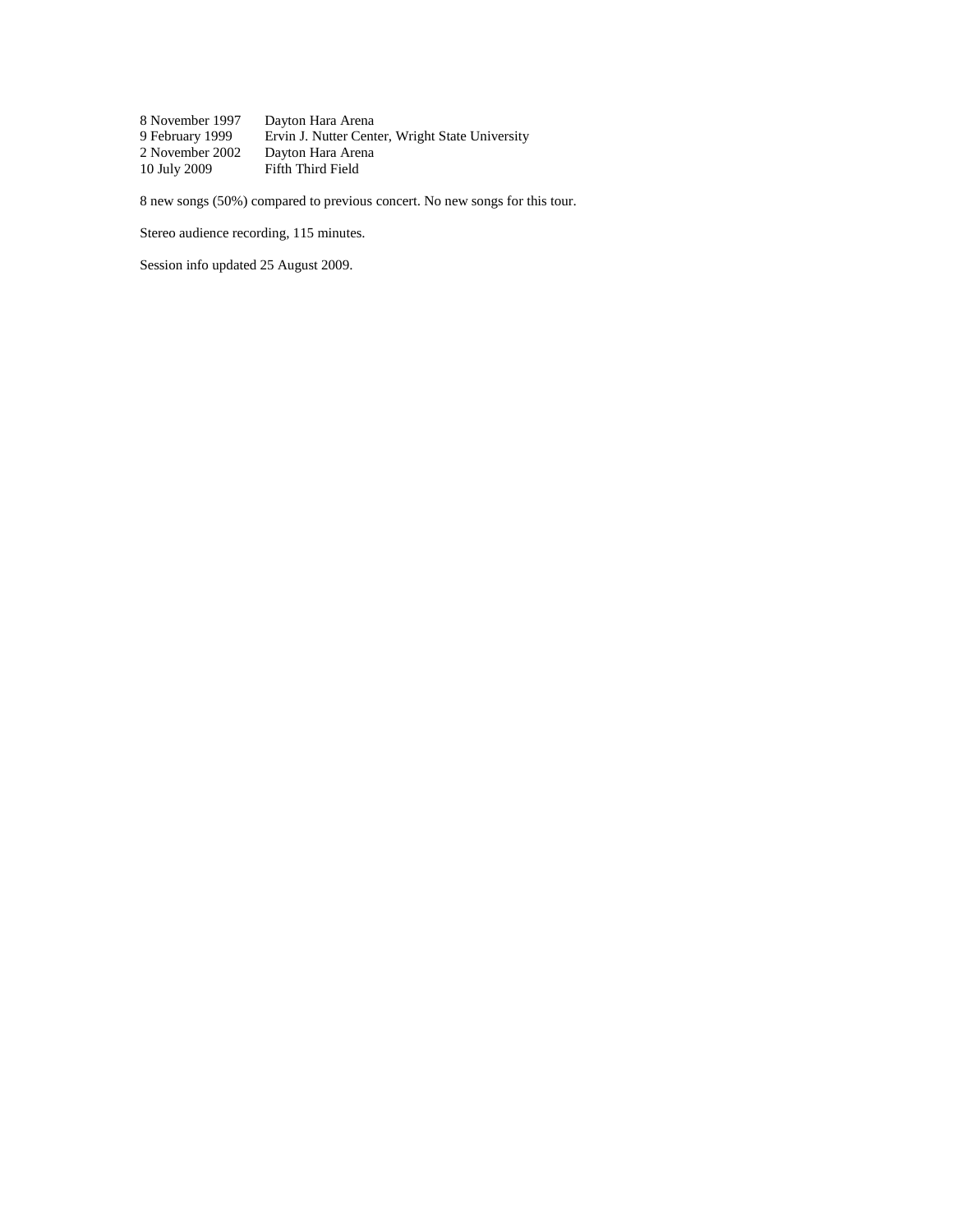| | |
|---|---|
| 8 November 1997 | Dayton Hara Arena |
| 9 February 1999 | Ervin J. Nutter Center, Wright State University |
| 2 November 2002 | Dayton Hara Arena |
| 10 July 2009 | Fifth Third Field |

8 new songs (50%) compared to previous concert. No new songs for this tour.

Stereo audience recording, 115 minutes.

Session info updated 25 August 2009.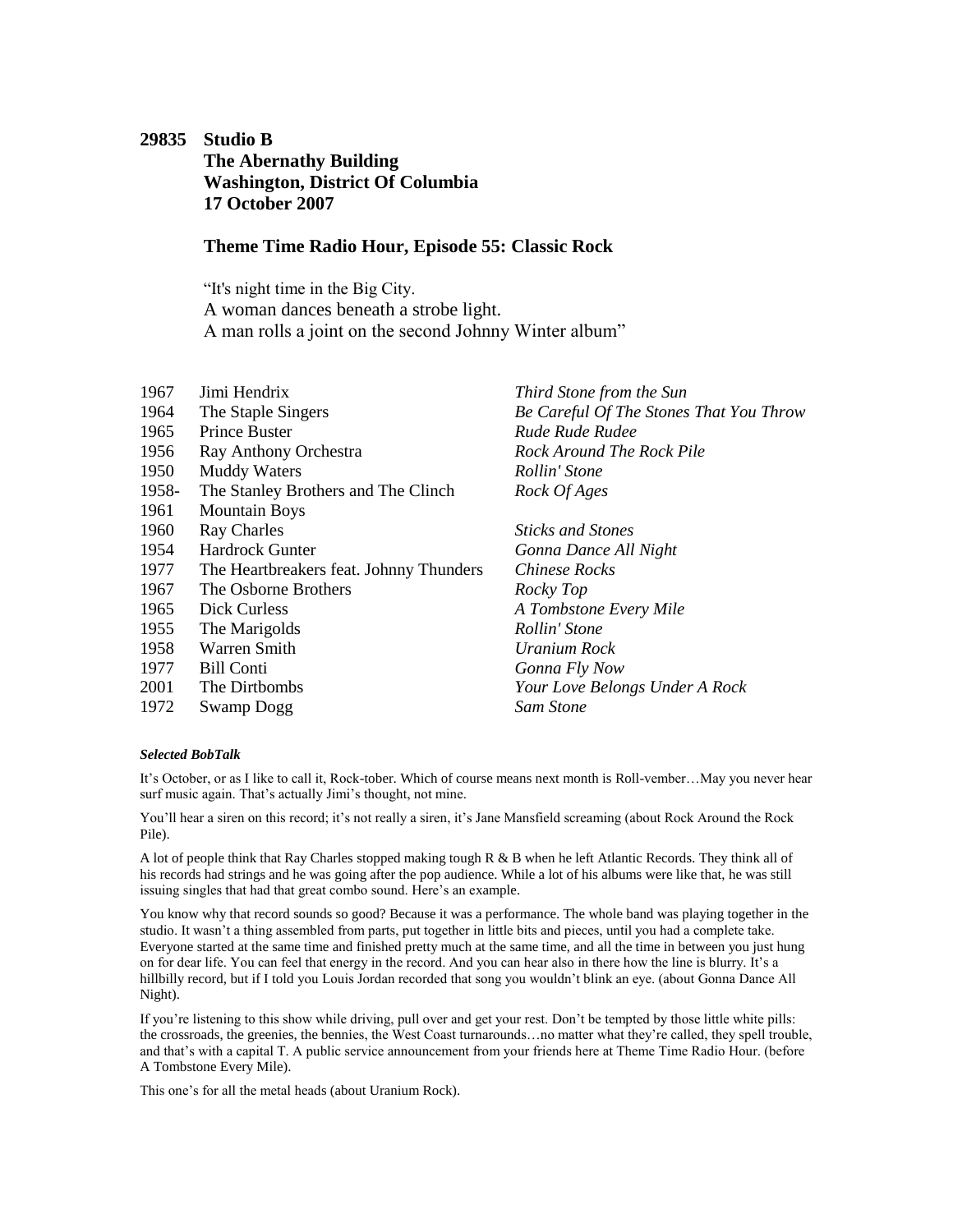**29835 Studio B**
**The Abernathy Building**
**Washington, District Of Columbia**
**17 October 2007**

**Theme Time Radio Hour, Episode 55: Classic Rock**

"It's night time in the Big City.
A woman dances beneath a strobe light.
A man rolls a joint on the second Johnny Winter album"

| | | |
|---|---|---|
| 1967 | Jimi Hendrix | *Third Stone from the Sun* |
| 1964 | The Staple Singers | *Be Careful Of The Stones That You Throw* |
| 1965 | Prince Buster | *Rude Rude Rudee* |
| 1956 | Ray Anthony Orchestra | *Rock Around The Rock Pile* |
| 1950 | Muddy Waters | *Rollin' Stone* |
| 1958-1961 | The Stanley Brothers and The Clinch Mountain Boys | *Rock Of Ages* |
| 1960 | Ray Charles | *Sticks and Stones* |
| 1954 | Hardrock Gunter | *Gonna Dance All Night* |
| 1977 | The Heartbreakers feat. Johnny Thunders | *Chinese Rocks* |
| 1967 | The Osborne Brothers | *Rocky Top* |
| 1965 | Dick Curless | *A Tombstone Every Mile* |
| 1955 | The Marigolds | *Rollin' Stone* |
| 1958 | Warren Smith | *Uranium Rock* |
| 1977 | Bill Conti | *Gonna Fly Now* |
| 2001 | The Dirtbombs | *Your Love Belongs Under A Rock* |
| 1972 | Swamp Dogg | *Sam Stone* |

***Selected BobTalk***

It's October, or as I like to call it, Rock-tober. Which of course means next month is Roll-vember…May you never hear surf music again. That's actually Jimi's thought, not mine.

You'll hear a siren on this record; it's not really a siren, it's Jane Mansfield screaming (about Rock Around the Rock Pile).

A lot of people think that Ray Charles stopped making tough R & B when he left Atlantic Records. They think all of his records had strings and he was going after the pop audience. While a lot of his albums were like that, he was still issuing singles that had that great combo sound. Here's an example.

You know why that record sounds so good? Because it was a performance. The whole band was playing together in the studio. It wasn't a thing assembled from parts, put together in little bits and pieces, until you had a complete take. Everyone started at the same time and finished pretty much at the same time, and all the time in between you just hung on for dear life. You can feel that energy in the record. And you can hear also in there how the line is blurry. It's a hillbilly record, but if I told you Louis Jordan recorded that song you wouldn't blink an eye. (about Gonna Dance All Night).

If you're listening to this show while driving, pull over and get your rest. Don't be tempted by those little white pills: the crossroads, the greenies, the bennies, the West Coast turnarounds…no matter what they're called, they spell trouble, and that's with a capital T. A public service announcement from your friends here at Theme Time Radio Hour. (before A Tombstone Every Mile).

This one's for all the metal heads (about Uranium Rock).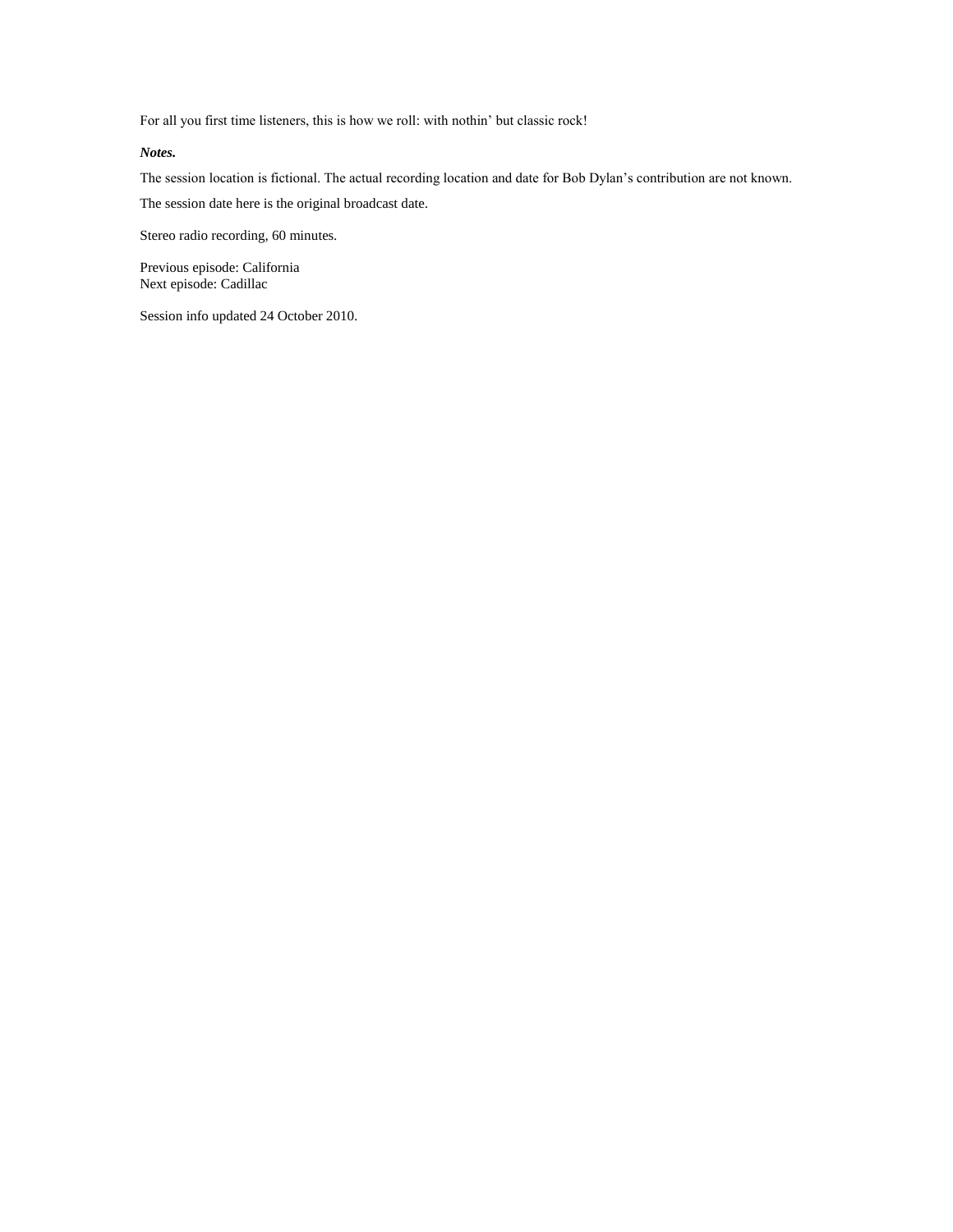For all you first time listeners, this is how we roll: with nothin' but classic rock!

***Notes.***

The session location is fictional. The actual recording location and date for Bob Dylan's contribution are not known.

The session date here is the original broadcast date.

Stereo radio recording, 60 minutes.

Previous episode: California
Next episode: Cadillac

Session info updated 24 October 2010.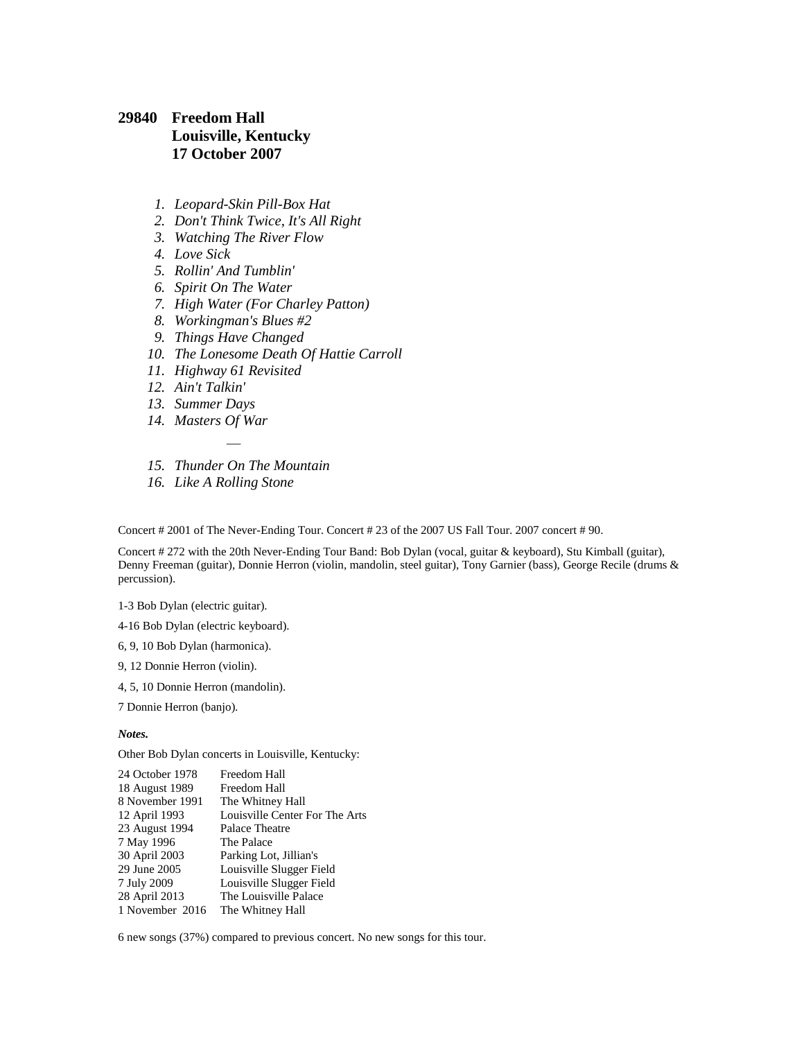## 29840 Freedom Hall
## Louisville, Kentucky
## 17 October 2007

1. *Leopard-Skin Pill-Box Hat*
2. *Don't Think Twice, It's All Right*
3. *Watching The River Flow*
4. *Love Sick*
5. *Rollin' And Tumblin'*
6. *Spirit On The Water*
7. *High Water (For Charley Patton)*
8. *Workingman's Blues #2*
9. *Things Have Changed*
10. *The Lonesome Death Of Hattie Carroll*
11. *Highway 61 Revisited*
12. *Ain't Talkin'*
13. *Summer Days*
14. *Masters Of War*

—

15. *Thunder On The Mountain*
16. *Like A Rolling Stone*

Concert # 2001 of The Never-Ending Tour. Concert # 23 of the 2007 US Fall Tour. 2007 concert # 90.

Concert # 272 with the 20th Never-Ending Tour Band: Bob Dylan (vocal, guitar & keyboard), Stu Kimball (guitar), Denny Freeman (guitar), Donnie Herron (violin, mandolin, steel guitar), Tony Garnier (bass), George Recile (drums & percussion).

1-3 Bob Dylan (electric guitar).

4-16 Bob Dylan (electric keyboard).

6, 9, 10 Bob Dylan (harmonica).

9, 12 Donnie Herron (violin).

4, 5, 10 Donnie Herron (mandolin).

7 Donnie Herron (banjo).

***Notes.***

Other Bob Dylan concerts in Louisville, Kentucky:

| | |
|---|---|
| 24 October 1978 | Freedom Hall |
| 18 August 1989 | Freedom Hall |
| 8 November 1991 | The Whitney Hall |
| 12 April 1993 | Louisville Center For The Arts |
| 23 August 1994 | Palace Theatre |
| 7 May 1996 | The Palace |
| 30 April 2003 | Parking Lot, Jillian's |
| 29 June 2005 | Louisville Slugger Field |
| 7 July 2009 | Louisville Slugger Field |
| 28 April 2013 | The Louisville Palace |
| 1 November 2016 | The Whitney Hall |

6 new songs (37%) compared to previous concert. No new songs for this tour.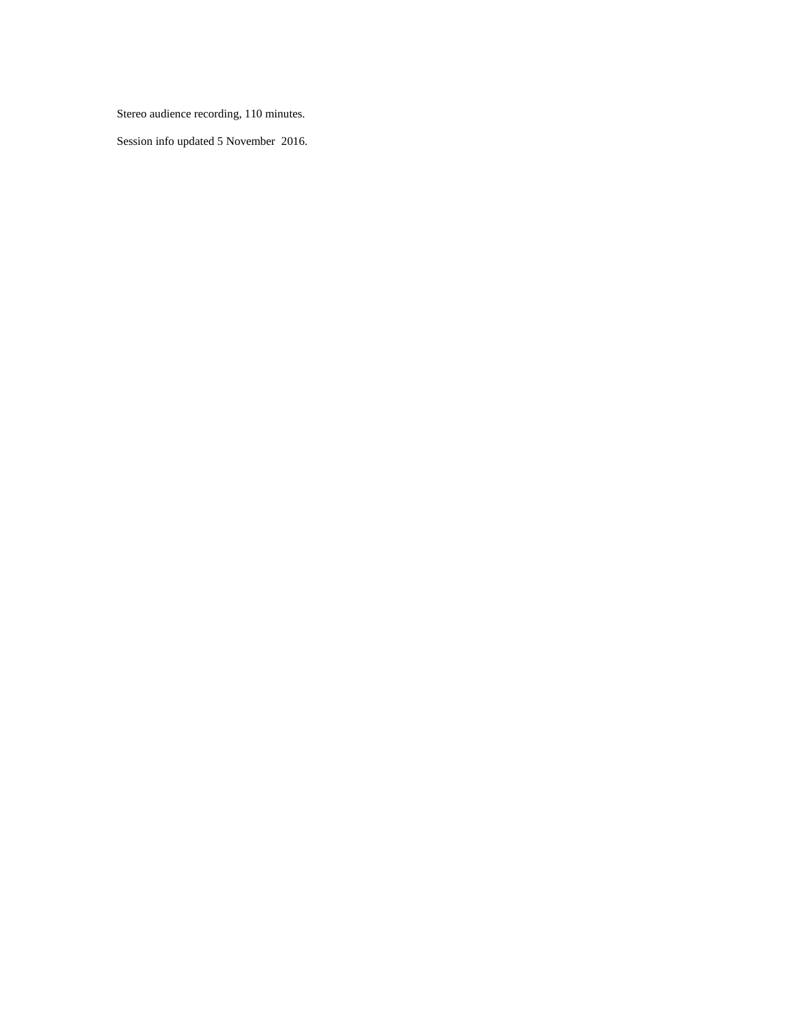Stereo audience recording, 110 minutes.

Session info updated 5 November 2016.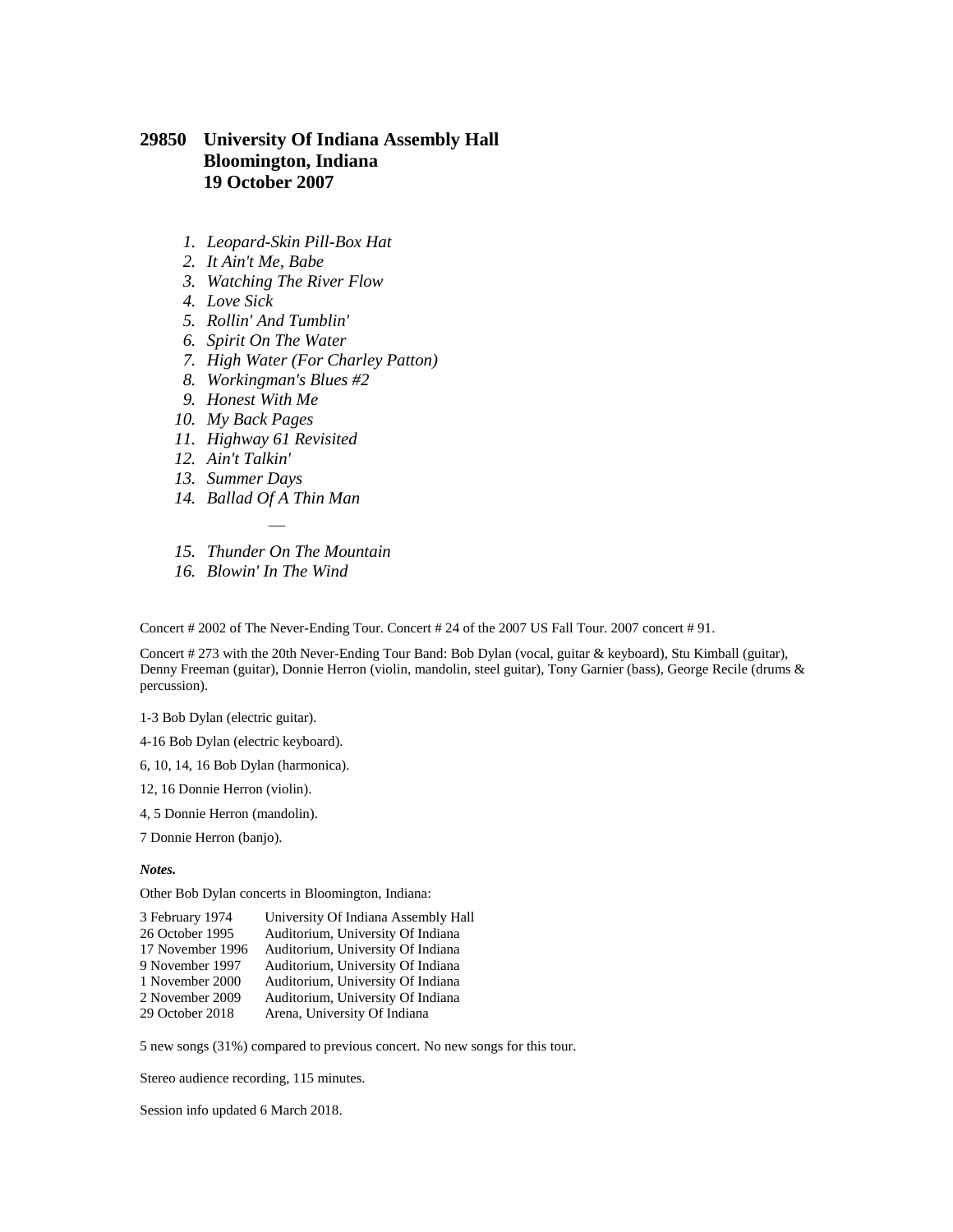# 29850 University Of Indiana Assembly Hall
Bloomington, Indiana
19 October 2007

1. *Leopard-Skin Pill-Box Hat*
2. *It Ain't Me, Babe*
3. *Watching The River Flow*
4. *Love Sick*
5. *Rollin' And Tumblin'*
6. *Spirit On The Water*
7. *High Water (For Charley Patton)*
8. *Workingman's Blues #2*
9. *Honest With Me*
10. *My Back Pages*
11. *Highway 61 Revisited*
12. *Ain't Talkin'*
13. *Summer Days*
14. *Ballad Of A Thin Man*

—

15. *Thunder On The Mountain*
16. *Blowin' In The Wind*

Concert # 2002 of The Never-Ending Tour. Concert # 24 of the 2007 US Fall Tour. 2007 concert # 91.

Concert # 273 with the 20th Never-Ending Tour Band: Bob Dylan (vocal, guitar & keyboard), Stu Kimball (guitar), Denny Freeman (guitar), Donnie Herron (violin, mandolin, steel guitar), Tony Garnier (bass), George Recile (drums & percussion).

1-3 Bob Dylan (electric guitar).

4-16 Bob Dylan (electric keyboard).

6, 10, 14, 16 Bob Dylan (harmonica).

12, 16 Donnie Herron (violin).

4, 5 Donnie Herron (mandolin).

7 Donnie Herron (banjo).

***Notes.***

Other Bob Dylan concerts in Bloomington, Indiana:

| | |
|---|---|
| 3 February 1974 | University Of Indiana Assembly Hall |
| 26 October 1995 | Auditorium, University Of Indiana |
| 17 November 1996 | Auditorium, University Of Indiana |
| 9 November 1997 | Auditorium, University Of Indiana |
| 1 November 2000 | Auditorium, University Of Indiana |
| 2 November 2009 | Auditorium, University Of Indiana |
| 29 October 2018 | Arena, University Of Indiana |

5 new songs (31%) compared to previous concert. No new songs for this tour.

Stereo audience recording, 115 minutes.

Session info updated 6 March 2018.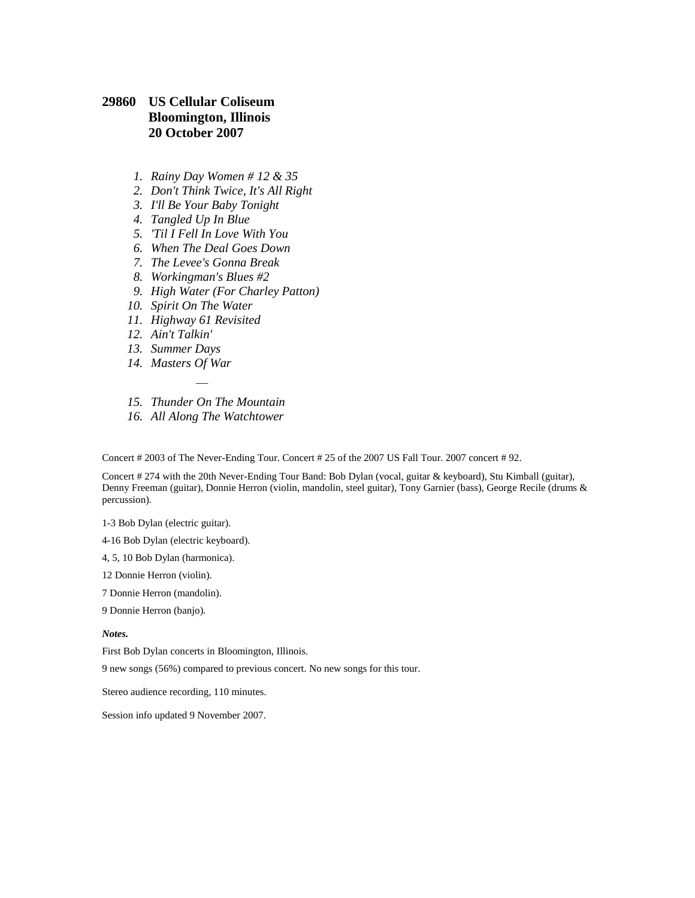**29860 US Cellular Coliseum**
**Bloomington, Illinois**
**20 October 2007**

1. *Rainy Day Women # 12 & 35*
2. *Don't Think Twice, It's All Right*
3. *I'll Be Your Baby Tonight*
4. *Tangled Up In Blue*
5. *'Til I Fell In Love With You*
6. *When The Deal Goes Down*
7. *The Levee's Gonna Break*
8. *Workingman's Blues #2*
9. *High Water (For Charley Patton)*
10. *Spirit On The Water*
11. *Highway 61 Revisited*
12. *Ain't Talkin'*
13. *Summer Days*
14. *Masters Of War*

—

15. *Thunder On The Mountain*
16. *All Along The Watchtower*

Concert # 2003 of The Never-Ending Tour. Concert # 25 of the 2007 US Fall Tour. 2007 concert # 92.

Concert # 274 with the 20th Never-Ending Tour Band: Bob Dylan (vocal, guitar & keyboard), Stu Kimball (guitar), Denny Freeman (guitar), Donnie Herron (violin, mandolin, steel guitar), Tony Garnier (bass), George Recile (drums & percussion).

1-3 Bob Dylan (electric guitar).

4-16 Bob Dylan (electric keyboard).

4, 5, 10 Bob Dylan (harmonica).

12 Donnie Herron (violin).

7 Donnie Herron (mandolin).

9 Donnie Herron (banjo).

***Notes.***

First Bob Dylan concerts in Bloomington, Illinois.

9 new songs (56%) compared to previous concert. No new songs for this tour.

Stereo audience recording, 110 minutes.

Session info updated 9 November 2007.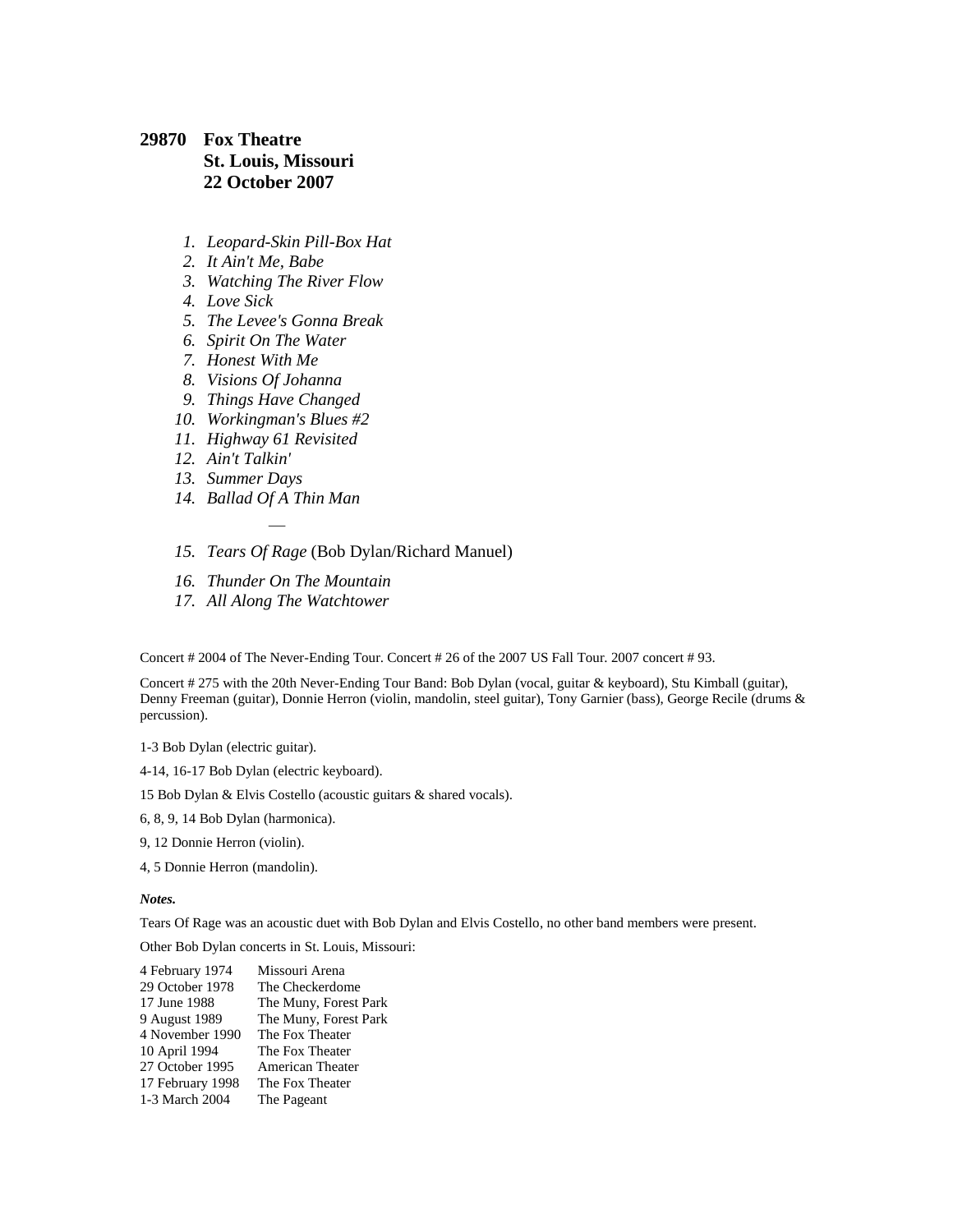**29870 Fox Theatre**
**St. Louis, Missouri**
**22 October 2007**

1. *Leopard-Skin Pill-Box Hat*
2. *It Ain't Me, Babe*
3. *Watching The River Flow*
4. *Love Sick*
5. *The Levee's Gonna Break*
6. *Spirit On The Water*
7. *Honest With Me*
8. *Visions Of Johanna*
9. *Things Have Changed*
10. *Workingman's Blues #2*
11. *Highway 61 Revisited*
12. *Ain't Talkin'*
13. *Summer Days*
14. *Ballad Of A Thin Man*

—

15. *Tears Of Rage* (Bob Dylan/Richard Manuel)
16. *Thunder On The Mountain*
17. *All Along The Watchtower*

Concert # 2004 of The Never-Ending Tour. Concert # 26 of the 2007 US Fall Tour. 2007 concert # 93.

Concert # 275 with the 20th Never-Ending Tour Band: Bob Dylan (vocal, guitar & keyboard), Stu Kimball (guitar), Denny Freeman (guitar), Donnie Herron (violin, mandolin, steel guitar), Tony Garnier (bass), George Recile (drums & percussion).

1-3 Bob Dylan (electric guitar).

4-14, 16-17 Bob Dylan (electric keyboard).

15 Bob Dylan & Elvis Costello (acoustic guitars & shared vocals).

6, 8, 9, 14 Bob Dylan (harmonica).

9, 12 Donnie Herron (violin).

4, 5 Donnie Herron (mandolin).

***Notes.***

Tears Of Rage was an acoustic duet with Bob Dylan and Elvis Costello, no other band members were present.

Other Bob Dylan concerts in St. Louis, Missouri:

| | |
|---|---|
| 4 February 1974 | Missouri Arena |
| 29 October 1978 | The Checkerdome |
| 17 June 1988 | The Muny, Forest Park |
| 9 August 1989 | The Muny, Forest Park |
| 4 November 1990 | The Fox Theater |
| 10 April 1994 | The Fox Theater |
| 27 October 1995 | American Theater |
| 17 February 1998 | The Fox Theater |
| 1-3 March 2004 | The Pageant |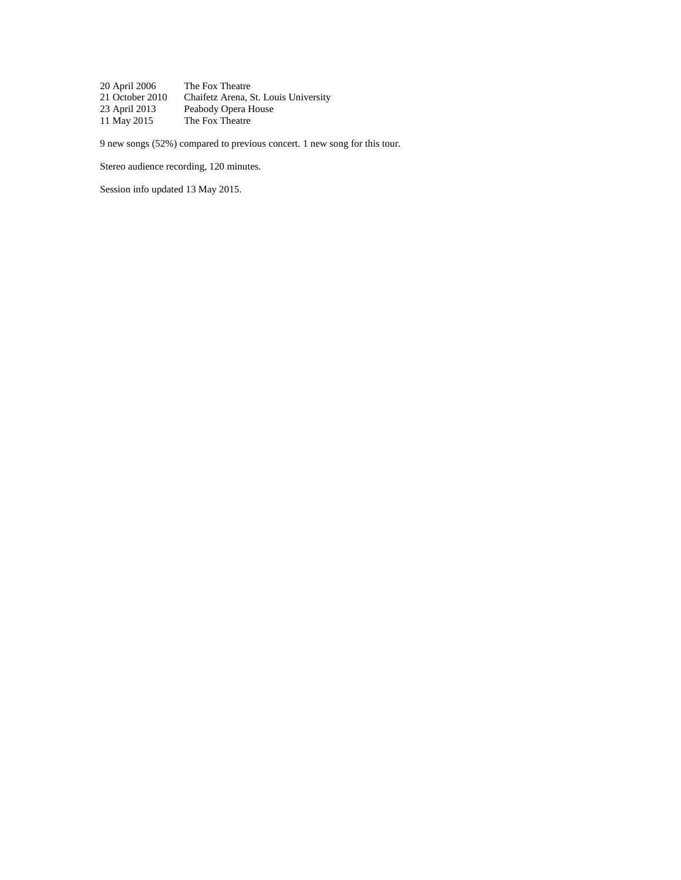| | |
|---|---|
| 20 April 2006 | The Fox Theatre |
| 21 October 2010 | Chaifetz Arena, St. Louis University |
| 23 April 2013 | Peabody Opera House |
| 11 May 2015 | The Fox Theatre |

9 new songs (52%) compared to previous concert. 1 new song for this tour.

Stereo audience recording, 120 minutes.

Session info updated 13 May 2015.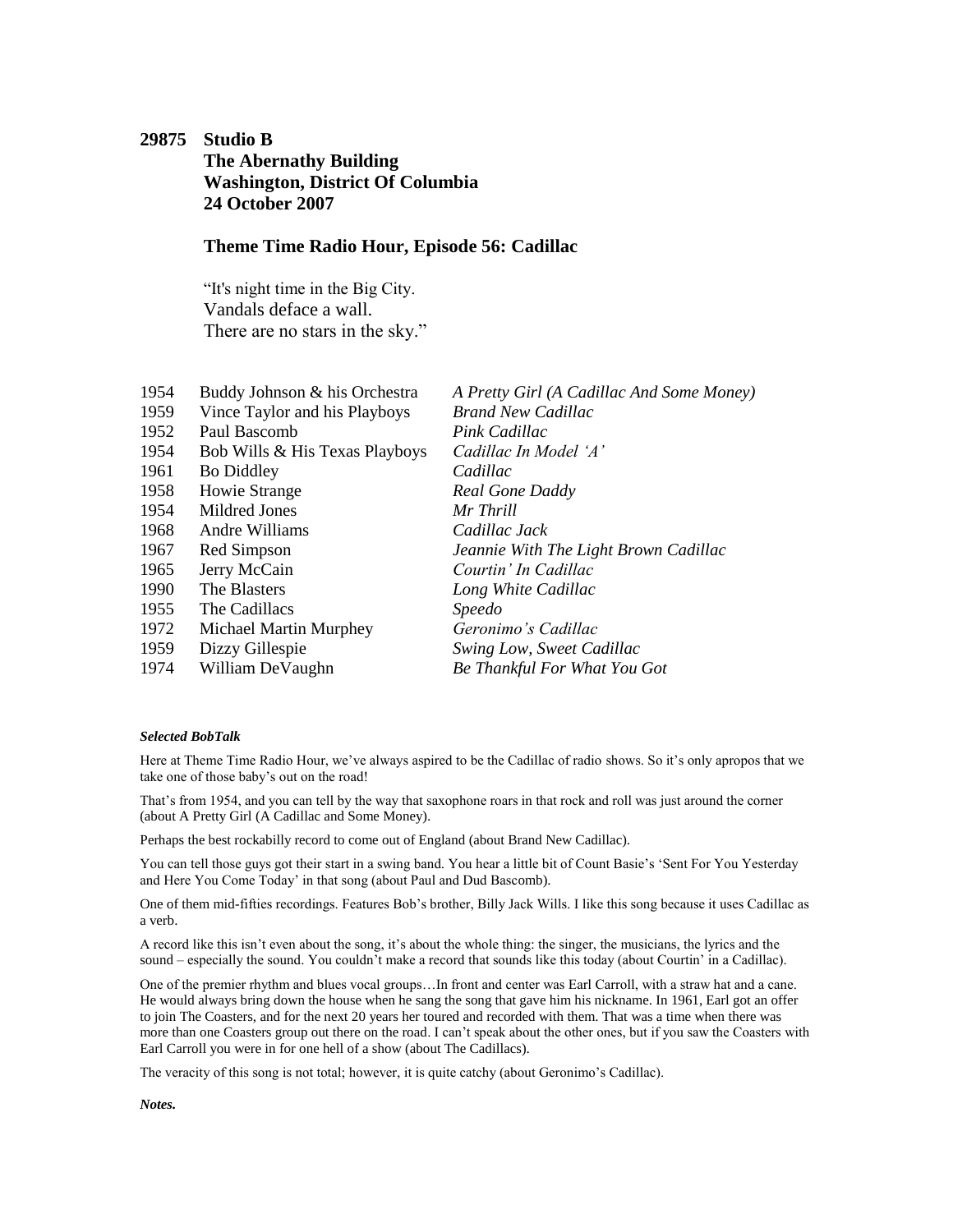**29875 Studio B**
**The Abernathy Building**
**Washington, District Of Columbia**
**24 October 2007**

## Theme Time Radio Hour, Episode 56: Cadillac

"It's night time in the Big City.
Vandals deface a wall.
There are no stars in the sky."

| | | |
|---|---|---|
| 1954 | Buddy Johnson & his Orchestra | *A Pretty Girl (A Cadillac And Some Money)* |
| 1959 | Vince Taylor and his Playboys | *Brand New Cadillac* |
| 1952 | Paul Bascomb | *Pink Cadillac* |
| 1954 | Bob Wills & His Texas Playboys | *Cadillac In Model 'A'* |
| 1961 | Bo Diddley | *Cadillac* |
| 1958 | Howie Strange | *Real Gone Daddy* |
| 1954 | Mildred Jones | *Mr Thrill* |
| 1968 | Andre Williams | *Cadillac Jack* |
| 1967 | Red Simpson | *Jeannie With The Light Brown Cadillac* |
| 1965 | Jerry McCain | *Courtin' In Cadillac* |
| 1990 | The Blasters | *Long White Cadillac* |
| 1955 | The Cadillacs | *Speedo* |
| 1972 | Michael Martin Murphey | *Geronimo's Cadillac* |
| 1959 | Dizzy Gillespie | *Swing Low, Sweet Cadillac* |
| 1974 | William DeVaughn | *Be Thankful For What You Got* |

***Selected BobTalk***

Here at Theme Time Radio Hour, we've always aspired to be the Cadillac of radio shows. So it's only apropos that we take one of those baby's out on the road!

That's from 1954, and you can tell by the way that saxophone roars in that rock and roll was just around the corner (about A Pretty Girl (A Cadillac and Some Money).

Perhaps the best rockabilly record to come out of England (about Brand New Cadillac).

You can tell those guys got their start in a swing band. You hear a little bit of Count Basie's 'Sent For You Yesterday and Here You Come Today' in that song (about Paul and Dud Bascomb).

One of them mid-fifties recordings. Features Bob's brother, Billy Jack Wills. I like this song because it uses Cadillac as a verb.

A record like this isn't even about the song, it's about the whole thing: the singer, the musicians, the lyrics and the sound – especially the sound. You couldn't make a record that sounds like this today (about Courtin' in a Cadillac).

One of the premier rhythm and blues vocal groups…In front and center was Earl Carroll, with a straw hat and a cane. He would always bring down the house when he sang the song that gave him his nickname. In 1961, Earl got an offer to join The Coasters, and for the next 20 years her toured and recorded with them. That was a time when there was more than one Coasters group out there on the road. I can't speak about the other ones, but if you saw the Coasters with Earl Carroll you were in for one hell of a show (about The Cadillacs).

The veracity of this song is not total; however, it is quite catchy (about Geronimo's Cadillac).

***Notes.***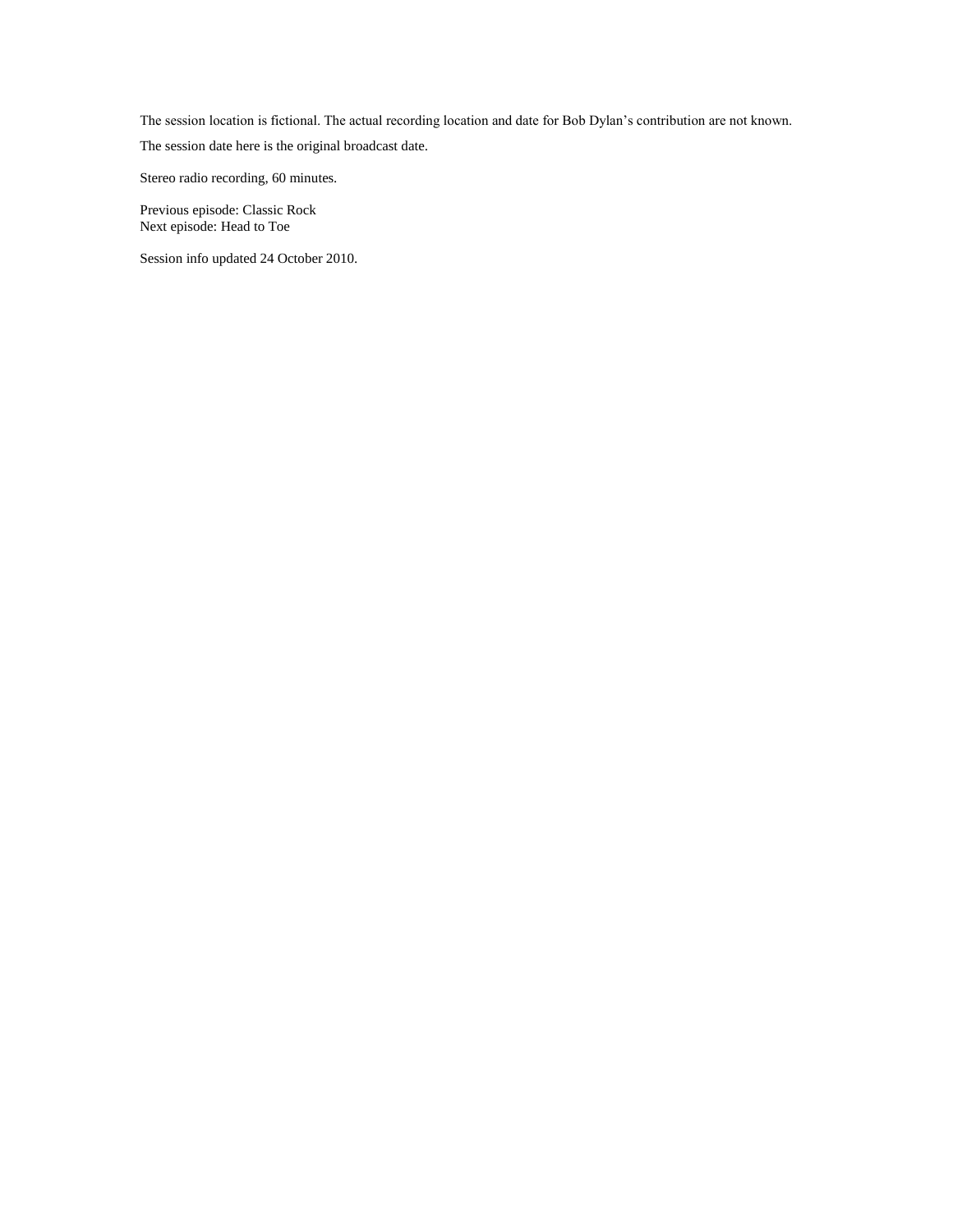The session location is fictional. The actual recording location and date for Bob Dylan’s contribution are not known.

The session date here is the original broadcast date.

Stereo radio recording, 60 minutes.

Previous episode: Classic Rock
Next episode: Head to Toe

Session info updated 24 October 2010.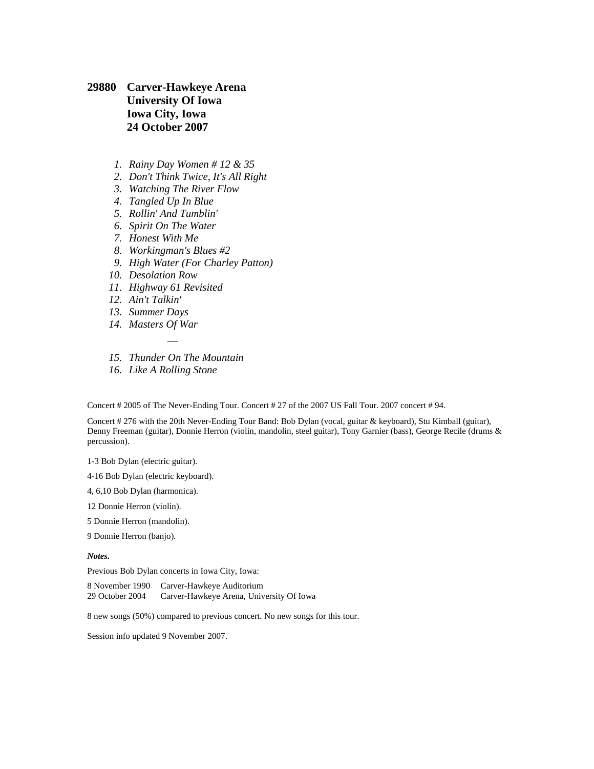**29880 Carver-Hawkeye Arena**
**University Of Iowa**
**Iowa City, Iowa**
**24 October 2007**

1. *Rainy Day Women # 12 & 35*
2. *Don't Think Twice, It's All Right*
3. *Watching The River Flow*
4. *Tangled Up In Blue*
5. *Rollin' And Tumblin'*
6. *Spirit On The Water*
7. *Honest With Me*
8. *Workingman's Blues #2*
9. *High Water (For Charley Patton)*
10. *Desolation Row*
11. *Highway 61 Revisited*
12. *Ain't Talkin'*
13. *Summer Days*
14. *Masters Of War*

—

15. *Thunder On The Mountain*
16. *Like A Rolling Stone*

Concert # 2005 of The Never-Ending Tour. Concert # 27 of the 2007 US Fall Tour. 2007 concert # 94.

Concert # 276 with the 20th Never-Ending Tour Band: Bob Dylan (vocal, guitar & keyboard), Stu Kimball (guitar), Denny Freeman (guitar), Donnie Herron (violin, mandolin, steel guitar), Tony Garnier (bass), George Recile (drums & percussion).

1-3 Bob Dylan (electric guitar).

4-16 Bob Dylan (electric keyboard).

4, 6,10 Bob Dylan (harmonica).

12 Donnie Herron (violin).

5 Donnie Herron (mandolin).

9 Donnie Herron (banjo).

***Notes.***

Previous Bob Dylan concerts in Iowa City, Iowa:

8 November 1990 Carver-Hawkeye Auditorium
29 October 2004 Carver-Hawkeye Arena, University Of Iowa

8 new songs (50%) compared to previous concert. No new songs for this tour.

Session info updated 9 November 2007.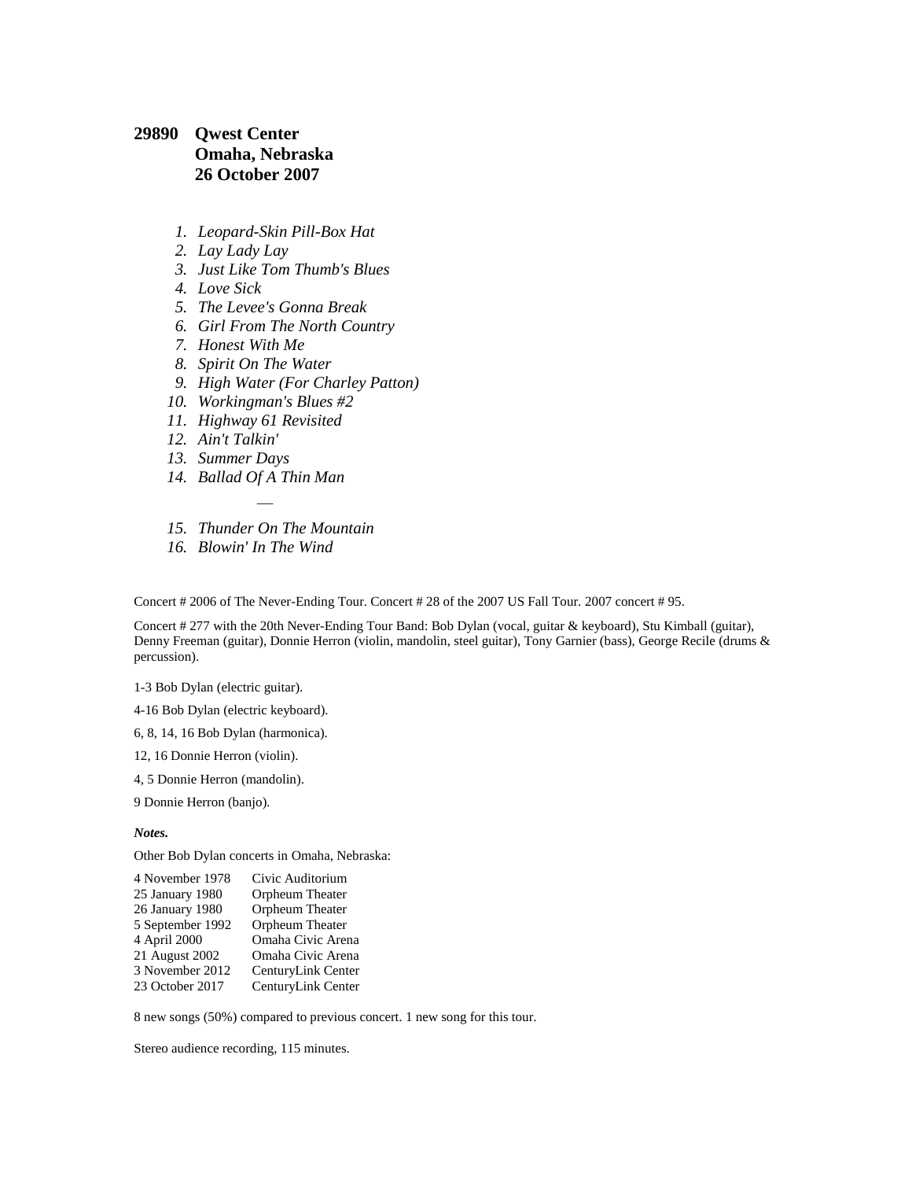### 29890 Qwest Center
### Omaha, Nebraska
### 26 October 2007

1. *Leopard-Skin Pill-Box Hat*
2. *Lay Lady Lay*
3. *Just Like Tom Thumb's Blues*
4. *Love Sick*
5. *The Levee's Gonna Break*
6. *Girl From The North Country*
7. *Honest With Me*
8. *Spirit On The Water*
9. *High Water (For Charley Patton)*
10. *Workingman's Blues #2*
11. *Highway 61 Revisited*
12. *Ain't Talkin'*
13. *Summer Days*
14. *Ballad Of A Thin Man*

—

15. *Thunder On The Mountain*
16. *Blowin' In The Wind*

Concert # 2006 of The Never-Ending Tour. Concert # 28 of the 2007 US Fall Tour. 2007 concert # 95.

Concert # 277 with the 20th Never-Ending Tour Band: Bob Dylan (vocal, guitar & keyboard), Stu Kimball (guitar), Denny Freeman (guitar), Donnie Herron (violin, mandolin, steel guitar), Tony Garnier (bass), George Recile (drums & percussion).

1-3 Bob Dylan (electric guitar).

4-16 Bob Dylan (electric keyboard).

6, 8, 14, 16 Bob Dylan (harmonica).

12, 16 Donnie Herron (violin).

4, 5 Donnie Herron (mandolin).

9 Donnie Herron (banjo).

***Notes.***

Other Bob Dylan concerts in Omaha, Nebraska:

| | |
|---|---|
| 4 November 1978 | Civic Auditorium |
| 25 January 1980 | Orpheum Theater |
| 26 January 1980 | Orpheum Theater |
| 5 September 1992 | Orpheum Theater |
| 4 April 2000 | Omaha Civic Arena |
| 21 August 2002 | Omaha Civic Arena |
| 3 November 2012 | CenturyLink Center |
| 23 October 2017 | CenturyLink Center |

8 new songs (50%) compared to previous concert. 1 new song for this tour.

Stereo audience recording, 115 minutes.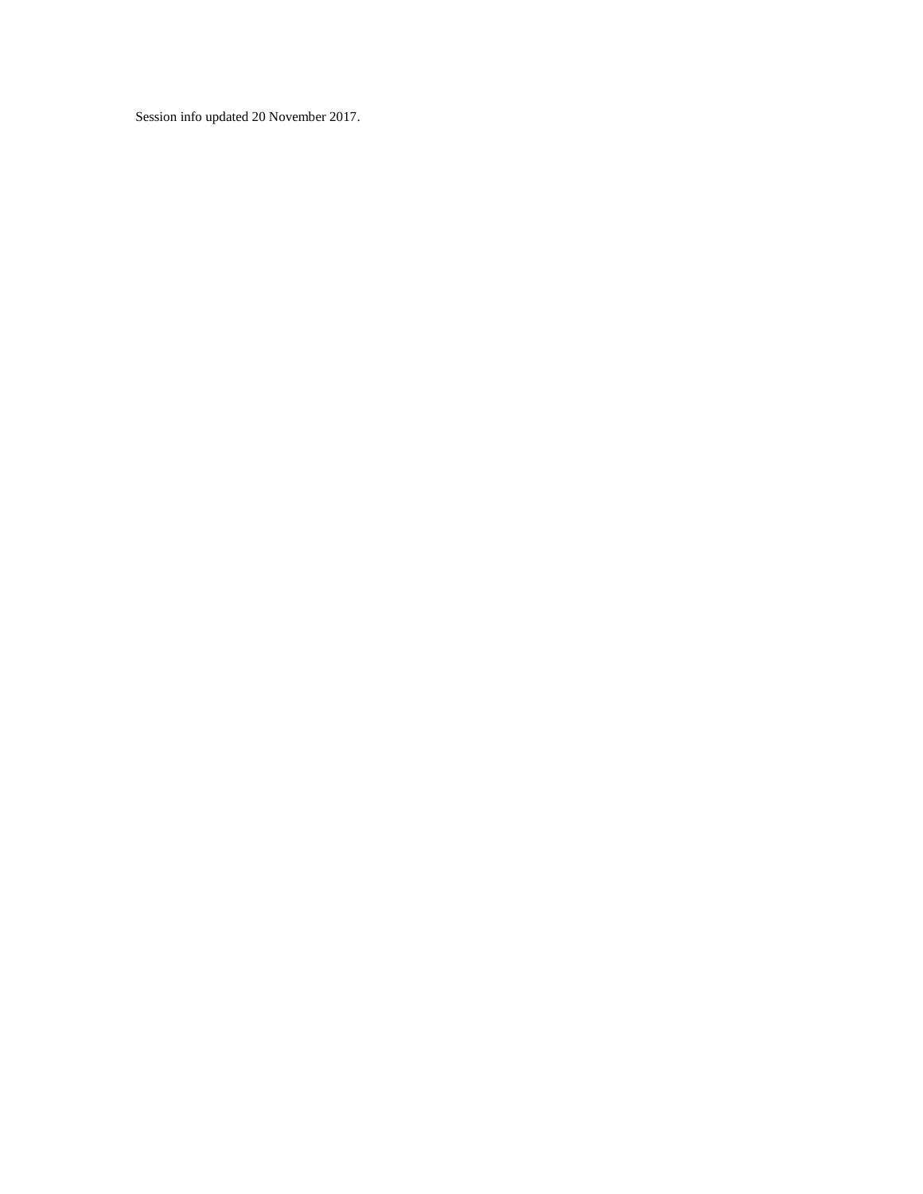Session info updated 20 November 2017.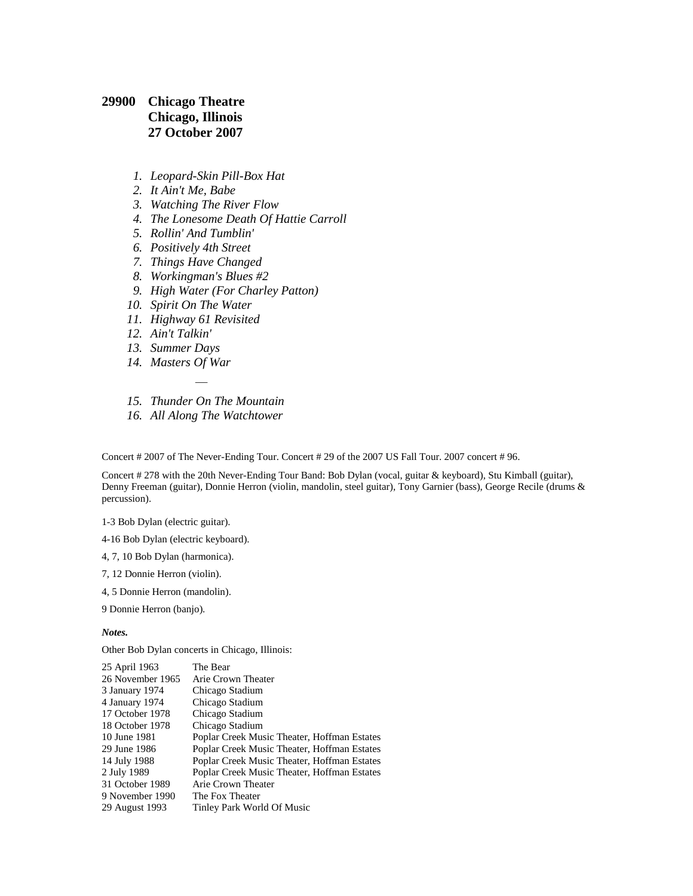## 29900 Chicago Theatre
## Chicago, Illinois
## 27 October 2007

1. *Leopard-Skin Pill-Box Hat*
2. *It Ain't Me, Babe*
3. *Watching The River Flow*
4. *The Lonesome Death Of Hattie Carroll*
5. *Rollin' And Tumblin'*
6. *Positively 4th Street*
7. *Things Have Changed*
8. *Workingman's Blues #2*
9. *High Water (For Charley Patton)*
10. *Spirit On The Water*
11. *Highway 61 Revisited*
12. *Ain't Talkin'*
13. *Summer Days*
14. *Masters Of War*

—

15. *Thunder On The Mountain*
16. *All Along The Watchtower*

Concert # 2007 of The Never-Ending Tour. Concert # 29 of the 2007 US Fall Tour. 2007 concert # 96.

Concert # 278 with the 20th Never-Ending Tour Band: Bob Dylan (vocal, guitar & keyboard), Stu Kimball (guitar), Denny Freeman (guitar), Donnie Herron (violin, mandolin, steel guitar), Tony Garnier (bass), George Recile (drums & percussion).

1-3 Bob Dylan (electric guitar).

4-16 Bob Dylan (electric keyboard).

4, 7, 10 Bob Dylan (harmonica).

7, 12 Donnie Herron (violin).

4, 5 Donnie Herron (mandolin).

9 Donnie Herron (banjo).

***Notes.***

Other Bob Dylan concerts in Chicago, Illinois:

| | |
|---|---|
| 25 April 1963 | The Bear |
| 26 November 1965 | Arie Crown Theater |
| 3 January 1974 | Chicago Stadium |
| 4 January 1974 | Chicago Stadium |
| 17 October 1978 | Chicago Stadium |
| 18 October 1978 | Chicago Stadium |
| 10 June 1981 | Poplar Creek Music Theater, Hoffman Estates |
| 29 June 1986 | Poplar Creek Music Theater, Hoffman Estates |
| 14 July 1988 | Poplar Creek Music Theater, Hoffman Estates |
| 2 July 1989 | Poplar Creek Music Theater, Hoffman Estates |
| 31 October 1989 | Arie Crown Theater |
| 9 November 1990 | The Fox Theater |
| 29 August 1993 | Tinley Park World Of Music |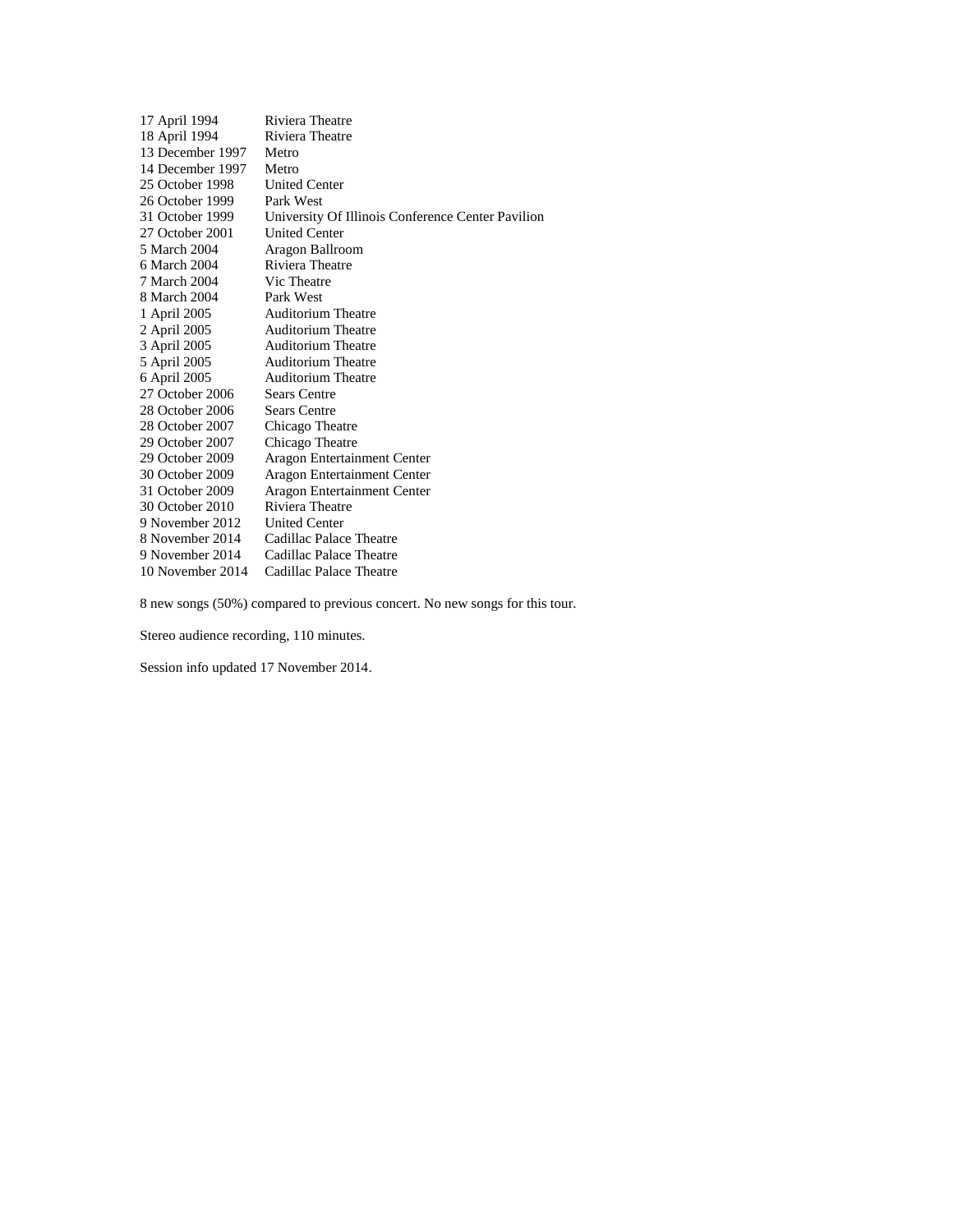| | |
|---|---|
| 17 April 1994 | Riviera Theatre |
| 18 April 1994 | Riviera Theatre |
| 13 December 1997 | Metro |
| 14 December 1997 | Metro |
| 25 October 1998 | United Center |
| 26 October 1999 | Park West |
| 31 October 1999 | University Of Illinois Conference Center Pavilion |
| 27 October 2001 | United Center |
| 5 March 2004 | Aragon Ballroom |
| 6 March 2004 | Riviera Theatre |
| 7 March 2004 | Vic Theatre |
| 8 March 2004 | Park West |
| 1 April 2005 | Auditorium Theatre |
| 2 April 2005 | Auditorium Theatre |
| 3 April 2005 | Auditorium Theatre |
| 5 April 2005 | Auditorium Theatre |
| 6 April 2005 | Auditorium Theatre |
| 27 October 2006 | Sears Centre |
| 28 October 2006 | Sears Centre |
| 28 October 2007 | Chicago Theatre |
| 29 October 2007 | Chicago Theatre |
| 29 October 2009 | Aragon Entertainment Center |
| 30 October 2009 | Aragon Entertainment Center |
| 31 October 2009 | Aragon Entertainment Center |
| 30 October 2010 | Riviera Theatre |
| 9 November 2012 | United Center |
| 8 November 2014 | Cadillac Palace Theatre |
| 9 November 2014 | Cadillac Palace Theatre |
| 10 November 2014 | Cadillac Palace Theatre |

8 new songs (50%) compared to previous concert. No new songs for this tour.

Stereo audience recording, 110 minutes.

Session info updated 17 November 2014.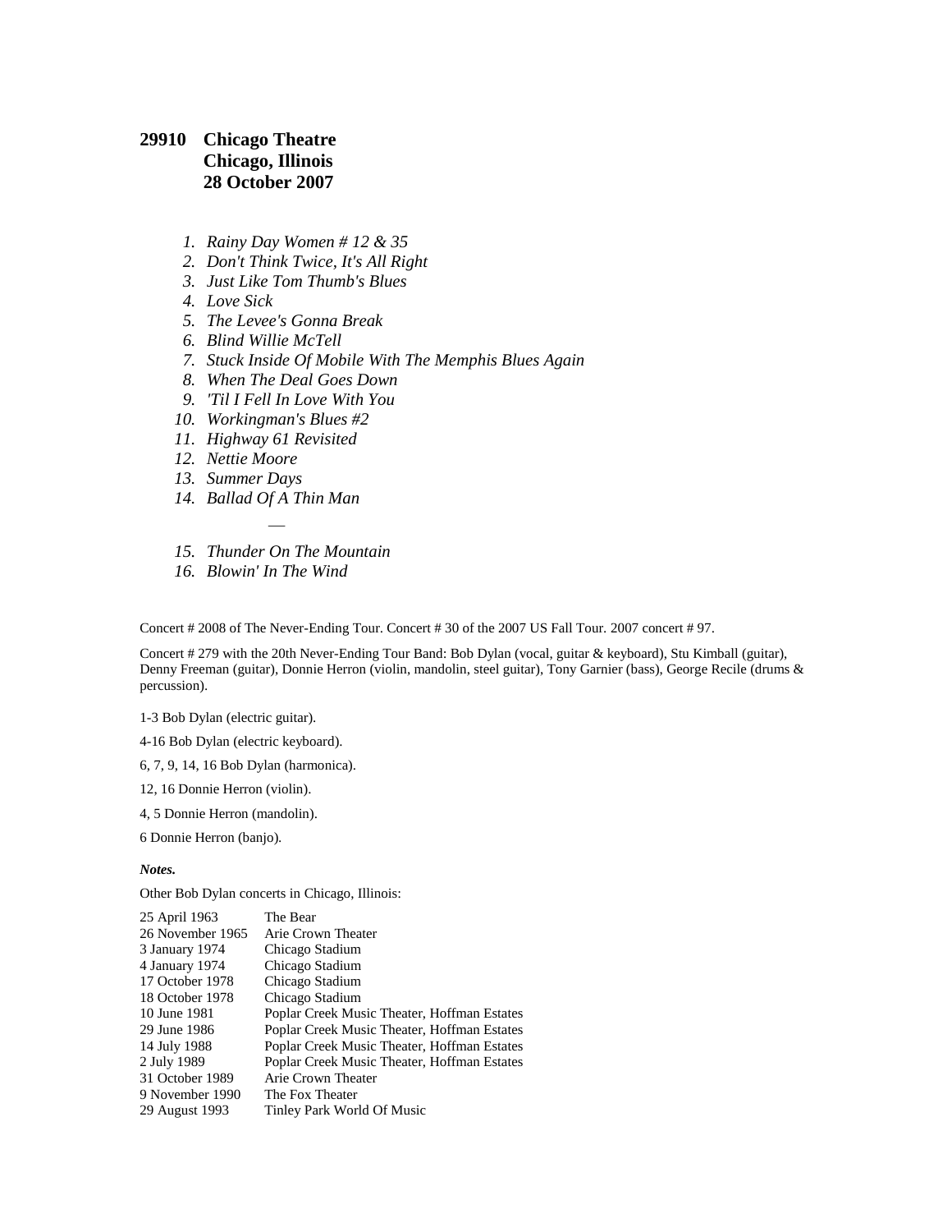**29910 Chicago Theatre**
**Chicago, Illinois**
**28 October 2007**

1. *Rainy Day Women # 12 & 35*
2. *Don't Think Twice, It's All Right*
3. *Just Like Tom Thumb's Blues*
4. *Love Sick*
5. *The Levee's Gonna Break*
6. *Blind Willie McTell*
7. *Stuck Inside Of Mobile With The Memphis Blues Again*
8. *When The Deal Goes Down*
9. *'Til I Fell In Love With You*
10. *Workingman's Blues #2*
11. *Highway 61 Revisited*
12. *Nettie Moore*
13. *Summer Days*
14. *Ballad Of A Thin Man*

—

15. *Thunder On The Mountain*
16. *Blowin' In The Wind*

Concert # 2008 of The Never-Ending Tour. Concert # 30 of the 2007 US Fall Tour. 2007 concert # 97.

Concert # 279 with the 20th Never-Ending Tour Band: Bob Dylan (vocal, guitar & keyboard), Stu Kimball (guitar), Denny Freeman (guitar), Donnie Herron (violin, mandolin, steel guitar), Tony Garnier (bass), George Recile (drums & percussion).

1-3 Bob Dylan (electric guitar).

4-16 Bob Dylan (electric keyboard).

6, 7, 9, 14, 16 Bob Dylan (harmonica).

12, 16 Donnie Herron (violin).

4, 5 Donnie Herron (mandolin).

6 Donnie Herron (banjo).

***Notes.***

Other Bob Dylan concerts in Chicago, Illinois:

| | |
|---|---|
| 25 April 1963 | The Bear |
| 26 November 1965 | Arie Crown Theater |
| 3 January 1974 | Chicago Stadium |
| 4 January 1974 | Chicago Stadium |
| 17 October 1978 | Chicago Stadium |
| 18 October 1978 | Chicago Stadium |
| 10 June 1981 | Poplar Creek Music Theater, Hoffman Estates |
| 29 June 1986 | Poplar Creek Music Theater, Hoffman Estates |
| 14 July 1988 | Poplar Creek Music Theater, Hoffman Estates |
| 2 July 1989 | Poplar Creek Music Theater, Hoffman Estates |
| 31 October 1989 | Arie Crown Theater |
| 9 November 1990 | The Fox Theater |
| 29 August 1993 | Tinley Park World Of Music |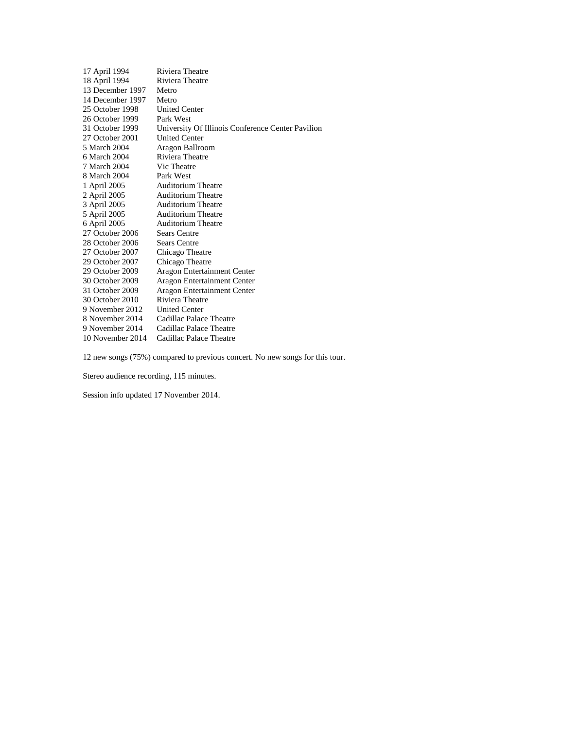| | |
|---|---|
| 17 April 1994 | Riviera Theatre |
| 18 April 1994 | Riviera Theatre |
| 13 December 1997 | Metro |
| 14 December 1997 | Metro |
| 25 October 1998 | United Center |
| 26 October 1999 | Park West |
| 31 October 1999 | University Of Illinois Conference Center Pavilion |
| 27 October 2001 | United Center |
| 5 March 2004 | Aragon Ballroom |
| 6 March 2004 | Riviera Theatre |
| 7 March 2004 | Vic Theatre |
| 8 March 2004 | Park West |
| 1 April 2005 | Auditorium Theatre |
| 2 April 2005 | Auditorium Theatre |
| 3 April 2005 | Auditorium Theatre |
| 5 April 2005 | Auditorium Theatre |
| 6 April 2005 | Auditorium Theatre |
| 27 October 2006 | Sears Centre |
| 28 October 2006 | Sears Centre |
| 27 October 2007 | Chicago Theatre |
| 29 October 2007 | Chicago Theatre |
| 29 October 2009 | Aragon Entertainment Center |
| 30 October 2009 | Aragon Entertainment Center |
| 31 October 2009 | Aragon Entertainment Center |
| 30 October 2010 | Riviera Theatre |
| 9 November 2012 | United Center |
| 8 November 2014 | Cadillac Palace Theatre |
| 9 November 2014 | Cadillac Palace Theatre |
| 10 November 2014 | Cadillac Palace Theatre |

12 new songs (75%) compared to previous concert. No new songs for this tour.

Stereo audience recording, 115 minutes.

Session info updated 17 November 2014.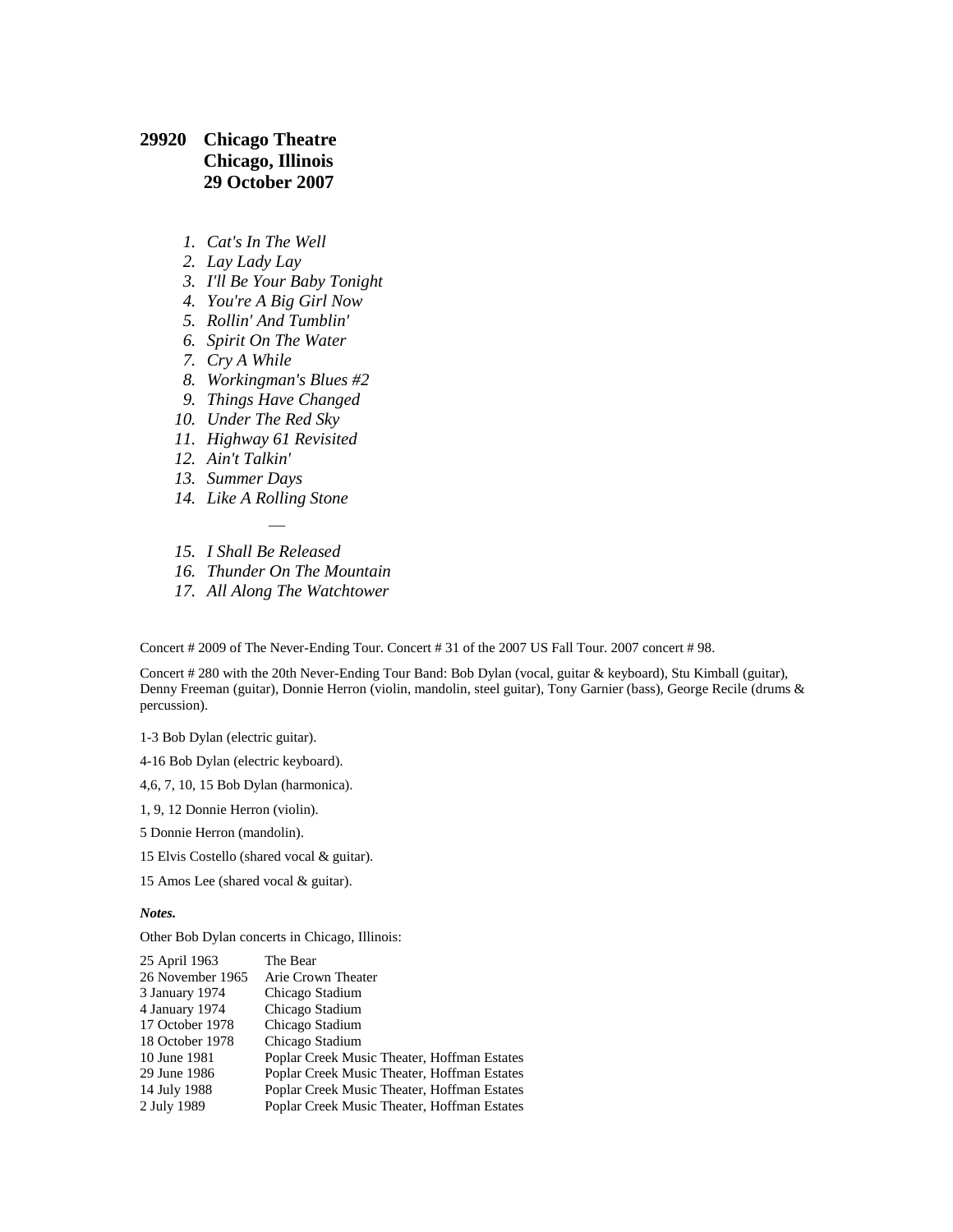## 29920 Chicago Theatre
## Chicago, Illinois
## 29 October 2007

1. *Cat's In The Well*
2. *Lay Lady Lay*
3. *I'll Be Your Baby Tonight*
4. *You're A Big Girl Now*
5. *Rollin' And Tumblin'*
6. *Spirit On The Water*
7. *Cry A While*
8. *Workingman's Blues #2*
9. *Things Have Changed*
10. *Under The Red Sky*
11. *Highway 61 Revisited*
12. *Ain't Talkin'*
13. *Summer Days*
14. *Like A Rolling Stone*

—

15. *I Shall Be Released*
16. *Thunder On The Mountain*
17. *All Along The Watchtower*

Concert # 2009 of The Never-Ending Tour. Concert # 31 of the 2007 US Fall Tour. 2007 concert # 98.

Concert # 280 with the 20th Never-Ending Tour Band: Bob Dylan (vocal, guitar & keyboard), Stu Kimball (guitar), Denny Freeman (guitar), Donnie Herron (violin, mandolin, steel guitar), Tony Garnier (bass), George Recile (drums & percussion).

1-3 Bob Dylan (electric guitar).

4-16 Bob Dylan (electric keyboard).

4,6, 7, 10, 15 Bob Dylan (harmonica).

1, 9, 12 Donnie Herron (violin).

5 Donnie Herron (mandolin).

15 Elvis Costello (shared vocal & guitar).

15 Amos Lee (shared vocal & guitar).

***Notes.***

Other Bob Dylan concerts in Chicago, Illinois:

| | |
|---|---|
| 25 April 1963 | The Bear |
| 26 November 1965 | Arie Crown Theater |
| 3 January 1974 | Chicago Stadium |
| 4 January 1974 | Chicago Stadium |
| 17 October 1978 | Chicago Stadium |
| 18 October 1978 | Chicago Stadium |
| 10 June 1981 | Poplar Creek Music Theater, Hoffman Estates |
| 29 June 1986 | Poplar Creek Music Theater, Hoffman Estates |
| 14 July 1988 | Poplar Creek Music Theater, Hoffman Estates |
| 2 July 1989 | Poplar Creek Music Theater, Hoffman Estates |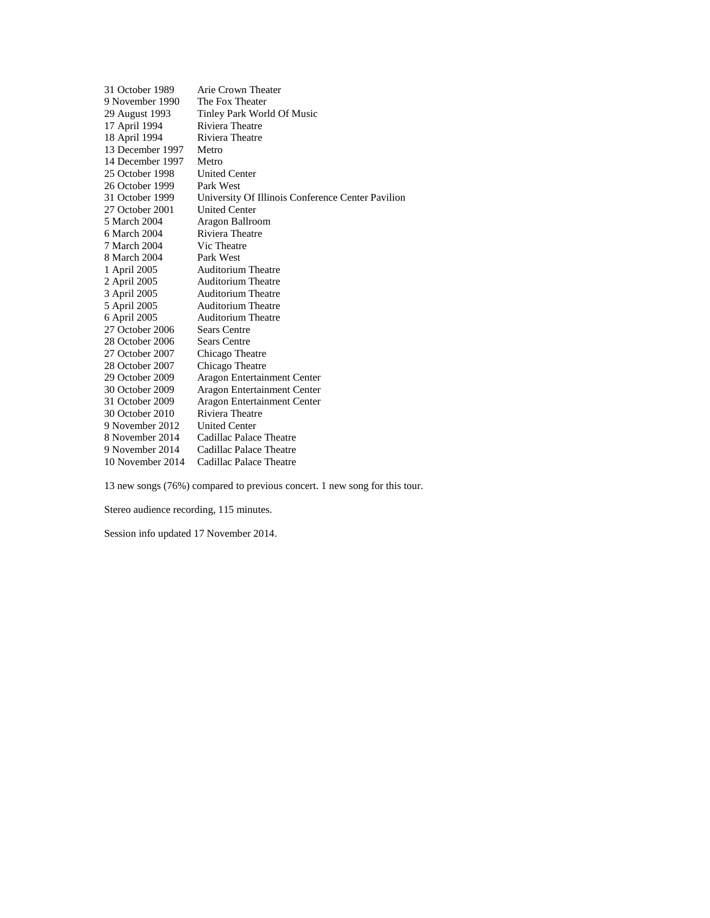| | |
|---|---|
| 31 October 1989 | Arie Crown Theater |
| 9 November 1990 | The Fox Theater |
| 29 August 1993 | Tinley Park World Of Music |
| 17 April 1994 | Riviera Theatre |
| 18 April 1994 | Riviera Theatre |
| 13 December 1997 | Metro |
| 14 December 1997 | Metro |
| 25 October 1998 | United Center |
| 26 October 1999 | Park West |
| 31 October 1999 | University Of Illinois Conference Center Pavilion |
| 27 October 2001 | United Center |
| 5 March 2004 | Aragon Ballroom |
| 6 March 2004 | Riviera Theatre |
| 7 March 2004 | Vic Theatre |
| 8 March 2004 | Park West |
| 1 April 2005 | Auditorium Theatre |
| 2 April 2005 | Auditorium Theatre |
| 3 April 2005 | Auditorium Theatre |
| 5 April 2005 | Auditorium Theatre |
| 6 April 2005 | Auditorium Theatre |
| 27 October 2006 | Sears Centre |
| 28 October 2006 | Sears Centre |
| 27 October 2007 | Chicago Theatre |
| 28 October 2007 | Chicago Theatre |
| 29 October 2009 | Aragon Entertainment Center |
| 30 October 2009 | Aragon Entertainment Center |
| 31 October 2009 | Aragon Entertainment Center |
| 30 October 2010 | Riviera Theatre |
| 9 November 2012 | United Center |
| 8 November 2014 | Cadillac Palace Theatre |
| 9 November 2014 | Cadillac Palace Theatre |
| 10 November 2014 | Cadillac Palace Theatre |

13 new songs (76%) compared to previous concert. 1 new song for this tour.

Stereo audience recording, 115 minutes.

Session info updated 17 November 2014.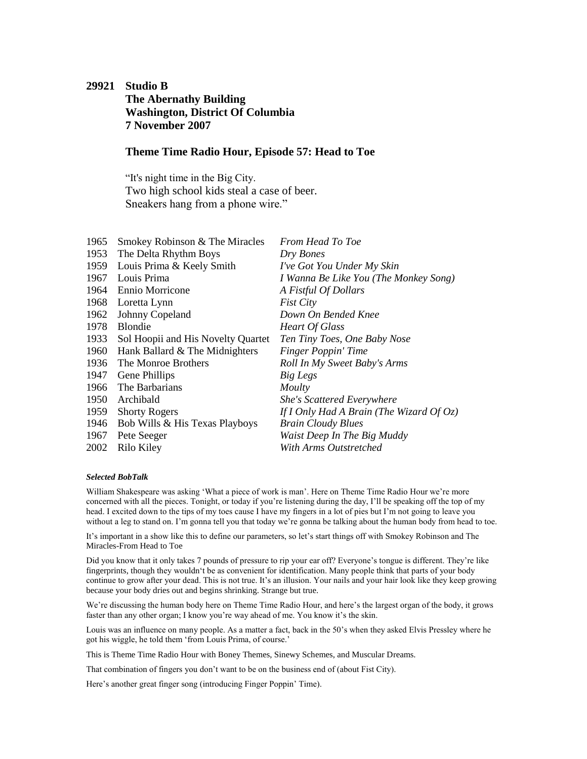**29921 Studio B**
**The Abernathy Building**
**Washington, District Of Columbia**
**7 November 2007**

**Theme Time Radio Hour, Episode 57: Head to Toe**

"It's night time in the Big City.
Two high school kids steal a case of beer.
Sneakers hang from a phone wire."

| | | |
|---|---|---|
| 1965 | Smokey Robinson & The Miracles | *From Head To Toe* |
| 1953 | The Delta Rhythm Boys | *Dry Bones* |
| 1959 | Louis Prima & Keely Smith | *I've Got You Under My Skin* |
| 1967 | Louis Prima | *I Wanna Be Like You (The Monkey Song)* |
| 1964 | Ennio Morricone | *A Fistful Of Dollars* |
| 1968 | Loretta Lynn | *Fist City* |
| 1962 | Johnny Copeland | *Down On Bended Knee* |
| 1978 | Blondie | *Heart Of Glass* |
| 1933 | Sol Hoopii and His Novelty Quartet | *Ten Tiny Toes, One Baby Nose* |
| 1960 | Hank Ballard & The Midnighters | *Finger Poppin' Time* |
| 1936 | The Monroe Brothers | *Roll In My Sweet Baby's Arms* |
| 1947 | Gene Phillips | *Big Legs* |
| 1966 | The Barbarians | *Moulty* |
| 1950 | Archibald | *She's Scattered Everywhere* |
| 1959 | Shorty Rogers | *If I Only Had A Brain (The Wizard Of Oz)* |
| 1946 | Bob Wills & His Texas Playboys | *Brain Cloudy Blues* |
| 1967 | Pete Seeger | *Waist Deep In The Big Muddy* |
| 2002 | Rilo Kiley | *With Arms Outstretched* |

***Selected BobTalk***

William Shakespeare was asking 'What a piece of work is man'. Here on Theme Time Radio Hour we're more concerned with all the pieces. Tonight, or today if you're listening during the day, I'll be speaking off the top of my head. I excited down to the tips of my toes cause I have my fingers in a lot of pies but I'm not going to leave you without a leg to stand on. I'm gonna tell you that today we're gonna be talking about the human body from head to toe.

It's important in a show like this to define our parameters, so let's start things off with Smokey Robinson and The Miracles-From Head to Toe

Did you know that it only takes 7 pounds of pressure to rip your ear off? Everyone's tongue is different. They're like fingerprints, though they wouldn't be as convenient for identification. Many people think that parts of your body continue to grow after your dead. This is not true. It's an illusion. Your nails and your hair look like they keep growing because your body dries out and begins shrinking. Strange but true.

We're discussing the human body here on Theme Time Radio Hour, and here's the largest organ of the body, it grows faster than any other organ; I know you're way ahead of me. You know it's the skin.

Louis was an influence on many people. As a matter a fact, back in the 50's when they asked Elvis Pressley where he got his wiggle, he told them 'from Louis Prima, of course.'

This is Theme Time Radio Hour with Boney Themes, Sinewy Schemes, and Muscular Dreams.

That combination of fingers you don't want to be on the business end of (about Fist City).

Here's another great finger song (introducing Finger Poppin' Time).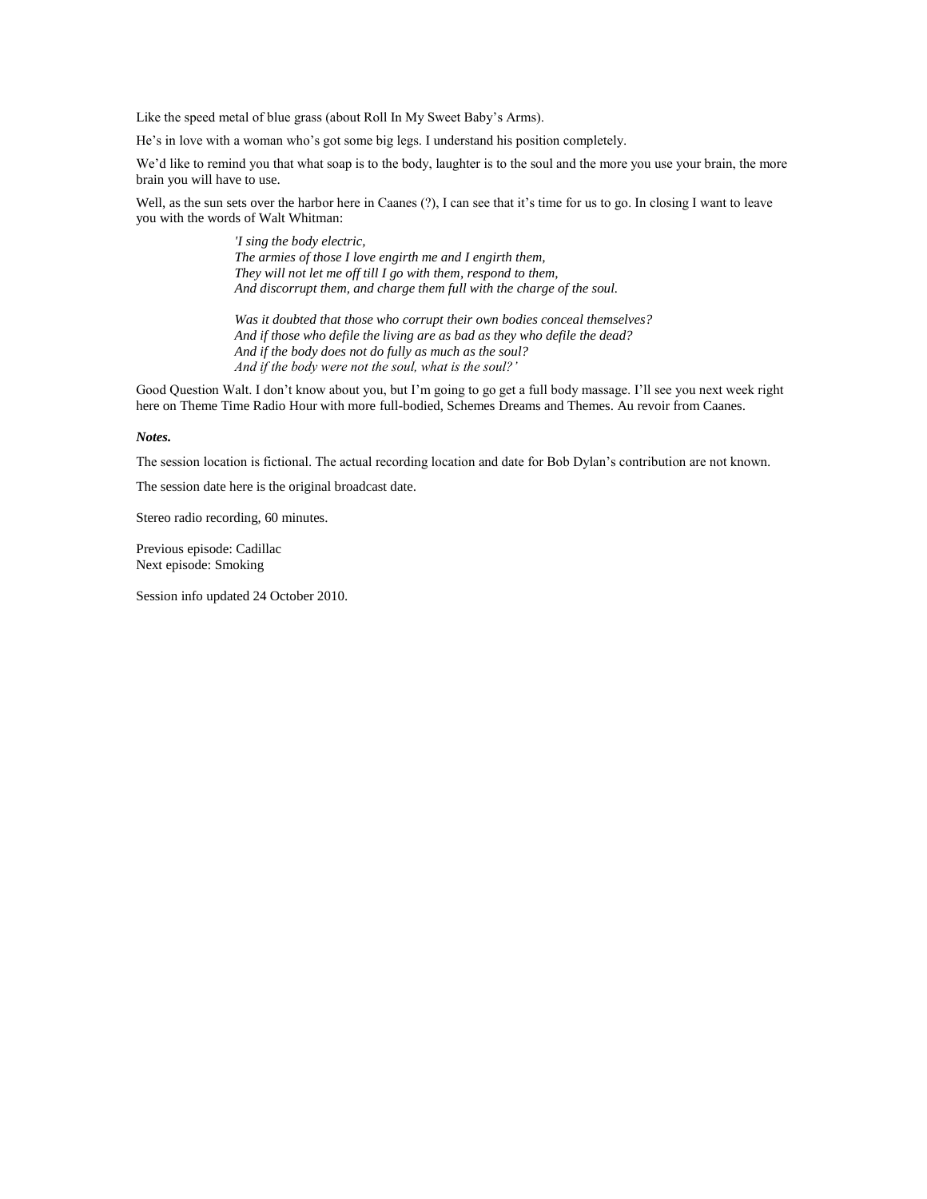Like the speed metal of blue grass (about Roll In My Sweet Baby's Arms).

He's in love with a woman who's got some big legs. I understand his position completely.

We'd like to remind you that what soap is to the body, laughter is to the soul and the more you use your brain, the more brain you will have to use.

Well, as the sun sets over the harbor here in Caanes (?), I can see that it's time for us to go. In closing I want to leave you with the words of Walt Whitman:

> *'I sing the body electric,*
> *The armies of those I love engirth me and I engirth them,*
> *They will not let me off till I go with them, respond to them,*
> *And discorrupt them, and charge them full with the charge of the soul.*
>
> *Was it doubted that those who corrupt their own bodies conceal themselves?*
> *And if those who defile the living are as bad as they who defile the dead?*
> *And if the body does not do fully as much as the soul?*
> *And if the body were not the soul, what is the soul?'*

Good Question Walt. I don't know about you, but I'm going to go get a full body massage. I'll see you next week right here on Theme Time Radio Hour with more full-bodied, Schemes Dreams and Themes. Au revoir from Caanes.

***Notes.***

The session location is fictional. The actual recording location and date for Bob Dylan's contribution are not known.

The session date here is the original broadcast date.

Stereo radio recording, 60 minutes.

Previous episode: Cadillac
Next episode: Smoking

Session info updated 24 October 2010.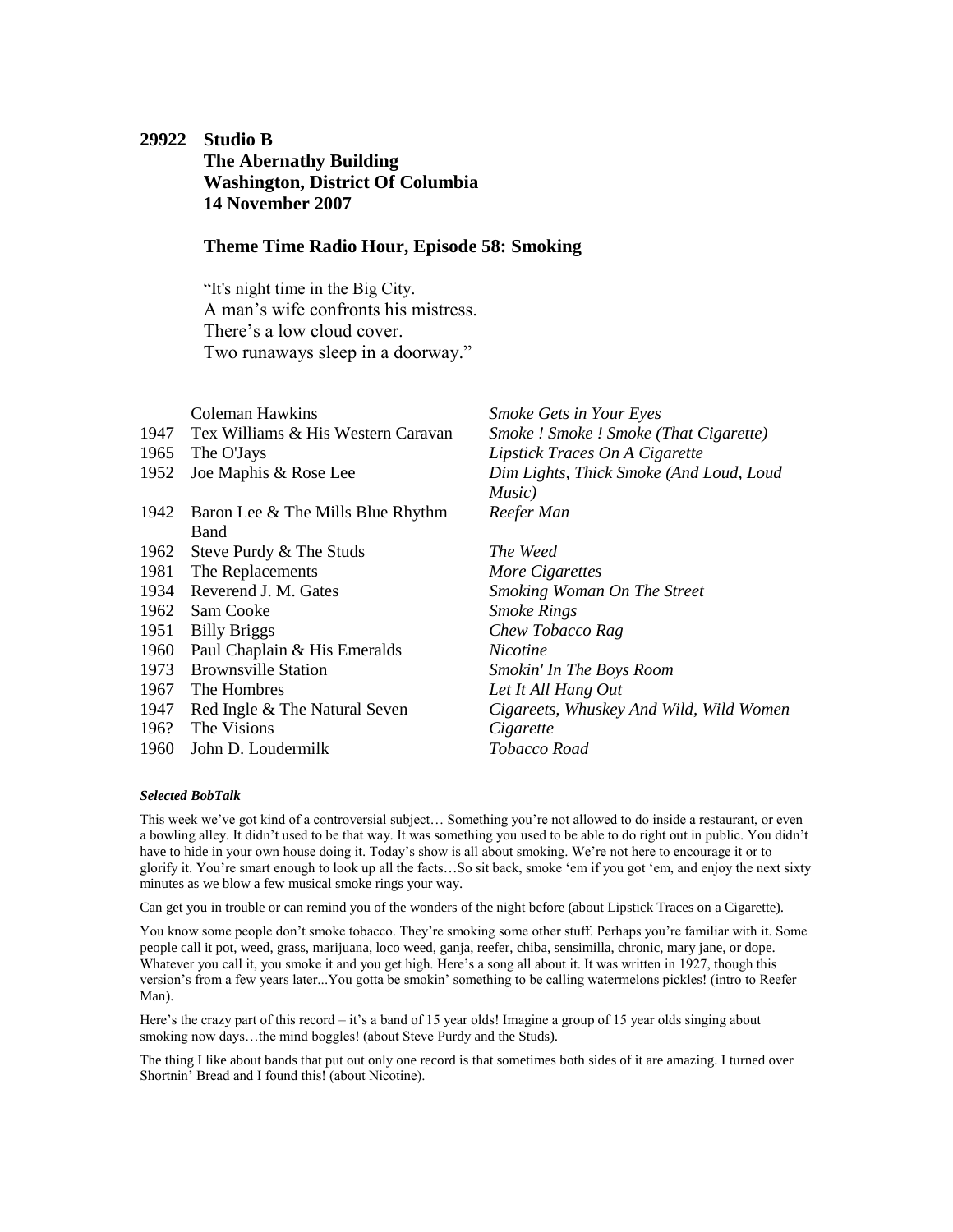**29922 Studio B**
**The Abernathy Building**
**Washington, District Of Columbia**
**14 November 2007**

**Theme Time Radio Hour, Episode 58: Smoking**

"It's night time in the Big City.
A man's wife confronts his mistress.
There's a low cloud cover.
Two runaways sleep in a doorway."

| | | |
|---|---|---|
| | Coleman Hawkins | *Smoke Gets in Your Eyes* |
| 1947 | Tex Williams & His Western Caravan | *Smoke ! Smoke ! Smoke (That Cigarette)* |
| 1965 | The O'Jays | *Lipstick Traces On A Cigarette* |
| 1952 | Joe Maphis & Rose Lee | *Dim Lights, Thick Smoke (And Loud, Loud Music)* |
| 1942 | Baron Lee & The Mills Blue Rhythm Band | *Reefer Man* |
| 1962 | Steve Purdy & The Studs | *The Weed* |
| 1981 | The Replacements | *More Cigarettes* |
| 1934 | Reverend J. M. Gates | *Smoking Woman On The Street* |
| 1962 | Sam Cooke | *Smoke Rings* |
| 1951 | Billy Briggs | *Chew Tobacco Rag* |
| 1960 | Paul Chaplain & His Emeralds | *Nicotine* |
| 1973 | Brownsville Station | *Smokin' In The Boys Room* |
| 1967 | The Hombres | *Let It All Hang Out* |
| 1947 | Red Ingle & The Natural Seven | *Cigareets, Whuskey And Wild, Wild Women* |
| 196? | The Visions | *Cigarette* |
| 1960 | John D. Loudermilk | *Tobacco Road* |

***Selected BobTalk***

This week we've got kind of a controversial subject… Something you're not allowed to do inside a restaurant, or even a bowling alley. It didn't used to be that way. It was something you used to be able to do right out in public. You didn't have to hide in your own house doing it. Today's show is all about smoking. We're not here to encourage it or to glorify it. You're smart enough to look up all the facts…So sit back, smoke 'em if you got 'em, and enjoy the next sixty minutes as we blow a few musical smoke rings your way.

Can get you in trouble or can remind you of the wonders of the night before (about Lipstick Traces on a Cigarette).

You know some people don't smoke tobacco. They're smoking some other stuff. Perhaps you're familiar with it. Some people call it pot, weed, grass, marijuana, loco weed, ganja, reefer, chiba, sensimilla, chronic, mary jane, or dope. Whatever you call it, you smoke it and you get high. Here's a song all about it. It was written in 1927, though this version's from a few years later...You gotta be smokin' something to be calling watermelons pickles! (intro to Reefer Man).

Here's the crazy part of this record – it's a band of 15 year olds! Imagine a group of 15 year olds singing about smoking now days…the mind boggles! (about Steve Purdy and the Studs).

The thing I like about bands that put out only one record is that sometimes both sides of it are amazing. I turned over Shortnin' Bread and I found this! (about Nicotine).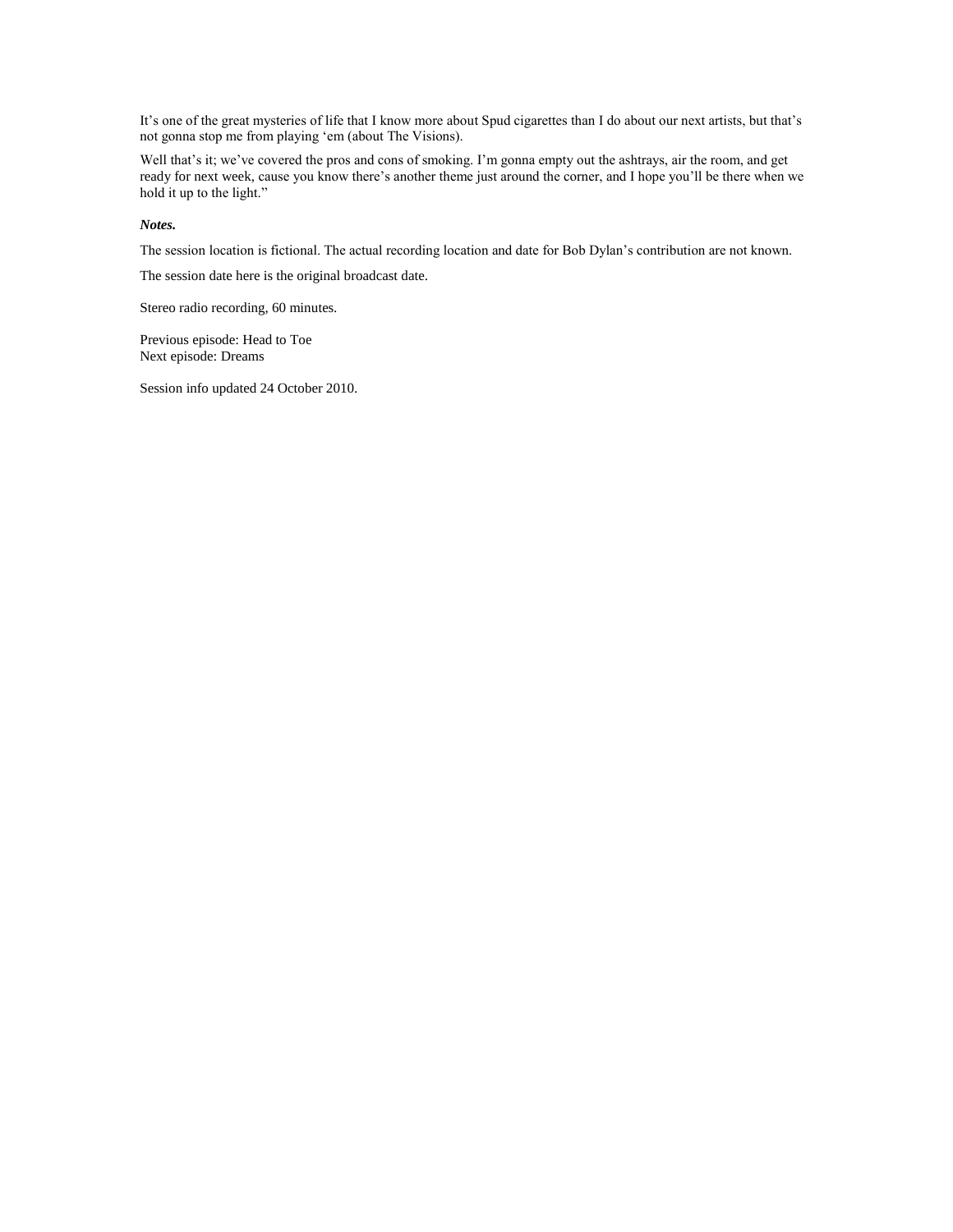It's one of the great mysteries of life that I know more about Spud cigarettes than I do about our next artists, but that's not gonna stop me from playing 'em (about The Visions).

Well that's it; we've covered the pros and cons of smoking. I'm gonna empty out the ashtrays, air the room, and get ready for next week, cause you know there's another theme just around the corner, and I hope you'll be there when we hold it up to the light."

***Notes.***

The session location is fictional. The actual recording location and date for Bob Dylan's contribution are not known.

The session date here is the original broadcast date.

Stereo radio recording, 60 minutes.

Previous episode: Head to Toe
Next episode: Dreams

Session info updated 24 October 2010.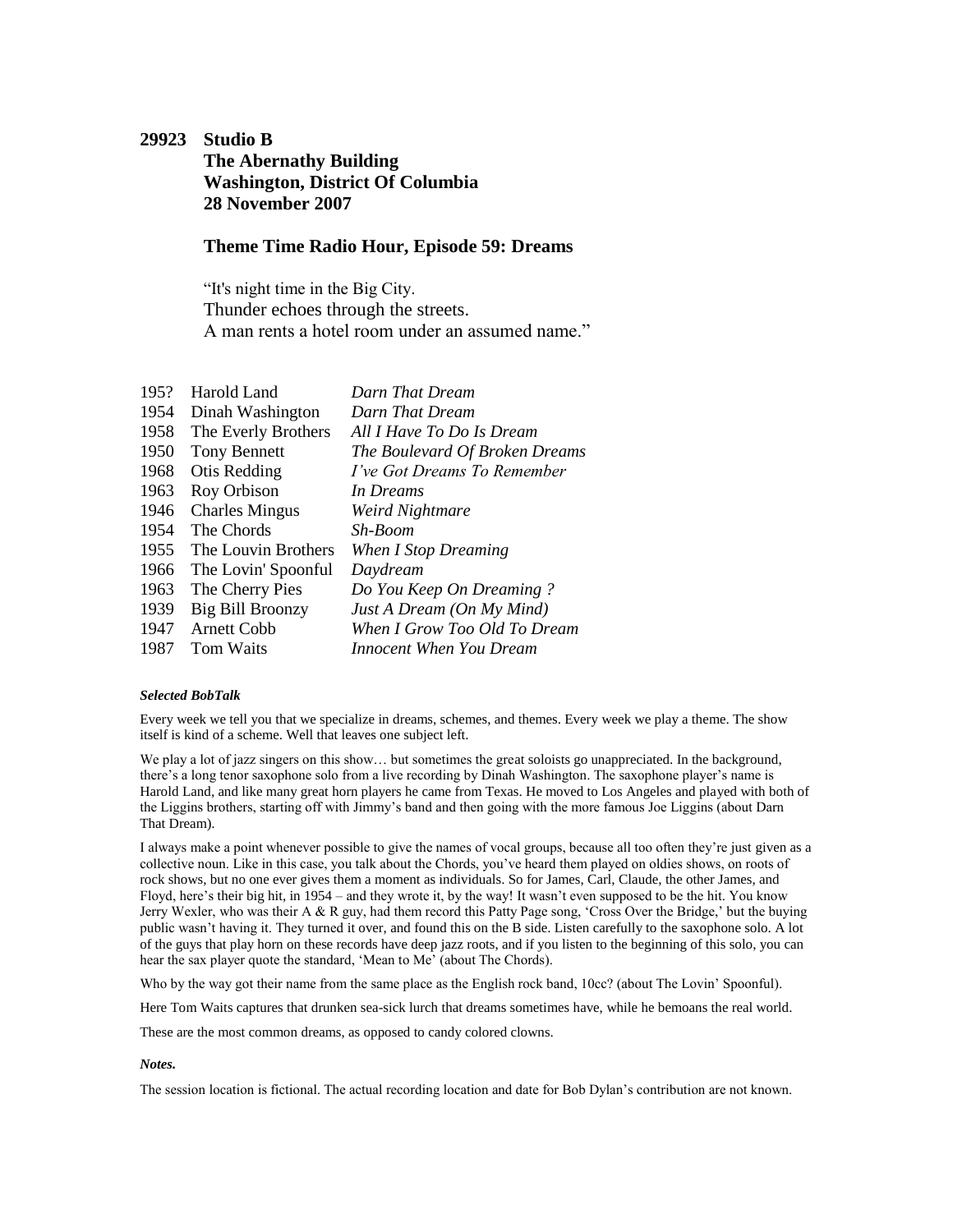**29923 Studio B**
**The Abernathy Building**
**Washington, District Of Columbia**
**28 November 2007**

**Theme Time Radio Hour, Episode 59: Dreams**

"It's night time in the Big City.
Thunder echoes through the streets.
A man rents a hotel room under an assumed name."

| | | |
|---|---|---|
| 195? | Harold Land | *Darn That Dream* |
| 1954 | Dinah Washington | *Darn That Dream* |
| 1958 | The Everly Brothers | *All I Have To Do Is Dream* |
| 1950 | Tony Bennett | *The Boulevard Of Broken Dreams* |
| 1968 | Otis Redding | *I've Got Dreams To Remember* |
| 1963 | Roy Orbison | *In Dreams* |
| 1946 | Charles Mingus | *Weird Nightmare* |
| 1954 | The Chords | *Sh-Boom* |
| 1955 | The Louvin Brothers | *When I Stop Dreaming* |
| 1966 | The Lovin' Spoonful | *Daydream* |
| 1963 | The Cherry Pies | *Do You Keep On Dreaming ?* |
| 1939 | Big Bill Broonzy | *Just A Dream (On My Mind)* |
| 1947 | Arnett Cobb | *When I Grow Too Old To Dream* |
| 1987 | Tom Waits | *Innocent When You Dream* |

***Selected BobTalk***

Every week we tell you that we specialize in dreams, schemes, and themes. Every week we play a theme. The show itself is kind of a scheme. Well that leaves one subject left.

We play a lot of jazz singers on this show… but sometimes the great soloists go unappreciated. In the background, there's a long tenor saxophone solo from a live recording by Dinah Washington. The saxophone player's name is Harold Land, and like many great horn players he came from Texas. He moved to Los Angeles and played with both of the Liggins brothers, starting off with Jimmy's band and then going with the more famous Joe Liggins (about Darn That Dream).

I always make a point whenever possible to give the names of vocal groups, because all too often they're just given as a collective noun. Like in this case, you talk about the Chords, you've heard them played on oldies shows, on roots of rock shows, but no one ever gives them a moment as individuals. So for James, Carl, Claude, the other James, and Floyd, here's their big hit, in 1954 – and they wrote it, by the way! It wasn't even supposed to be the hit. You know Jerry Wexler, who was their A & R guy, had them record this Patty Page song, 'Cross Over the Bridge,' but the buying public wasn't having it. They turned it over, and found this on the B side. Listen carefully to the saxophone solo. A lot of the guys that play horn on these records have deep jazz roots, and if you listen to the beginning of this solo, you can hear the sax player quote the standard, 'Mean to Me' (about The Chords).

Who by the way got their name from the same place as the English rock band, 10cc? (about The Lovin' Spoonful).

Here Tom Waits captures that drunken sea-sick lurch that dreams sometimes have, while he bemoans the real world.

These are the most common dreams, as opposed to candy colored clowns.

***Notes.***

The session location is fictional. The actual recording location and date for Bob Dylan's contribution are not known.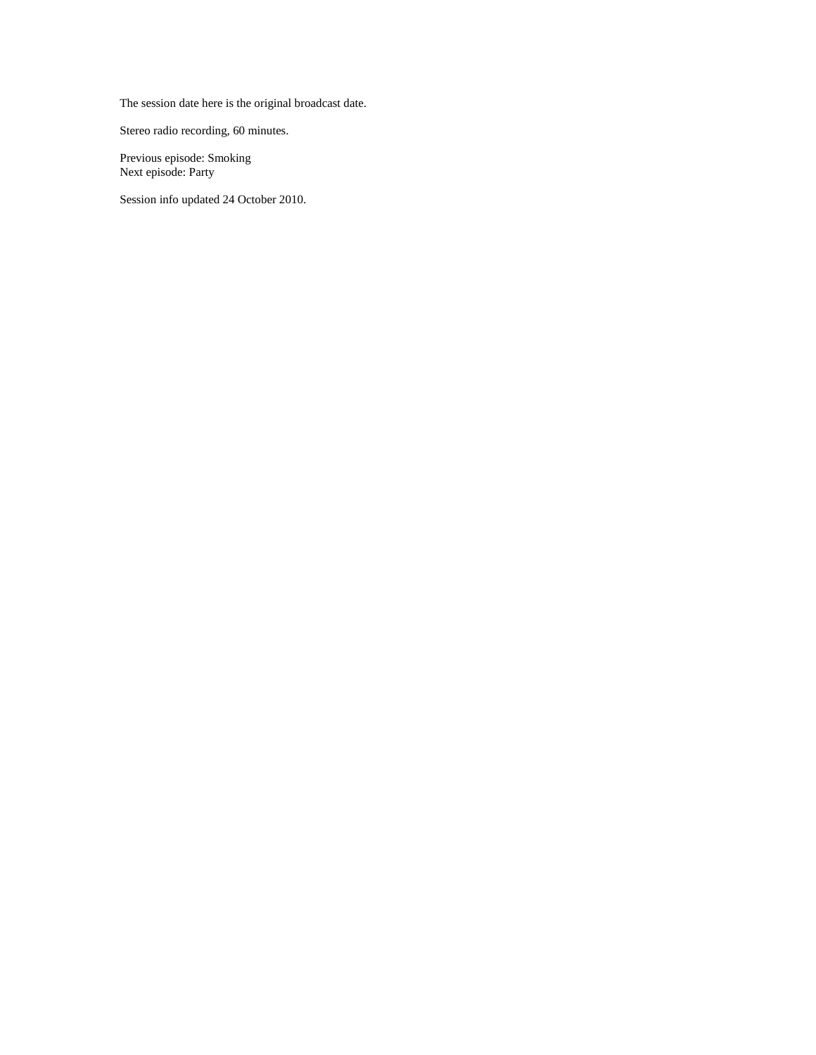The session date here is the original broadcast date.

Stereo radio recording, 60 minutes.

Previous episode: Smoking  
Next episode: Party

Session info updated 24 October 2010.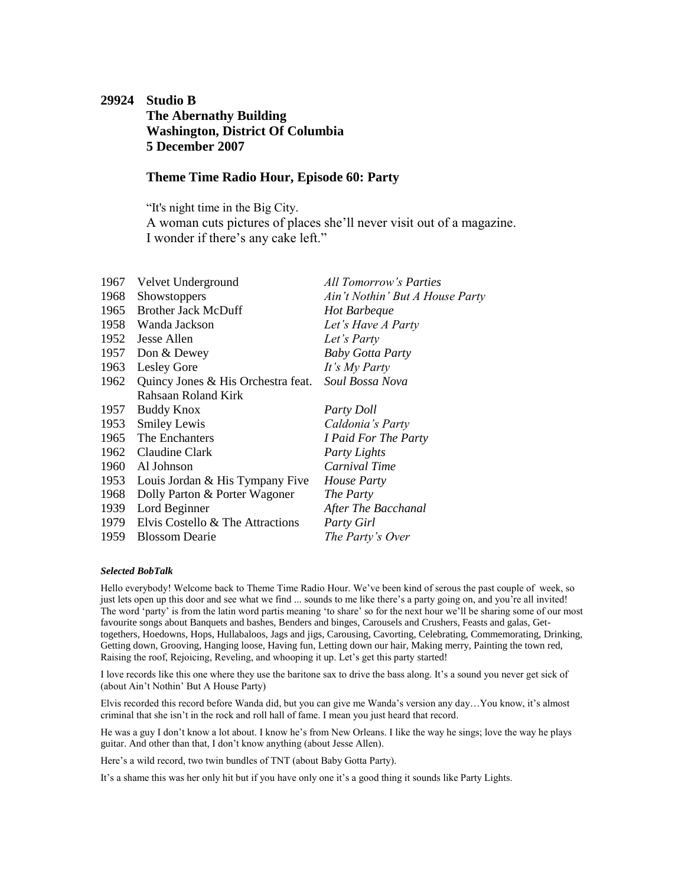**29924 Studio B**
**The Abernathy Building**
**Washington, District Of Columbia**
**5 December 2007**

### Theme Time Radio Hour, Episode 60: Party

"It's night time in the Big City.
A woman cuts pictures of places she'll never visit out of a magazine.
I wonder if there's any cake left."

| | | |
|---|---|---|
| 1967 | Velvet Underground | *All Tomorrow's Parties* |
| 1968 | Showstoppers | *Ain't Nothin' But A House Party* |
| 1965 | Brother Jack McDuff | *Hot Barbeque* |
| 1958 | Wanda Jackson | *Let's Have A Party* |
| 1952 | Jesse Allen | *Let's Party* |
| 1957 | Don & Dewey | *Baby Gotta Party* |
| 1963 | Lesley Gore | *It's My Party* |
| 1962 | Quincy Jones & His Orchestra feat. Rahsaan Roland Kirk | *Soul Bossa Nova* |
| 1957 | Buddy Knox | *Party Doll* |
| 1953 | Smiley Lewis | *Caldonia's Party* |
| 1965 | The Enchanters | *I Paid For The Party* |
| 1962 | Claudine Clark | *Party Lights* |
| 1960 | Al Johnson | *Carnival Time* |
| 1953 | Louis Jordan & His Tympany Five | *House Party* |
| 1968 | Dolly Parton & Porter Wagoner | *The Party* |
| 1939 | Lord Beginner | *After The Bacchanal* |
| 1979 | Elvis Costello & The Attractions | *Party Girl* |
| 1959 | Blossom Dearie | *The Party's Over* |

***Selected BobTalk***

Hello everybody! Welcome back to Theme Time Radio Hour. We've been kind of serous the past couple of week, so just lets open up this door and see what we find ... sounds to me like there's a party going on, and you're all invited! The word 'party' is from the latin word partis meaning 'to share' so for the next hour we'll be sharing some of our most favourite songs about Banquets and bashes, Benders and binges, Carousels and Crushers, Feasts and galas, Get-togethers, Hoedowns, Hops, Hullabaloos, Jags and jigs, Carousing, Cavorting, Celebrating, Commemorating, Drinking, Getting down, Grooving, Hanging loose, Having fun, Letting down our hair, Making merry, Painting the town red, Raising the roof, Rejoicing, Reveling, and whooping it up. Let's get this party started!

I love records like this one where they use the baritone sax to drive the bass along. It's a sound you never get sick of (about Ain't Nothin' But A House Party)

Elvis recorded this record before Wanda did, but you can give me Wanda's version any day…You know, it's almost criminal that she isn't in the rock and roll hall of fame. I mean you just heard that record.

He was a guy I don't know a lot about. I know he's from New Orleans. I like the way he sings; love the way he plays guitar. And other than that, I don't know anything (about Jesse Allen).

Here's a wild record, two twin bundles of TNT (about Baby Gotta Party).

It's a shame this was her only hit but if you have only one it's a good thing it sounds like Party Lights.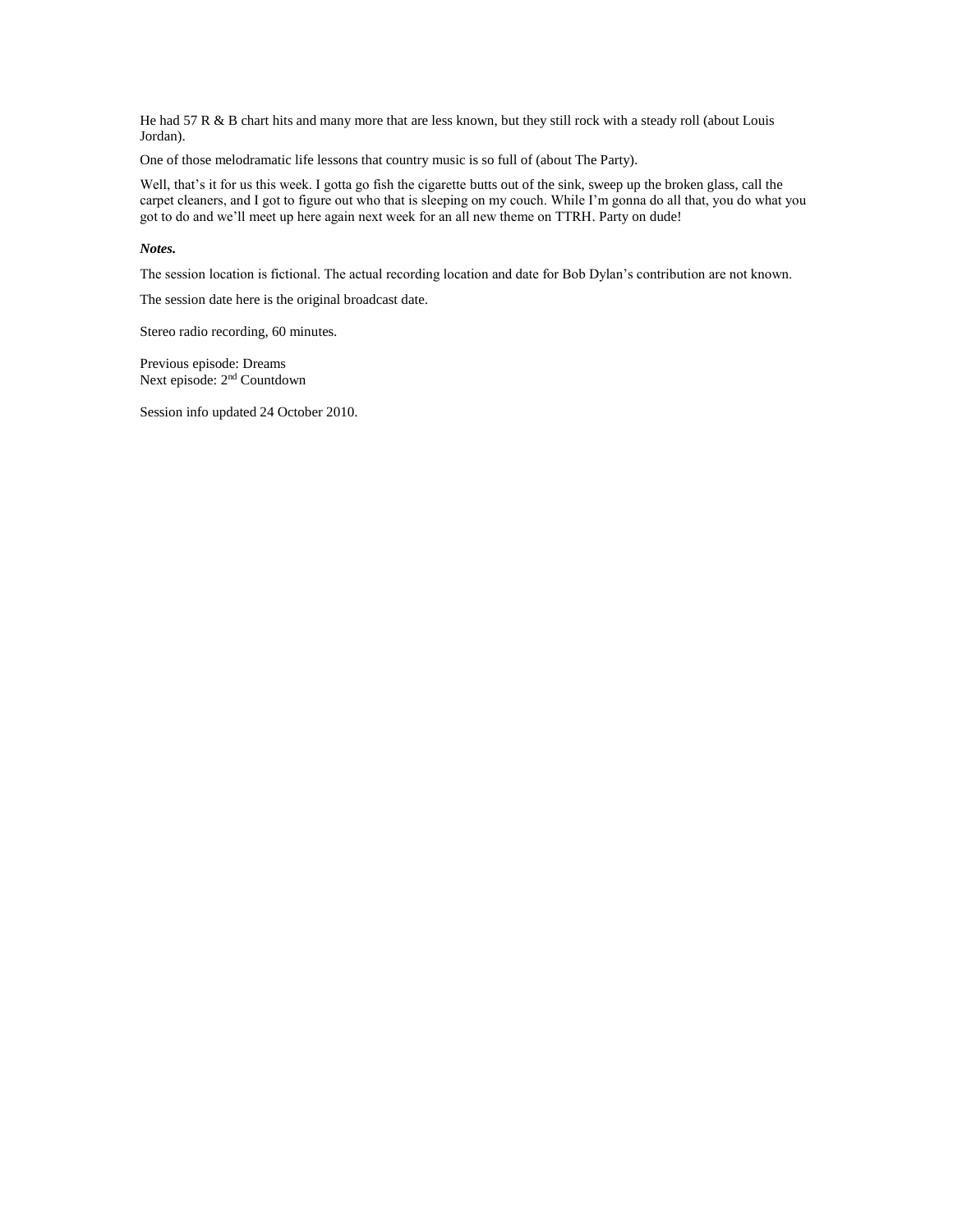He had 57 R & B chart hits and many more that are less known, but they still rock with a steady roll (about Louis Jordan).

One of those melodramatic life lessons that country music is so full of (about The Party).

Well, that's it for us this week. I gotta go fish the cigarette butts out of the sink, sweep up the broken glass, call the carpet cleaners, and I got to figure out who that is sleeping on my couch. While I'm gonna do all that, you do what you got to do and we'll meet up here again next week for an all new theme on TTRH. Party on dude!

***Notes.***

The session location is fictional. The actual recording location and date for Bob Dylan's contribution are not known.

The session date here is the original broadcast date.

Stereo radio recording, 60 minutes.

Previous episode: Dreams
Next episode: 2nd Countdown

Session info updated 24 October 2010.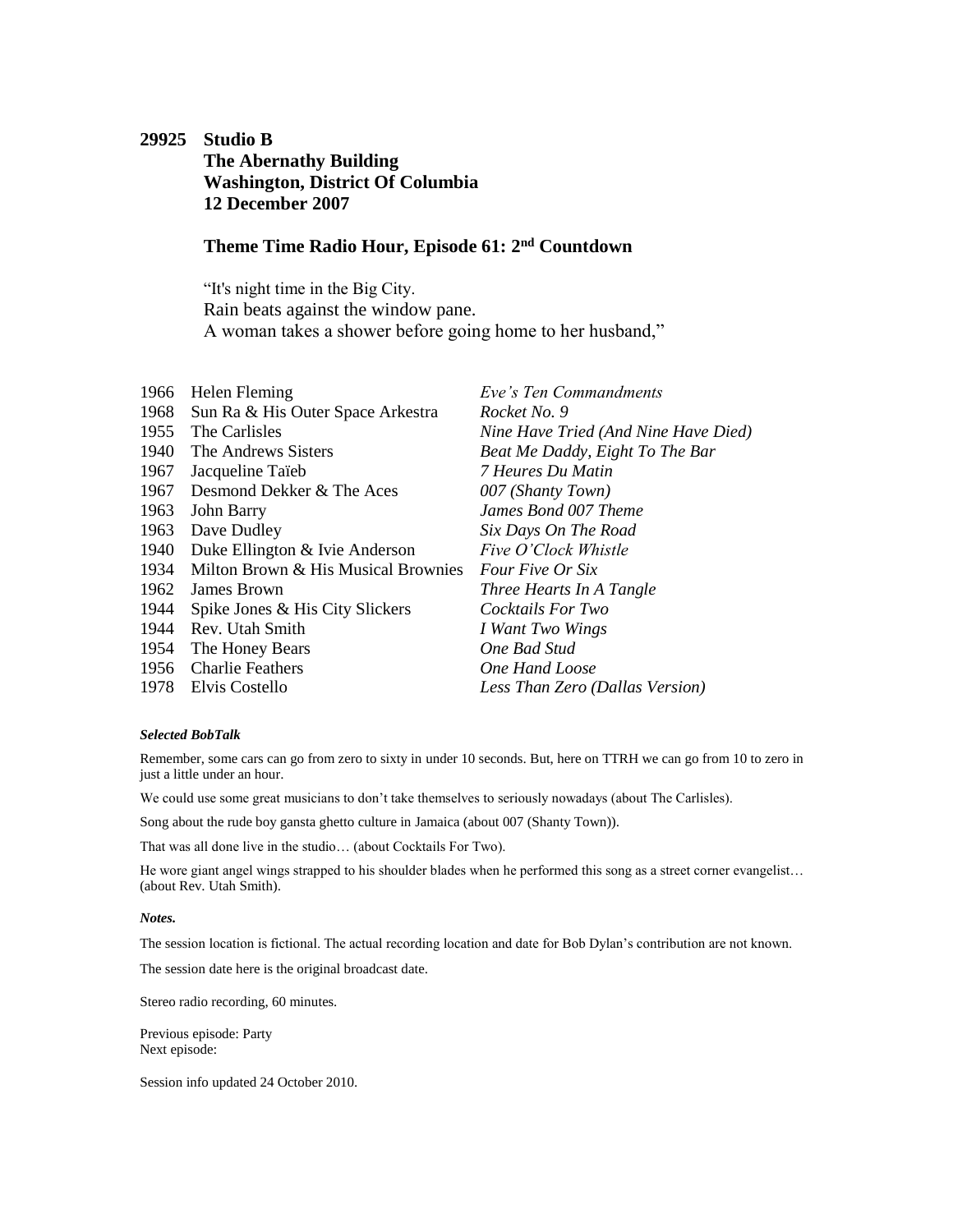**29925 Studio B**
**The Abernathy Building**
**Washington, District Of Columbia**
**12 December 2007**

**Theme Time Radio Hour, Episode 61: 2nd Countdown**

"It's night time in the Big City.
Rain beats against the window pane.
A woman takes a shower before going home to her husband,"

| | | |
|---|---|---|
| 1966 | Helen Fleming | *Eve's Ten Commandments* |
| 1968 | Sun Ra & His Outer Space Arkestra | *Rocket No. 9* |
| 1955 | The Carlisles | *Nine Have Tried (And Nine Have Died)* |
| 1940 | The Andrews Sisters | *Beat Me Daddy, Eight To The Bar* |
| 1967 | Jacqueline Taïeb | *7 Heures Du Matin* |
| 1967 | Desmond Dekker & The Aces | *007 (Shanty Town)* |
| 1963 | John Barry | *James Bond 007 Theme* |
| 1963 | Dave Dudley | *Six Days On The Road* |
| 1940 | Duke Ellington & Ivie Anderson | *Five O'Clock Whistle* |
| 1934 | Milton Brown & His Musical Brownies | *Four Five Or Six* |
| 1962 | James Brown | *Three Hearts In A Tangle* |
| 1944 | Spike Jones & His City Slickers | *Cocktails For Two* |
| 1944 | Rev. Utah Smith | *I Want Two Wings* |
| 1954 | The Honey Bears | *One Bad Stud* |
| 1956 | Charlie Feathers | *One Hand Loose* |
| 1978 | Elvis Costello | *Less Than Zero (Dallas Version)* |

***Selected BobTalk***

Remember, some cars can go from zero to sixty in under 10 seconds. But, here on TTRH we can go from 10 to zero in just a little under an hour.

We could use some great musicians to don't take themselves to seriously nowadays (about The Carlisles).

Song about the rude boy gansta ghetto culture in Jamaica (about 007 (Shanty Town)).

That was all done live in the studio… (about Cocktails For Two).

He wore giant angel wings strapped to his shoulder blades when he performed this song as a street corner evangelist… (about Rev. Utah Smith).

***Notes.***

The session location is fictional. The actual recording location and date for Bob Dylan's contribution are not known.

The session date here is the original broadcast date.

Stereo radio recording, 60 minutes.

Previous episode: Party
Next episode:

Session info updated 24 October 2010.